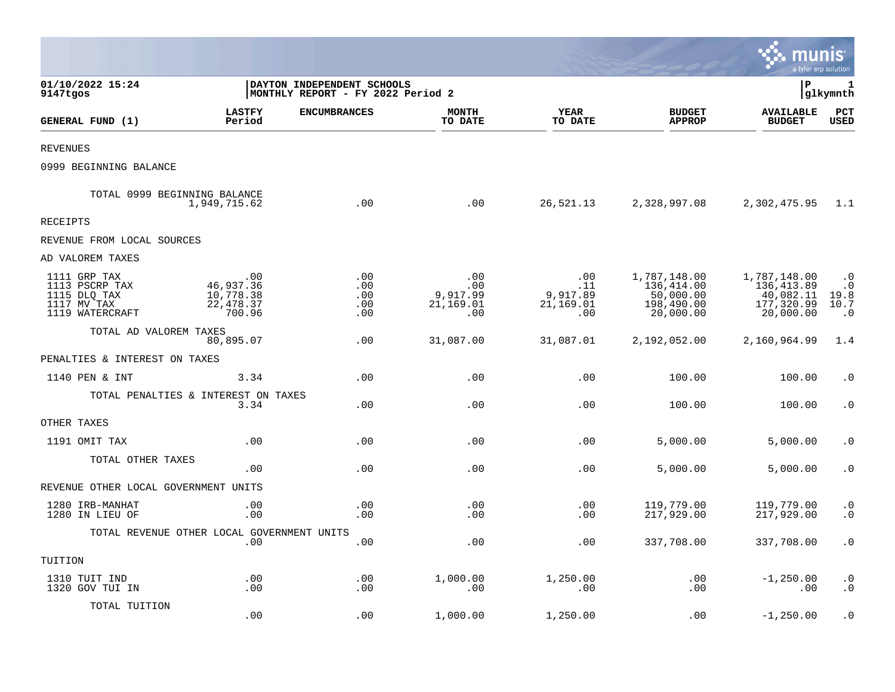01/10/2022 15:24
9147tgos

DAYTON INDEPENDENT SCHOOLS
MONTHLY REPORT - FY 2022 Period 2

P 1
glkymnth

| GENERAL FUND (1) | LASTFY Period | ENCUMBRANCES | MONTH TO DATE | YEAR TO DATE | BUDGET APPROP | AVAILABLE BUDGET | PCT USED |
|---|---|---|---|---|---|---|---|
| REVENUES | | | | | | | |
| 0999 BEGINNING BALANCE | | | | | | | |
| TOTAL 0999 BEGINNING BALANCE | 1,949,715.62 | .00 | .00 | 26,521.13 | 2,328,997.08 | 2,302,475.95 | 1.1 |
| RECEIPTS | | | | | | | |
| REVENUE FROM LOCAL SOURCES | | | | | | | |
| AD VALOREM TAXES | | | | | | | |
| 1111 GRP TAX | .00 | .00 | .00 | .00 | 1,787,148.00 | 1,787,148.00 | .0 |
| 1113 PSCRP TAX | 46,937.36 | .00 | .00 | .11 | 136,414.00 | 136,413.89 | .0 |
| 1115 DLQ TAX | 10,778.38 | .00 | 9,917.99 | 9,917.89 | 50,000.00 | 40,082.11 | 19.8 |
| 1117 MV TAX | 22,478.37 | .00 | 21,169.01 | 21,169.01 | 198,490.00 | 177,320.99 | 10.7 |
| 1119 WATERCRAFT | 700.96 | .00 | .00 | .00 | 20,000.00 | 20,000.00 | .0 |
| TOTAL AD VALOREM TAXES | 80,895.07 | .00 | 31,087.00 | 31,087.01 | 2,192,052.00 | 2,160,964.99 | 1.4 |
| PENALTIES & INTEREST ON TAXES | | | | | | | |
| 1140 PEN & INT | 3.34 | .00 | .00 | .00 | 100.00 | 100.00 | .0 |
| TOTAL PENALTIES & INTEREST ON TAXES | 3.34 | .00 | .00 | .00 | 100.00 | 100.00 | .0 |
| OTHER TAXES | | | | | | | |
| 1191 OMIT TAX | .00 | .00 | .00 | .00 | 5,000.00 | 5,000.00 | .0 |
| TOTAL OTHER TAXES | .00 | .00 | .00 | .00 | 5,000.00 | 5,000.00 | .0 |
| REVENUE OTHER LOCAL GOVERNMENT UNITS | | | | | | | |
| 1280 IRB-MANHAT | .00 | .00 | .00 | .00 | 119,779.00 | 119,779.00 | .0 |
| 1280 IN LIEU OF | .00 | .00 | .00 | .00 | 217,929.00 | 217,929.00 | .0 |
| TOTAL REVENUE OTHER LOCAL GOVERNMENT UNITS | .00 | .00 | .00 | .00 | 337,708.00 | 337,708.00 | .0 |
| TUITION | | | | | | | |
| 1310 TUIT IND | .00 | .00 | 1,000.00 | 1,250.00 | .00 | -1,250.00 | .0 |
| 1320 GOV TUI IN | .00 | .00 | .00 | .00 | .00 | .00 | .0 |
| TOTAL TUITION | .00 | .00 | 1,000.00 | 1,250.00 | .00 | -1,250.00 | .0 |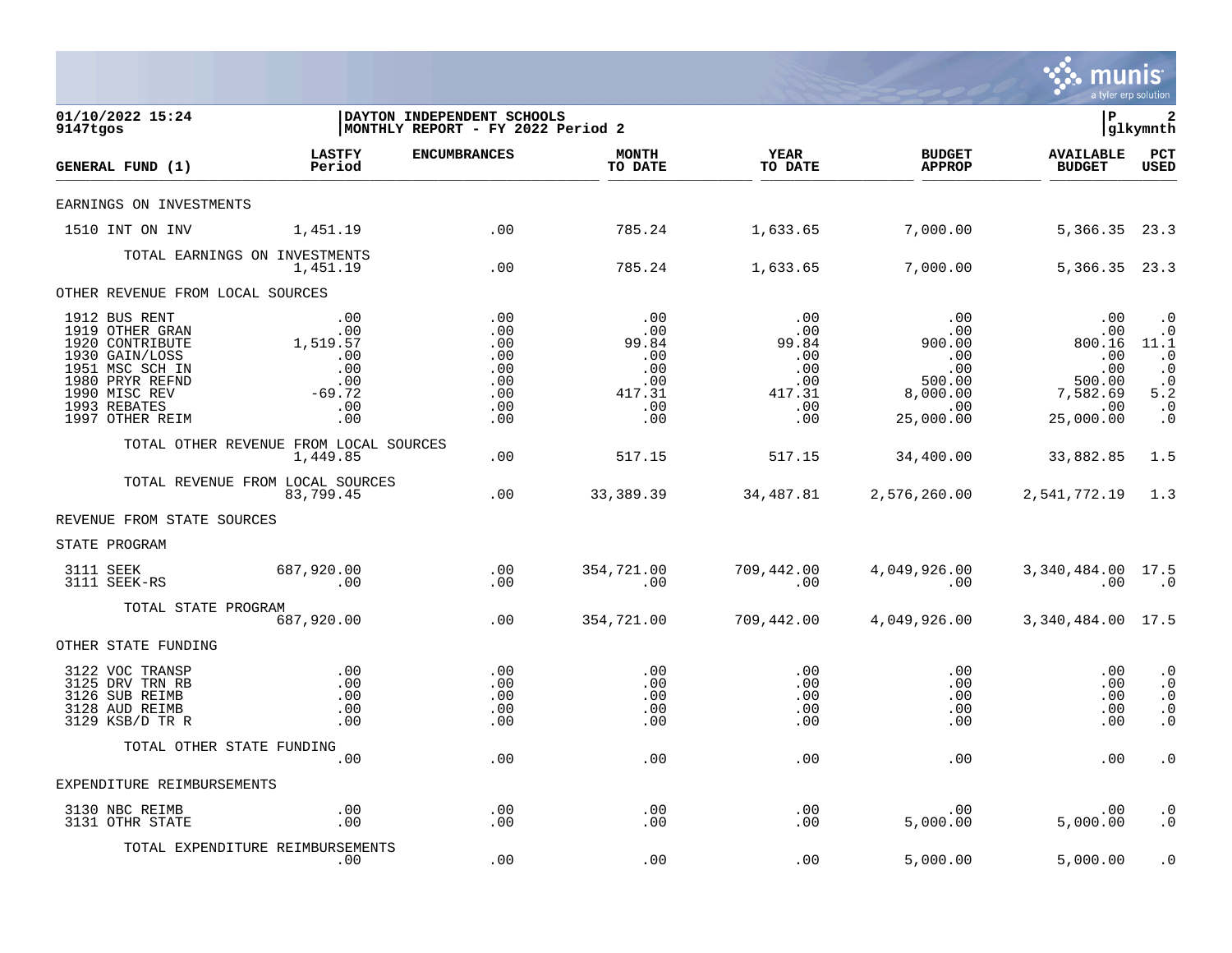01/10/2022 15:24 | DAYTON INDEPENDENT SCHOOLS | P 2
9147tgos | MONTHLY REPORT - FY 2022 Period 2 | glkymnth

| GENERAL FUND (1) | LASTFY Period | ENCUMBRANCES | MONTH TO DATE | YEAR TO DATE | BUDGET APPROP | AVAILABLE BUDGET | PCT USED |
|---|---|---|---|---|---|---|---|
| EARNINGS ON INVESTMENTS | | | | | | | |
| 1510 INT ON INV | 1,451.19 | .00 | 785.24 | 1,633.65 | 7,000.00 | 5,366.35 | 23.3 |
| TOTAL EARNINGS ON INVESTMENTS | 1,451.19 | .00 | 785.24 | 1,633.65 | 7,000.00 | 5,366.35 | 23.3 |
| OTHER REVENUE FROM LOCAL SOURCES | | | | | | | |
| 1912 BUS RENT | .00 | .00 | .00 | .00 | .00 | .00 | .0 |
| 1919 OTHER GRAN | .00 | .00 | .00 | .00 | .00 | .00 | .0 |
| 1920 CONTRIBUTE | 1,519.57 | .00 | 99.84 | 99.84 | 900.00 | 800.16 | 11.1 |
| 1930 GAIN/LOSS | .00 | .00 | .00 | .00 | .00 | .00 | .0 |
| 1951 MSC SCH IN | .00 | .00 | .00 | .00 | .00 | .00 | .0 |
| 1980 PRYR REFND | .00 | .00 | .00 | .00 | 500.00 | 500.00 | .0 |
| 1990 MISC REV | -69.72 | .00 | 417.31 | 417.31 | 8,000.00 | 7,582.69 | 5.2 |
| 1993 REBATES | .00 | .00 | .00 | .00 | .00 | .00 | .0 |
| 1997 OTHER REIM | .00 | .00 | .00 | .00 | 25,000.00 | 25,000.00 | .0 |
| TOTAL OTHER REVENUE FROM LOCAL SOURCES | 1,449.85 | .00 | 517.15 | 517.15 | 34,400.00 | 33,882.85 | 1.5 |
| TOTAL REVENUE FROM LOCAL SOURCES | 83,799.45 | .00 | 33,389.39 | 34,487.81 | 2,576,260.00 | 2,541,772.19 | 1.3 |
| REVENUE FROM STATE SOURCES | | | | | | | |
| STATE PROGRAM | | | | | | | |
| 3111 SEEK | 687,920.00 | .00 | 354,721.00 | 709,442.00 | 4,049,926.00 | 3,340,484.00 | 17.5 |
| 3111 SEEK-RS | .00 | .00 | .00 | .00 | .00 | .00 | .0 |
| TOTAL STATE PROGRAM | 687,920.00 | .00 | 354,721.00 | 709,442.00 | 4,049,926.00 | 3,340,484.00 | 17.5 |
| OTHER STATE FUNDING | | | | | | | |
| 3122 VOC TRANSP | .00 | .00 | .00 | .00 | .00 | .00 | .0 |
| 3125 DRV TRN RB | .00 | .00 | .00 | .00 | .00 | .00 | .0 |
| 3126 SUB REIMB | .00 | .00 | .00 | .00 | .00 | .00 | .0 |
| 3128 AUD REIMB | .00 | .00 | .00 | .00 | .00 | .00 | .0 |
| 3129 KSB/D TR R | .00 | .00 | .00 | .00 | .00 | .00 | .0 |
| TOTAL OTHER STATE FUNDING | .00 | .00 | .00 | .00 | .00 | .00 | .0 |
| EXPENDITURE REIMBURSEMENTS | | | | | | | |
| 3130 NBC REIMB | .00 | .00 | .00 | .00 | .00 | .00 | .0 |
| 3131 OTHR STATE | .00 | .00 | .00 | .00 | 5,000.00 | 5,000.00 | .0 |
| TOTAL EXPENDITURE REIMBURSEMENTS | .00 | .00 | .00 | .00 | 5,000.00 | 5,000.00 | .0 |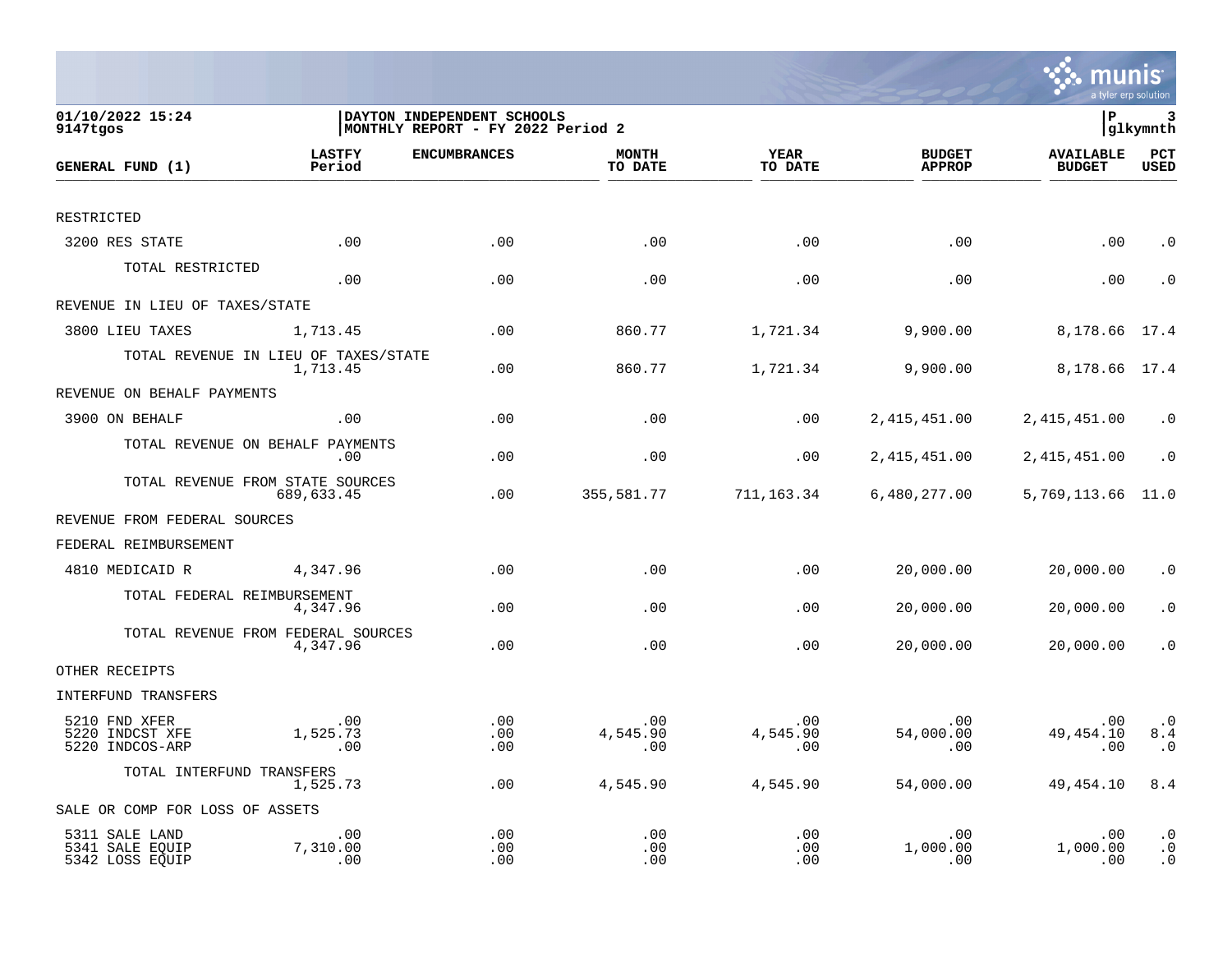01/10/2022 15:24
9147tgos

DAYTON INDEPENDENT SCHOOLS
MONTHLY REPORT - FY 2022 Period 2

P 3
glkymnth

| GENERAL FUND (1) | LASTFY Period | ENCUMBRANCES | MONTH TO DATE | YEAR TO DATE | BUDGET APPROP | AVAILABLE BUDGET | PCT USED |
|---|---|---|---|---|---|---|---|
| RESTRICTED | | | | | | | |
| 3200 RES STATE | .00 | .00 | .00 | .00 | .00 | .00 | .0 |
| TOTAL RESTRICTED | .00 | .00 | .00 | .00 | .00 | .00 | .0 |
| REVENUE IN LIEU OF TAXES/STATE | | | | | | | |
| 3800 LIEU TAXES | 1,713.45 | .00 | 860.77 | 1,721.34 | 9,900.00 | 8,178.66 | 17.4 |
| TOTAL REVENUE IN LIEU OF TAXES/STATE | 1,713.45 | .00 | 860.77 | 1,721.34 | 9,900.00 | 8,178.66 | 17.4 |
| REVENUE ON BEHALF PAYMENTS | | | | | | | |
| 3900 ON BEHALF | .00 | .00 | .00 | .00 | 2,415,451.00 | 2,415,451.00 | .0 |
| TOTAL REVENUE ON BEHALF PAYMENTS | .00 | .00 | .00 | .00 | 2,415,451.00 | 2,415,451.00 | .0 |
| TOTAL REVENUE FROM STATE SOURCES | 689,633.45 | .00 | 355,581.77 | 711,163.34 | 6,480,277.00 | 5,769,113.66 | 11.0 |
| REVENUE FROM FEDERAL SOURCES | | | | | | | |
| FEDERAL REIMBURSEMENT | | | | | | | |
| 4810 MEDICAID R | 4,347.96 | .00 | .00 | .00 | 20,000.00 | 20,000.00 | .0 |
| TOTAL FEDERAL REIMBURSEMENT | 4,347.96 | .00 | .00 | .00 | 20,000.00 | 20,000.00 | .0 |
| TOTAL REVENUE FROM FEDERAL SOURCES | 4,347.96 | .00 | .00 | .00 | 20,000.00 | 20,000.00 | .0 |
| OTHER RECEIPTS | | | | | | | |
| INTERFUND TRANSFERS | | | | | | | |
| 5210 FND XFER | .00 | .00 | .00 | .00 | .00 | .00 | .0 |
| 5220 INDCST XFE | 1,525.73 | .00 | 4,545.90 | 4,545.90 | 54,000.00 | 49,454.10 | 8.4 |
| 5220 INDCOS-ARP | .00 | .00 | .00 | .00 | .00 | .00 | .0 |
| TOTAL INTERFUND TRANSFERS | 1,525.73 | .00 | 4,545.90 | 4,545.90 | 54,000.00 | 49,454.10 | 8.4 |
| SALE OR COMP FOR LOSS OF ASSETS | | | | | | | |
| 5311 SALE LAND | .00 | .00 | .00 | .00 | .00 | .00 | .0 |
| 5341 SALE EQUIP | 7,310.00 | .00 | .00 | .00 | 1,000.00 | 1,000.00 | .0 |
| 5342 LOSS EQUIP | .00 | .00 | .00 | .00 | .00 | .00 | .0 |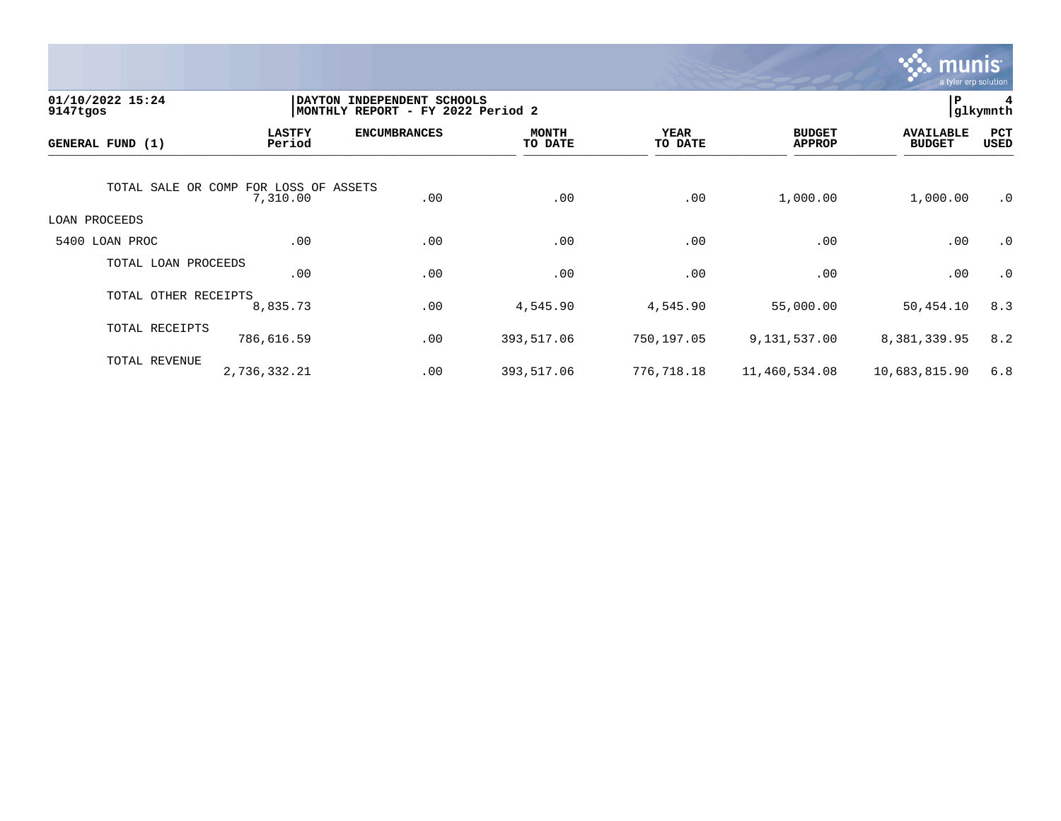01/10/2022 15:24 | DAYTON INDEPENDENT SCHOOLS | P 4
9147tgos | MONTHLY REPORT - FY 2022 Period 2 | glkymnth

| GENERAL FUND (1) | LASTFY Period | ENCUMBRANCES | MONTH TO DATE | YEAR TO DATE | BUDGET APPROP | AVAILABLE BUDGET | PCT USED |
|---|---|---|---|---|---|---|---|
| TOTAL SALE OR COMP FOR LOSS OF ASSETS | 7,310.00 | .00 | .00 | .00 | 1,000.00 | 1,000.00 | .0 |
| LOAN PROCEEDS | | | | | | | |
| 5400 LOAN PROC | .00 | .00 | .00 | .00 | .00 | .00 | .0 |
| TOTAL LOAN PROCEEDS | .00 | .00 | .00 | .00 | .00 | .00 | .0 |
| TOTAL OTHER RECEIPTS | 8,835.73 | .00 | 4,545.90 | 4,545.90 | 55,000.00 | 50,454.10 | 8.3 |
| TOTAL RECEIPTS | 786,616.59 | .00 | 393,517.06 | 750,197.05 | 9,131,537.00 | 8,381,339.95 | 8.2 |
| TOTAL REVENUE | 2,736,332.21 | .00 | 393,517.06 | 776,718.18 | 11,460,534.08 | 10,683,815.90 | 6.8 |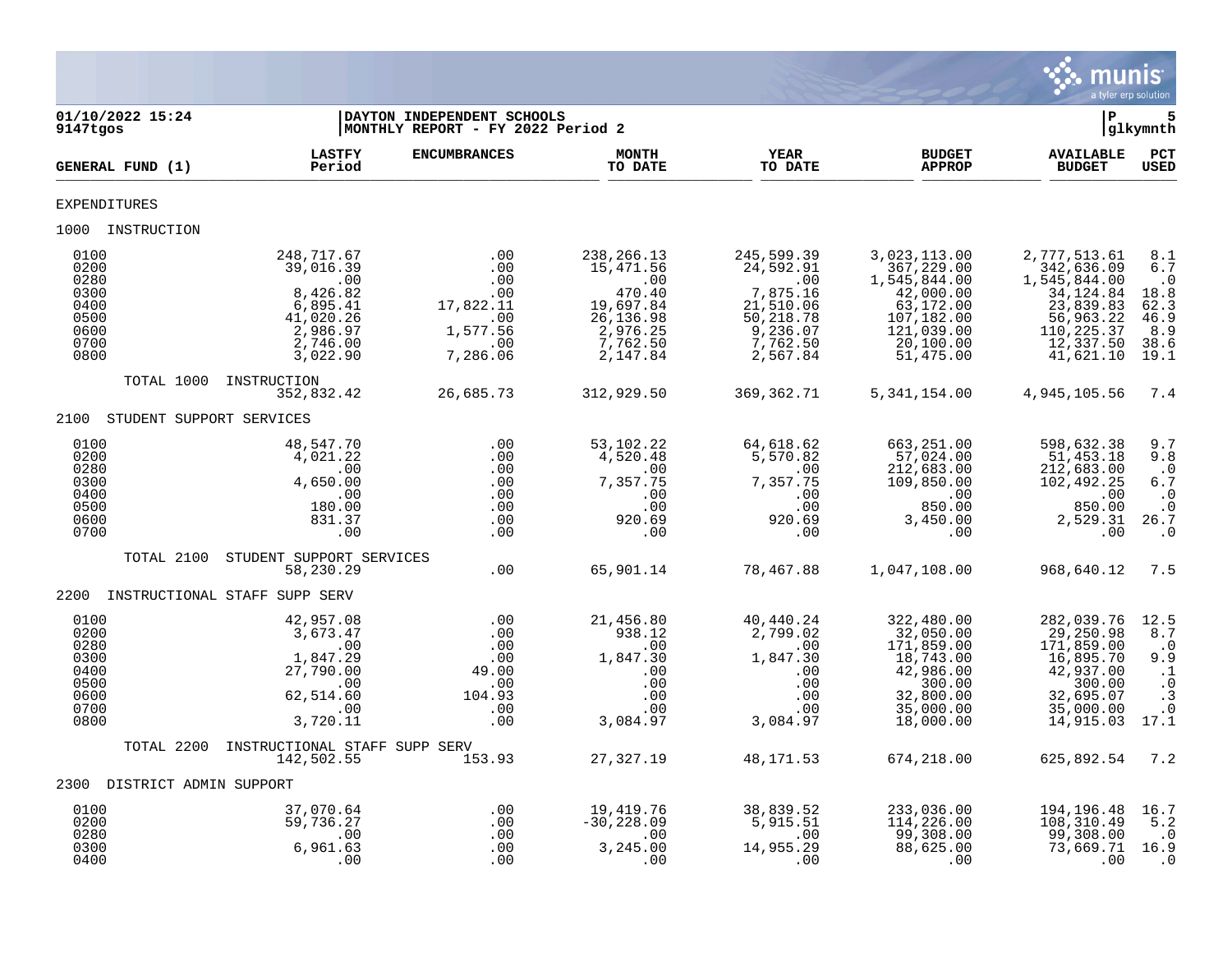01/10/2022 15:24 | DAYTON INDEPENDENT SCHOOLS
9147tgos | MONTHLY REPORT - FY 2022 Period 2

| GENERAL FUND (1) | LASTFY Period | ENCUMBRANCES | MONTH TO DATE | YEAR TO DATE | BUDGET APPROP | AVAILABLE BUDGET | PCT USED |
|---|---|---|---|---|---|---|---|
| **EXPENDITURES** | | | | | | | |
| **1000 INSTRUCTION** | | | | | | | |
| 0100 | 248,717.67 | .00 | 238,266.13 | 245,599.39 | 3,023,113.00 | 2,777,513.61 | 8.1 |
| 0200 | 39,016.39 | .00 | 15,471.56 | 24,592.91 | 367,229.00 | 342,636.09 | 6.7 |
| 0280 | .00 | .00 | .00 | .00 | 1,545,844.00 | 1,545,844.00 | .0 |
| 0300 | 8,426.82 | .00 | 470.40 | 7,875.16 | 42,000.00 | 34,124.84 | 18.8 |
| 0400 | 6,895.41 | 17,822.11 | 19,697.84 | 21,510.06 | 63,172.00 | 23,839.83 | 62.3 |
| 0500 | 41,020.26 | .00 | 26,136.98 | 50,218.78 | 107,182.00 | 56,963.22 | 46.9 |
| 0600 | 2,986.97 | 1,577.56 | 2,976.25 | 9,236.07 | 121,039.00 | 110,225.37 | 8.9 |
| 0700 | 2,746.00 | .00 | 7,762.50 | 7,762.50 | 20,100.00 | 12,337.50 | 38.6 |
| 0800 | 3,022.90 | 7,286.06 | 2,147.84 | 2,567.84 | 51,475.00 | 41,621.10 | 19.1 |
| TOTAL 1000 INSTRUCTION | 352,832.42 | 26,685.73 | 312,929.50 | 369,362.71 | 5,341,154.00 | 4,945,105.56 | 7.4 |
| **2100 STUDENT SUPPORT SERVICES** | | | | | | | |
| 0100 | 48,547.70 | .00 | 53,102.22 | 64,618.62 | 663,251.00 | 598,632.38 | 9.7 |
| 0200 | 4,021.22 | .00 | 4,520.48 | 5,570.82 | 57,024.00 | 51,453.18 | 9.8 |
| 0280 | .00 | .00 | .00 | .00 | 212,683.00 | 212,683.00 | .0 |
| 0300 | 4,650.00 | .00 | 7,357.75 | 7,357.75 | 109,850.00 | 102,492.25 | 6.7 |
| 0400 | .00 | .00 | .00 | .00 | .00 | .00 | .0 |
| 0500 | 180.00 | .00 | .00 | .00 | 850.00 | 850.00 | .0 |
| 0600 | 831.37 | .00 | 920.69 | 920.69 | 3,450.00 | 2,529.31 | 26.7 |
| 0700 | .00 | .00 | .00 | .00 | .00 | .00 | .0 |
| TOTAL 2100 STUDENT SUPPORT SERVICES | 58,230.29 | .00 | 65,901.14 | 78,467.88 | 1,047,108.00 | 968,640.12 | 7.5 |
| **2200 INSTRUCTIONAL STAFF SUPP SERV** | | | | | | | |
| 0100 | 42,957.08 | .00 | 21,456.80 | 40,440.24 | 322,480.00 | 282,039.76 | 12.5 |
| 0200 | 3,673.47 | .00 | 938.12 | 2,799.02 | 32,050.00 | 29,250.98 | 8.7 |
| 0280 | .00 | .00 | .00 | .00 | 171,859.00 | 171,859.00 | .0 |
| 0300 | 1,847.29 | .00 | 1,847.30 | 1,847.30 | 18,743.00 | 16,895.70 | 9.9 |
| 0400 | 27,790.00 | 49.00 | .00 | .00 | 42,986.00 | 42,937.00 | .1 |
| 0500 | .00 | .00 | .00 | .00 | 300.00 | 300.00 | .0 |
| 0600 | 62,514.60 | 104.93 | .00 | .00 | 32,800.00 | 32,695.07 | .3 |
| 0700 | .00 | .00 | .00 | .00 | 35,000.00 | 35,000.00 | .0 |
| 0800 | 3,720.11 | .00 | 3,084.97 | 3,084.97 | 18,000.00 | 14,915.03 | 17.1 |
| TOTAL 2200 INSTRUCTIONAL STAFF SUPP SERV | 142,502.55 | 153.93 | 27,327.19 | 48,171.53 | 674,218.00 | 625,892.54 | 7.2 |
| **2300 DISTRICT ADMIN SUPPORT** | | | | | | | |
| 0100 | 37,070.64 | .00 | 19,419.76 | 38,839.52 | 233,036.00 | 194,196.48 | 16.7 |
| 0200 | 59,736.27 | .00 | -30,228.09 | 5,915.51 | 114,226.00 | 108,310.49 | 5.2 |
| 0280 | .00 | .00 | .00 | .00 | 99,308.00 | 99,308.00 | .0 |
| 0300 | 6,961.63 | .00 | 3,245.00 | 14,955.29 | 88,625.00 | 73,669.71 | 16.9 |
| 0400 | .00 | .00 | .00 | .00 | .00 | .00 | .0 |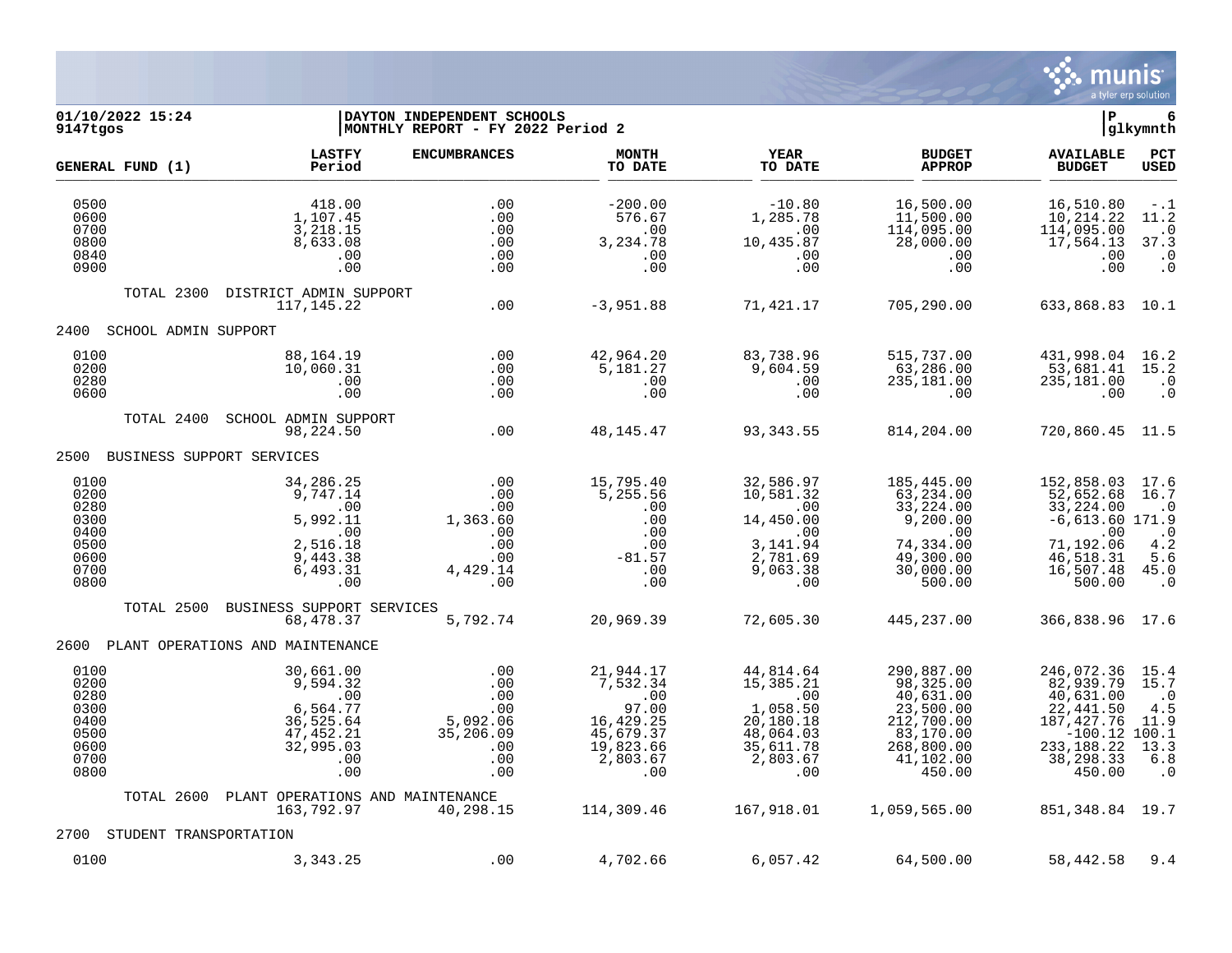01/10/2022 15:24 | DAYTON INDEPENDENT SCHOOLS | P 6
9147tgos | MONTHLY REPORT - FY 2022 Period 2 | glkymnth

| GENERAL FUND (1) | LASTFY Period | ENCUMBRANCES | MONTH TO DATE | YEAR TO DATE | BUDGET APPROP | AVAILABLE BUDGET | PCT USED |
|---|---|---|---|---|---|---|---|
| 0500 | 418.00 | .00 | -200.00 | -10.80 | 16,500.00 | 16,510.80 | -.1 |
| 0600 | 1,107.45 | .00 | 576.67 | 1,285.78 | 11,500.00 | 10,214.22 | 11.2 |
| 0700 | 3,218.15 | .00 | .00 | .00 | 114,095.00 | 114,095.00 | .0 |
| 0800 | 8,633.08 | .00 | 3,234.78 | 10,435.87 | 28,000.00 | 17,564.13 | 37.3 |
| 0840 | .00 | .00 | .00 | .00 | .00 | .00 | .0 |
| 0900 | .00 | .00 | .00 | .00 | .00 | .00 | .0 |
| TOTAL 2300 DISTRICT ADMIN SUPPORT | 117,145.22 | .00 | -3,951.88 | 71,421.17 | 705,290.00 | 633,868.83 | 10.1 |
| **2400 SCHOOL ADMIN SUPPORT** | | | | | | | |
| 0100 | 88,164.19 | .00 | 42,964.20 | 83,738.96 | 515,737.00 | 431,998.04 | 16.2 |
| 0200 | 10,060.31 | .00 | 5,181.27 | 9,604.59 | 63,286.00 | 53,681.41 | 15.2 |
| 0280 | .00 | .00 | .00 | .00 | 235,181.00 | 235,181.00 | .0 |
| 0600 | .00 | .00 | .00 | .00 | .00 | .00 | .0 |
| TOTAL 2400 SCHOOL ADMIN SUPPORT | 98,224.50 | .00 | 48,145.47 | 93,343.55 | 814,204.00 | 720,860.45 | 11.5 |
| **2500 BUSINESS SUPPORT SERVICES** | | | | | | | |
| 0100 | 34,286.25 | .00 | 15,795.40 | 32,586.97 | 185,445.00 | 152,858.03 | 17.6 |
| 0200 | 9,747.14 | .00 | 5,255.56 | 10,581.32 | 63,234.00 | 52,652.68 | 16.7 |
| 0280 | .00 | .00 | .00 | .00 | 33,224.00 | 33,224.00 | .0 |
| 0300 | 5,992.11 | 1,363.60 | .00 | 14,450.00 | 9,200.00 | -6,613.60 | 171.9 |
| 0400 | .00 | .00 | .00 | .00 | .00 | .00 | .0 |
| 0500 | 2,516.18 | .00 | .00 | 3,141.94 | 74,334.00 | 71,192.06 | 4.2 |
| 0600 | 9,443.38 | .00 | -81.57 | 2,781.69 | 49,300.00 | 46,518.31 | 5.6 |
| 0700 | 6,493.31 | 4,429.14 | .00 | 9,063.38 | 30,000.00 | 16,507.48 | 45.0 |
| 0800 | .00 | .00 | .00 | .00 | 500.00 | 500.00 | .0 |
| TOTAL 2500 BUSINESS SUPPORT SERVICES | 68,478.37 | 5,792.74 | 20,969.39 | 72,605.30 | 445,237.00 | 366,838.96 | 17.6 |
| **2600 PLANT OPERATIONS AND MAINTENANCE** | | | | | | | |
| 0100 | 30,661.00 | .00 | 21,944.17 | 44,814.64 | 290,887.00 | 246,072.36 | 15.4 |
| 0200 | 9,594.32 | .00 | 7,532.34 | 15,385.21 | 98,325.00 | 82,939.79 | 15.7 |
| 0280 | .00 | .00 | .00 | .00 | 40,631.00 | 40,631.00 | .0 |
| 0300 | 6,564.77 | .00 | 97.00 | 1,058.50 | 23,500.00 | 22,441.50 | 4.5 |
| 0400 | 36,525.64 | 5,092.06 | 16,429.25 | 20,180.18 | 212,700.00 | 187,427.76 | 11.9 |
| 0500 | 47,452.21 | 35,206.09 | 45,679.37 | 48,064.03 | 83,170.00 | -100.12 | 100.1 |
| 0600 | 32,995.03 | .00 | 19,823.66 | 35,611.78 | 268,800.00 | 233,188.22 | 13.3 |
| 0700 | .00 | .00 | 2,803.67 | 2,803.67 | 41,102.00 | 38,298.33 | 6.8 |
| 0800 | .00 | .00 | .00 | .00 | 450.00 | 450.00 | .0 |
| TOTAL 2600 PLANT OPERATIONS AND MAINTENANCE | 163,792.97 | 40,298.15 | 114,309.46 | 167,918.01 | 1,059,565.00 | 851,348.84 | 19.7 |
| **2700 STUDENT TRANSPORTATION** | | | | | | | |
| 0100 | 3,343.25 | .00 | 4,702.66 | 6,057.42 | 64,500.00 | 58,442.58 | 9.4 |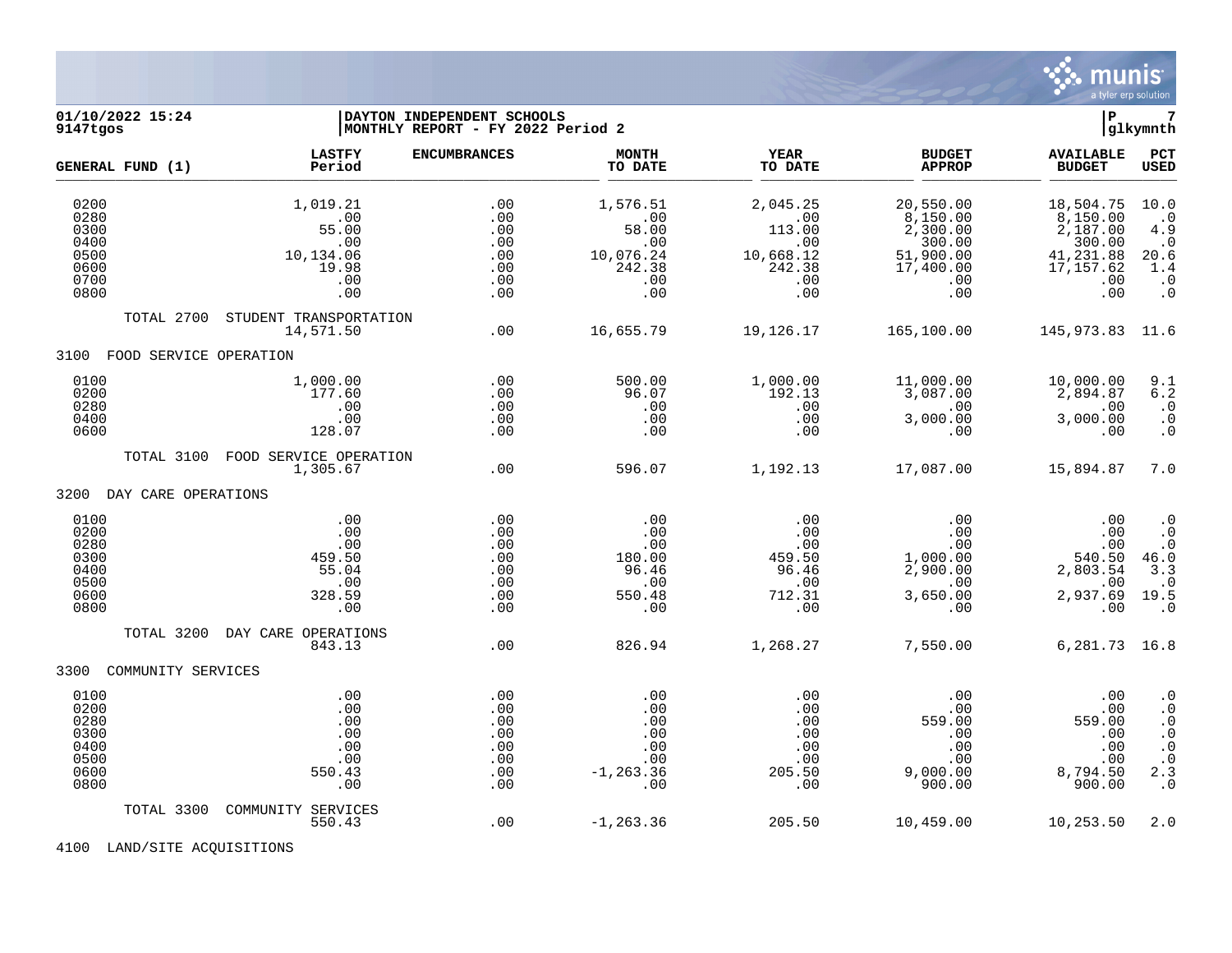01/10/2022 15:24 | DAYTON INDEPENDENT SCHOOLS
9147tgos | MONTHLY REPORT - FY 2022 Period 2

| GENERAL FUND (1) | LASTFY Period | ENCUMBRANCES | MONTH TO DATE | YEAR TO DATE | BUDGET APPROP | AVAILABLE BUDGET | PCT USED |
|---|---|---|---|---|---|---|---|
| 0200 | 1,019.21 | .00 | 1,576.51 | 2,045.25 | 20,550.00 | 18,504.75 | 10.0 |
| 0280 | .00 | .00 | .00 | .00 | 8,150.00 | 8,150.00 | .0 |
| 0300 | 55.00 | .00 | 58.00 | 113.00 | 2,300.00 | 2,187.00 | 4.9 |
| 0400 | .00 | .00 | .00 | .00 | 300.00 | 300.00 | .0 |
| 0500 | 10,134.06 | .00 | 10,076.24 | 10,668.12 | 51,900.00 | 41,231.88 | 20.6 |
| 0600 | 19.98 | .00 | 242.38 | 242.38 | 17,400.00 | 17,157.62 | 1.4 |
| 0700 | .00 | .00 | .00 | .00 | .00 | .00 | .0 |
| 0800 | .00 | .00 | .00 | .00 | .00 | .00 | .0 |
| TOTAL 2700 STUDENT TRANSPORTATION | 14,571.50 | .00 | 16,655.79 | 19,126.17 | 165,100.00 | 145,973.83 | 11.6 |
| **3100 FOOD SERVICE OPERATION** | | | | | | | |
| 0100 | 1,000.00 | .00 | 500.00 | 1,000.00 | 11,000.00 | 10,000.00 | 9.1 |
| 0200 | 177.60 | .00 | 96.07 | 192.13 | 3,087.00 | 2,894.87 | 6.2 |
| 0280 | .00 | .00 | .00 | .00 | .00 | .00 | .0 |
| 0400 | .00 | .00 | .00 | .00 | 3,000.00 | 3,000.00 | .0 |
| 0600 | 128.07 | .00 | .00 | .00 | .00 | .00 | .0 |
| TOTAL 3100 FOOD SERVICE OPERATION | 1,305.67 | .00 | 596.07 | 1,192.13 | 17,087.00 | 15,894.87 | 7.0 |
| **3200 DAY CARE OPERATIONS** | | | | | | | |
| 0100 | .00 | .00 | .00 | .00 | .00 | .00 | .0 |
| 0200 | .00 | .00 | .00 | .00 | .00 | .00 | .0 |
| 0280 | .00 | .00 | .00 | .00 | .00 | .00 | .0 |
| 0300 | 459.50 | .00 | 180.00 | 459.50 | 1,000.00 | 540.50 | 46.0 |
| 0400 | 55.04 | .00 | 96.46 | 96.46 | 2,900.00 | 2,803.54 | 3.3 |
| 0500 | .00 | .00 | .00 | .00 | .00 | .00 | .0 |
| 0600 | 328.59 | .00 | 550.48 | 712.31 | 3,650.00 | 2,937.69 | 19.5 |
| 0800 | .00 | .00 | .00 | .00 | .00 | .00 | .0 |
| TOTAL 3200 DAY CARE OPERATIONS | 843.13 | .00 | 826.94 | 1,268.27 | 7,550.00 | 6,281.73 | 16.8 |
| **3300 COMMUNITY SERVICES** | | | | | | | |
| 0100 | .00 | .00 | .00 | .00 | .00 | .00 | .0 |
| 0200 | .00 | .00 | .00 | .00 | .00 | .00 | .0 |
| 0280 | .00 | .00 | .00 | .00 | 559.00 | 559.00 | .0 |
| 0300 | .00 | .00 | .00 | .00 | .00 | .00 | .0 |
| 0400 | .00 | .00 | .00 | .00 | .00 | .00 | .0 |
| 0500 | .00 | .00 | .00 | .00 | .00 | .00 | .0 |
| 0600 | 550.43 | .00 | -1,263.36 | 205.50 | 9,000.00 | 8,794.50 | 2.3 |
| 0800 | .00 | .00 | .00 | .00 | 900.00 | 900.00 | .0 |
| TOTAL 3300 COMMUNITY SERVICES | 550.43 | .00 | -1,263.36 | 205.50 | 10,459.00 | 10,253.50 | 2.0 |
| **4100 LAND/SITE ACQUISITIONS** | | | | | | | |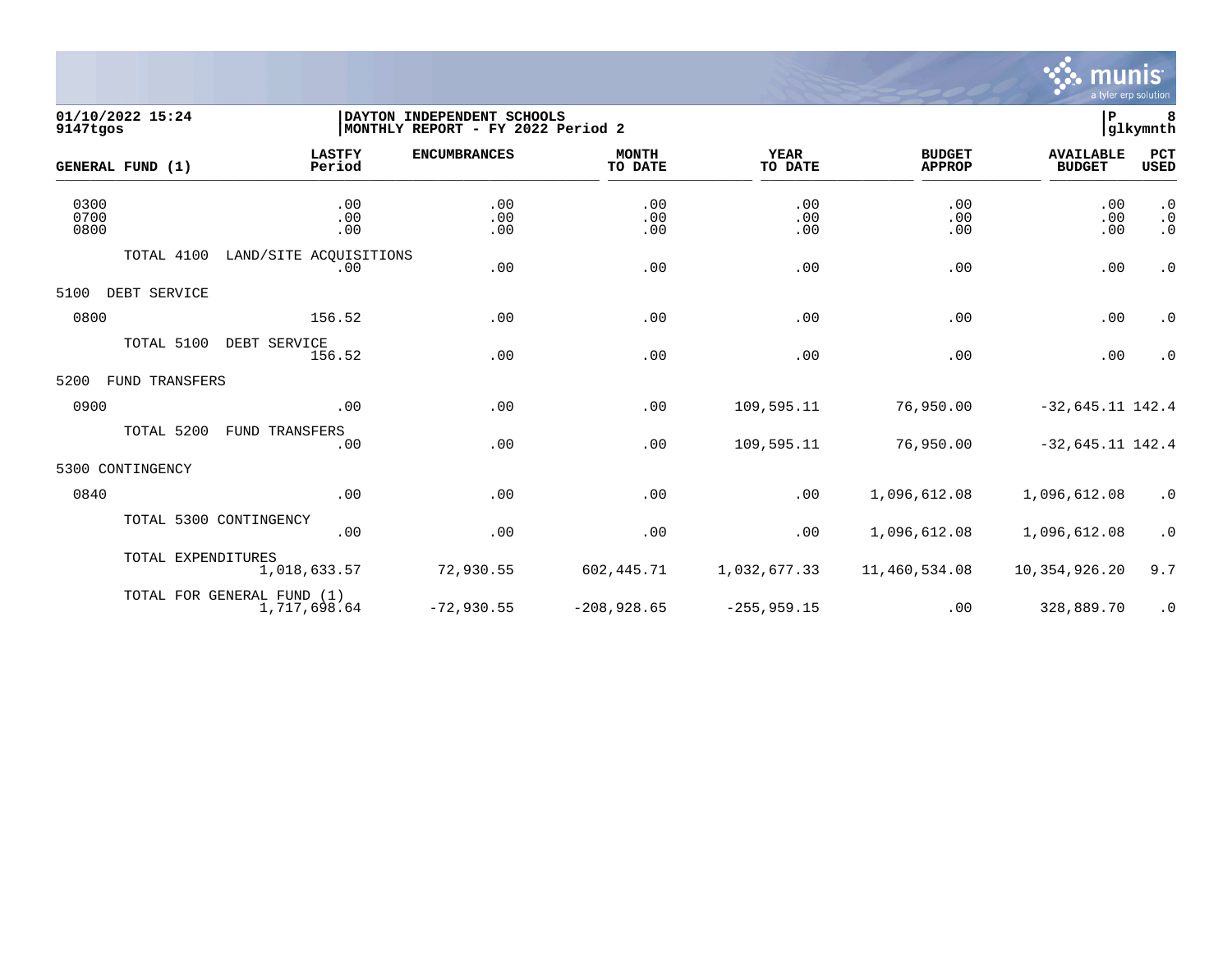DAYTON INDEPENDENT SCHOOLS
MONTHLY REPORT - FY 2022 Period 2

01/10/2022 15:24
9147tgos

| GENERAL FUND (1) | LASTFY Period | ENCUMBRANCES | MONTH TO DATE | YEAR TO DATE | BUDGET APPROP | AVAILABLE BUDGET | PCT USED |
|---|---|---|---|---|---|---|---|
| 0300 | .00 | .00 | .00 | .00 | .00 | .00 | .0 |
| 0700 | .00 | .00 | .00 | .00 | .00 | .00 | .0 |
| 0800 | .00 | .00 | .00 | .00 | .00 | .00 | .0 |
| TOTAL 4100 LAND/SITE ACQUISITIONS | .00 | .00 | .00 | .00 | .00 | .00 | .0 |
| 5100 DEBT SERVICE | | | | | | | |
| 0800 | 156.52 | .00 | .00 | .00 | .00 | .00 | .0 |
| TOTAL 5100 DEBT SERVICE | 156.52 | .00 | .00 | .00 | .00 | .00 | .0 |
| 5200 FUND TRANSFERS | | | | | | | |
| 0900 | .00 | .00 | .00 | 109,595.11 | 76,950.00 | -32,645.11 | 142.4 |
| TOTAL 5200 FUND TRANSFERS | .00 | .00 | .00 | 109,595.11 | 76,950.00 | -32,645.11 | 142.4 |
| 5300 CONTINGENCY | | | | | | | |
| 0840 | .00 | .00 | .00 | .00 | 1,096,612.08 | 1,096,612.08 | .0 |
| TOTAL 5300 CONTINGENCY | .00 | .00 | .00 | .00 | 1,096,612.08 | 1,096,612.08 | .0 |
| TOTAL EXPENDITURES | 1,018,633.57 | 72,930.55 | 602,445.71 | 1,032,677.33 | 11,460,534.08 | 10,354,926.20 | 9.7 |
| TOTAL FOR GENERAL FUND (1) | 1,717,698.64 | -72,930.55 | -208,928.65 | -255,959.15 | .00 | 328,889.70 | .0 |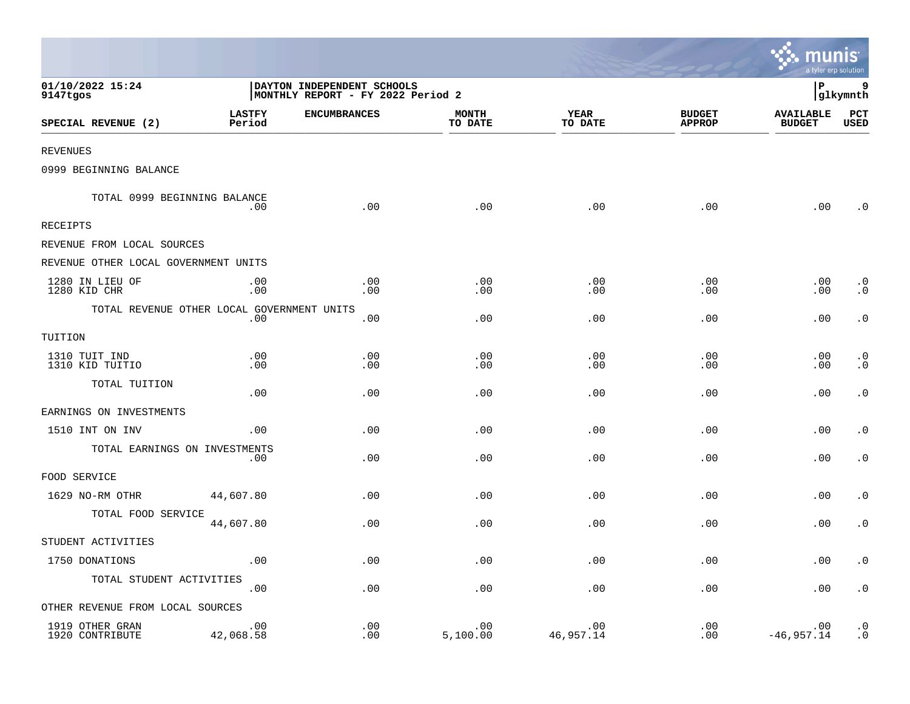01/10/2022 15:24 | DAYTON INDEPENDENT SCHOOLS
9147tgos | MONTHLY REPORT - FY 2022 Period 2

| SPECIAL REVENUE (2) | LASTFY Period | ENCUMBRANCES | MONTH TO DATE | YEAR TO DATE | BUDGET APPROP | AVAILABLE BUDGET | PCT USED |
|---|---|---|---|---|---|---|---|
| REVENUES | | | | | | | |
| 0999 BEGINNING BALANCE | | | | | | | |
| TOTAL 0999 BEGINNING BALANCE | .00 | .00 | .00 | .00 | .00 | .00 | .0 |
| RECEIPTS | | | | | | | |
| REVENUE FROM LOCAL SOURCES | | | | | | | |
| REVENUE OTHER LOCAL GOVERNMENT UNITS | | | | | | | |
| 1280 IN LIEU OF | .00 | .00 | .00 | .00 | .00 | .00 | .0 |
| 1280 KID CHR | .00 | .00 | .00 | .00 | .00 | .00 | .0 |
| TOTAL REVENUE OTHER LOCAL GOVERNMENT UNITS | .00 | .00 | .00 | .00 | .00 | .00 | .0 |
| TUITION | | | | | | | |
| 1310 TUIT IND | .00 | .00 | .00 | .00 | .00 | .00 | .0 |
| 1310 KID TUITIO | .00 | .00 | .00 | .00 | .00 | .00 | .0 |
| TOTAL TUITION | .00 | .00 | .00 | .00 | .00 | .00 | .0 |
| EARNINGS ON INVESTMENTS | | | | | | | |
| 1510 INT ON INV | .00 | .00 | .00 | .00 | .00 | .00 | .0 |
| TOTAL EARNINGS ON INVESTMENTS | .00 | .00 | .00 | .00 | .00 | .00 | .0 |
| FOOD SERVICE | | | | | | | |
| 1629 NO-RM OTHR | 44,607.80 | .00 | .00 | .00 | .00 | .00 | .0 |
| TOTAL FOOD SERVICE | 44,607.80 | .00 | .00 | .00 | .00 | .00 | .0 |
| STUDENT ACTIVITIES | | | | | | | |
| 1750 DONATIONS | .00 | .00 | .00 | .00 | .00 | .00 | .0 |
| TOTAL STUDENT ACTIVITIES | .00 | .00 | .00 | .00 | .00 | .00 | .0 |
| OTHER REVENUE FROM LOCAL SOURCES | | | | | | | |
| 1919 OTHER GRAN | .00 | .00 | .00 | .00 | .00 | .00 | .0 |
| 1920 CONTRIBUTE | 42,068.58 | .00 | 5,100.00 | 46,957.14 | .00 | -46,957.14 | .0 |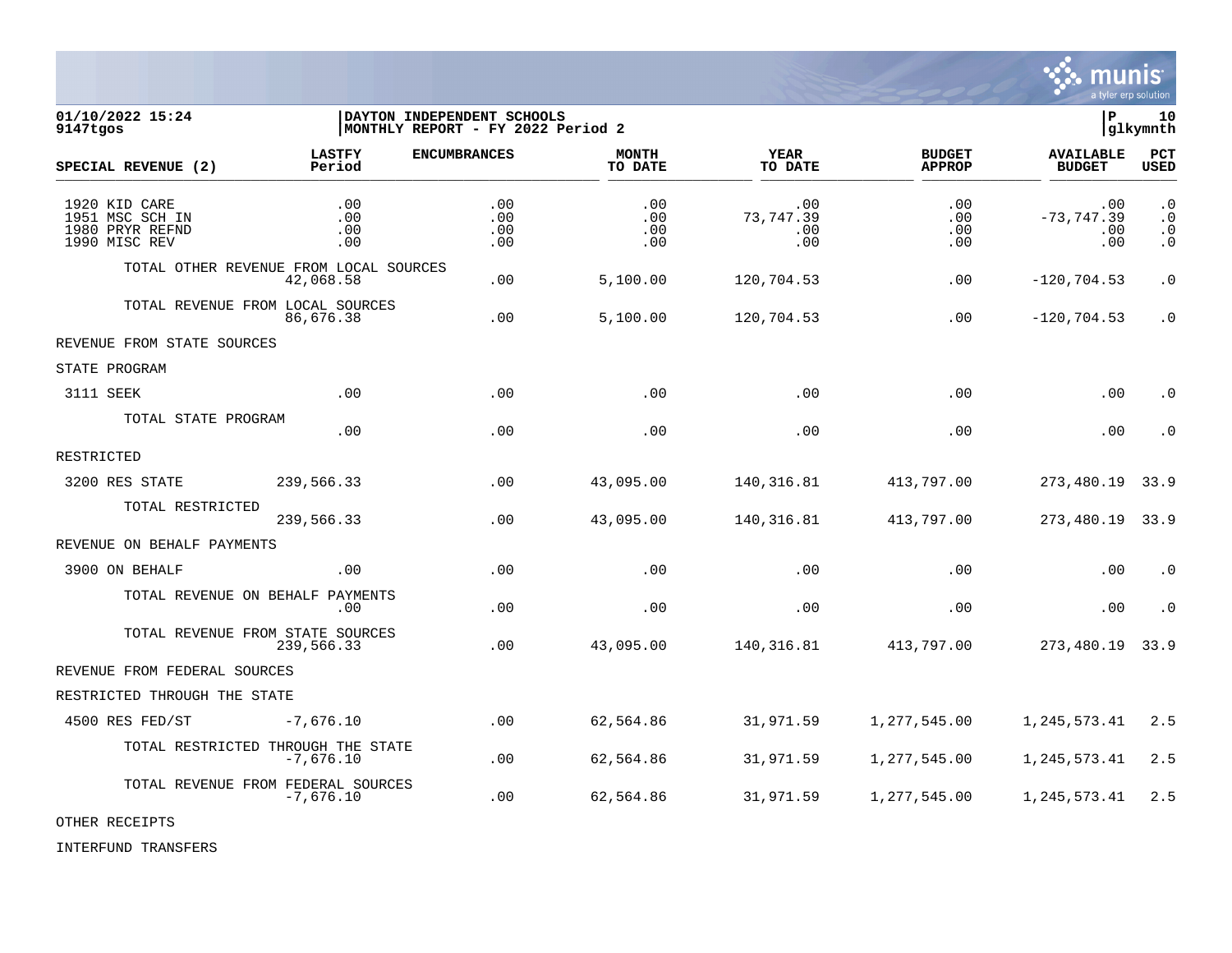01/10/2022 15:24 | DAYTON INDEPENDENT SCHOOLS | P 10
9147tgos | MONTHLY REPORT - FY 2022 Period 2 | glkymnth

| SPECIAL REVENUE (2) | LASTFY Period | ENCUMBRANCES | MONTH TO DATE | YEAR TO DATE | BUDGET APPROP | AVAILABLE BUDGET | PCT USED |
|---|---|---|---|---|---|---|---|
| 1920 KID CARE | .00 | .00 | .00 | .00 | .00 | .00 | .0 |
| 1951 MSC SCH IN | .00 | .00 | .00 | 73,747.39 | .00 | -73,747.39 | .0 |
| 1980 PRYR REFND | .00 | .00 | .00 | .00 | .00 | .00 | .0 |
| 1990 MISC REV | .00 | .00 | .00 | .00 | .00 | .00 | .0 |
| TOTAL OTHER REVENUE FROM LOCAL SOURCES | 42,068.58 | .00 | 5,100.00 | 120,704.53 | .00 | -120,704.53 | .0 |
| TOTAL REVENUE FROM LOCAL SOURCES | 86,676.38 | .00 | 5,100.00 | 120,704.53 | .00 | -120,704.53 | .0 |
| REVENUE FROM STATE SOURCES | | | | | | | |
| STATE PROGRAM | | | | | | | |
| 3111 SEEK | .00 | .00 | .00 | .00 | .00 | .00 | .0 |
| TOTAL STATE PROGRAM | .00 | .00 | .00 | .00 | .00 | .00 | .0 |
| RESTRICTED | | | | | | | |
| 3200 RES STATE | 239,566.33 | .00 | 43,095.00 | 140,316.81 | 413,797.00 | 273,480.19 | 33.9 |
| TOTAL RESTRICTED | 239,566.33 | .00 | 43,095.00 | 140,316.81 | 413,797.00 | 273,480.19 | 33.9 |
| REVENUE ON BEHALF PAYMENTS | | | | | | | |
| 3900 ON BEHALF | .00 | .00 | .00 | .00 | .00 | .00 | .0 |
| TOTAL REVENUE ON BEHALF PAYMENTS | .00 | .00 | .00 | .00 | .00 | .00 | .0 |
| TOTAL REVENUE FROM STATE SOURCES | 239,566.33 | .00 | 43,095.00 | 140,316.81 | 413,797.00 | 273,480.19 | 33.9 |
| REVENUE FROM FEDERAL SOURCES | | | | | | | |
| RESTRICTED THROUGH THE STATE | | | | | | | |
| 4500 RES FED/ST | -7,676.10 | .00 | 62,564.86 | 31,971.59 | 1,277,545.00 | 1,245,573.41 | 2.5 |
| TOTAL RESTRICTED THROUGH THE STATE | -7,676.10 | .00 | 62,564.86 | 31,971.59 | 1,277,545.00 | 1,245,573.41 | 2.5 |
| TOTAL REVENUE FROM FEDERAL SOURCES | -7,676.10 | .00 | 62,564.86 | 31,971.59 | 1,277,545.00 | 1,245,573.41 | 2.5 |
| OTHER RECEIPTS | | | | | | | |
| INTERFUND TRANSFERS | | | | | | | |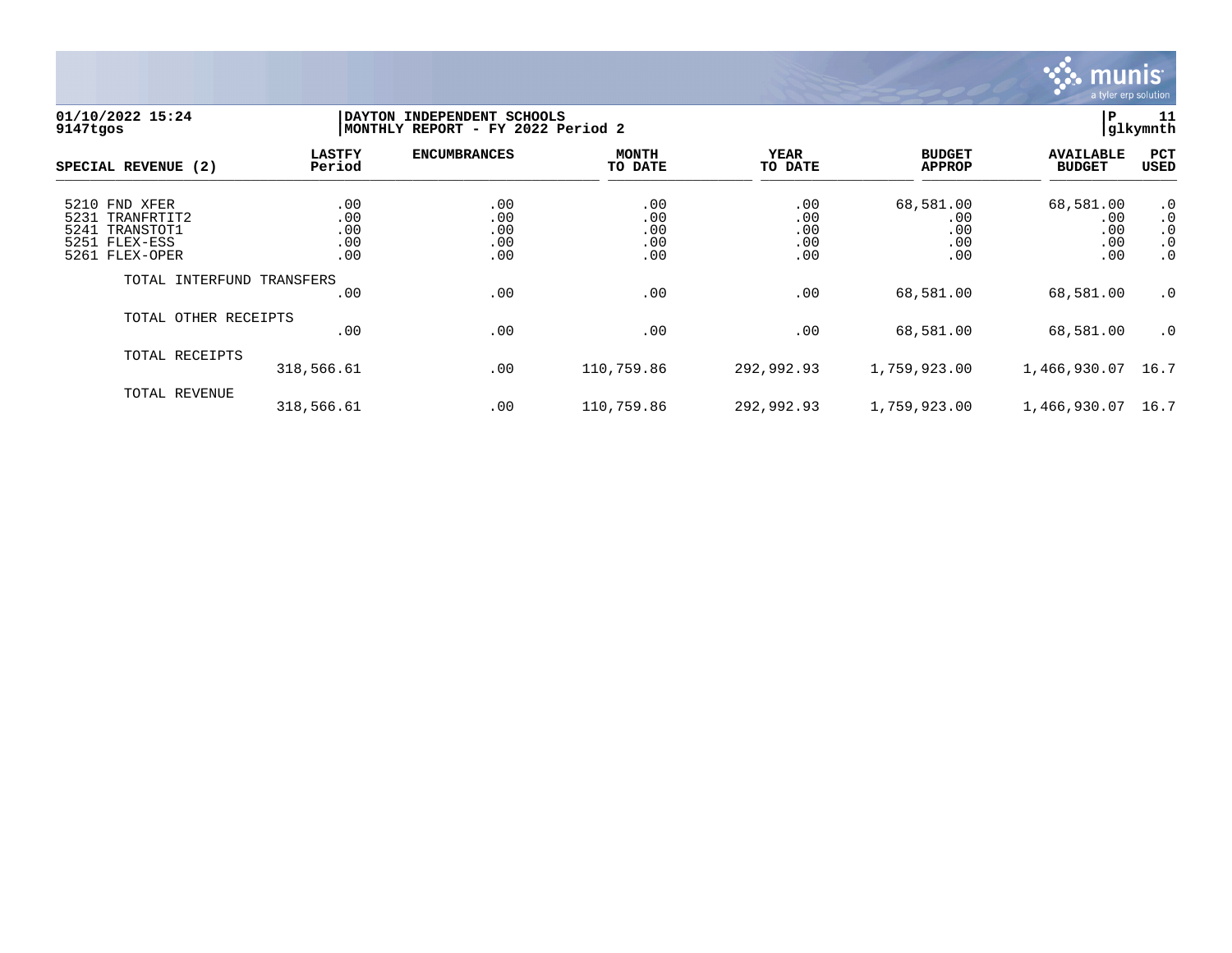01/10/2022 15:24
9147tgos

DAYTON INDEPENDENT SCHOOLS
MONTHLY REPORT - FY 2022 Period 2

P 11
glkymnth

| SPECIAL REVENUE (2) | LASTFY Period | ENCUMBRANCES | MONTH TO DATE | YEAR TO DATE | BUDGET APPROP | AVAILABLE BUDGET | PCT USED |
|---|---|---|---|---|---|---|---|
| 5210 FND XFER | .00 | .00 | .00 | .00 | 68,581.00 | 68,581.00 | .0 |
| 5231 TRANFRTIT2 | .00 | .00 | .00 | .00 | .00 | .00 | .0 |
| 5241 TRANSTOT1 | .00 | .00 | .00 | .00 | .00 | .00 | .0 |
| 5251 FLEX-ESS | .00 | .00 | .00 | .00 | .00 | .00 | .0 |
| 5261 FLEX-OPER | .00 | .00 | .00 | .00 | .00 | .00 | .0 |
| TOTAL INTERFUND TRANSFERS | .00 | .00 | .00 | .00 | 68,581.00 | 68,581.00 | .0 |
| TOTAL OTHER RECEIPTS | .00 | .00 | .00 | .00 | 68,581.00 | 68,581.00 | .0 |
| TOTAL RECEIPTS | 318,566.61 | .00 | 110,759.86 | 292,992.93 | 1,759,923.00 | 1,466,930.07 | 16.7 |
| TOTAL REVENUE | 318,566.61 | .00 | 110,759.86 | 292,992.93 | 1,759,923.00 | 1,466,930.07 | 16.7 |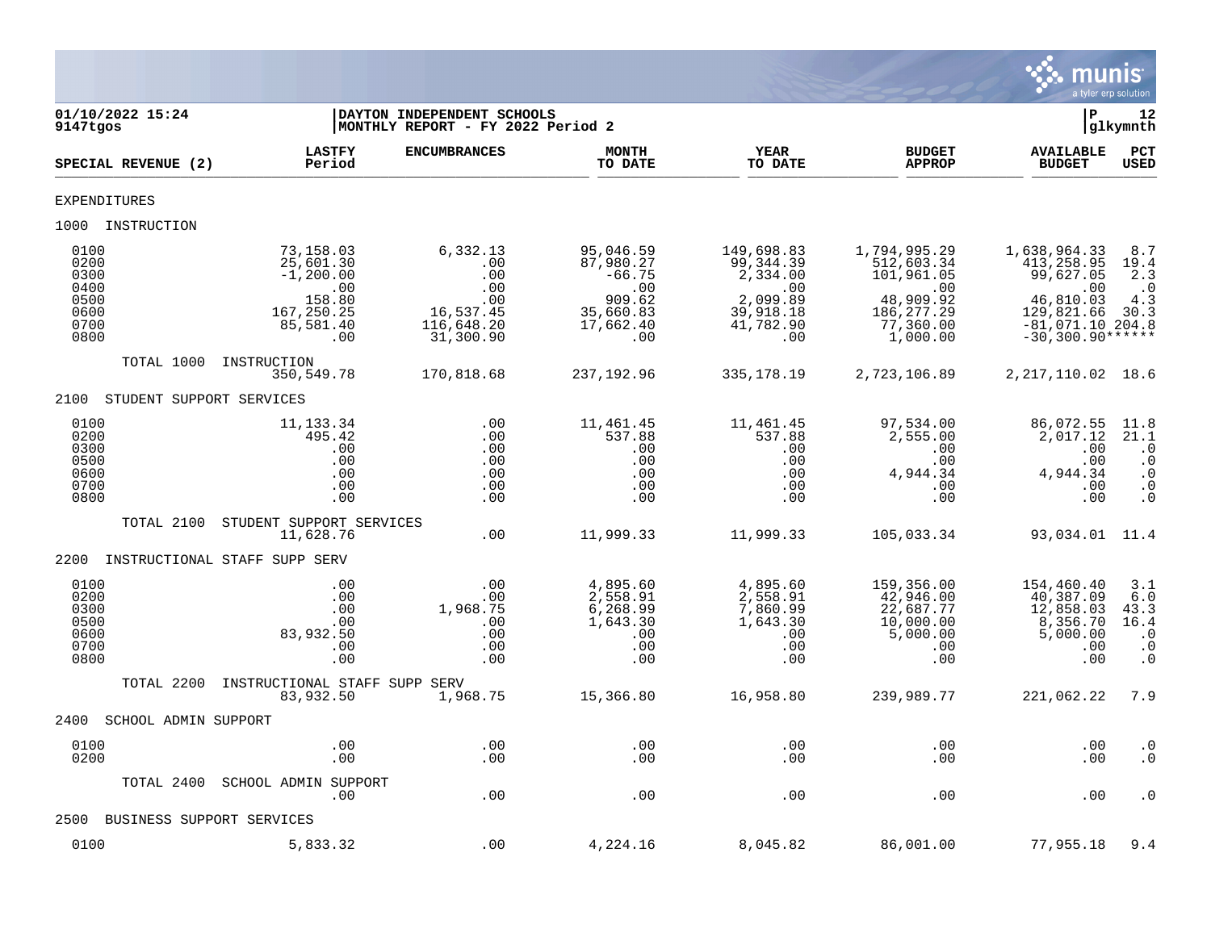01/10/2022 15:24
9147tgos

DAYTON INDEPENDENT SCHOOLS
MONTHLY REPORT - FY 2022 Period 2

P 12
glkymnth

| SPECIAL REVENUE (2) | LASTFY Period | ENCUMBRANCES | MONTH TO DATE | YEAR TO DATE | BUDGET APPROP | AVAILABLE BUDGET | PCT USED |
|---|---|---|---|---|---|---|---|
| EXPENDITURES | | | | | | | |
| 1000 INSTRUCTION | | | | | | | |
| 0100 | 73,158.03 | 6,332.13 | 95,046.59 | 149,698.83 | 1,794,995.29 | 1,638,964.33 | 8.7 |
| 0200 | 25,601.30 | .00 | 87,980.27 | 99,344.39 | 512,603.34 | 413,258.95 | 19.4 |
| 0300 | -1,200.00 | .00 | -66.75 | 2,334.00 | 101,961.05 | 99,627.05 | 2.3 |
| 0400 | .00 | .00 | .00 | .00 | .00 | .00 | .0 |
| 0500 | 158.80 | .00 | 909.62 | 2,099.89 | 48,909.92 | 46,810.03 | 4.3 |
| 0600 | 167,250.25 | 16,537.45 | 35,660.83 | 39,918.18 | 186,277.29 | 129,821.66 | 30.3 |
| 0700 | 85,581.40 | 116,648.20 | 17,662.40 | 41,782.90 | 77,360.00 | -81,071.10 | 204.8 |
| 0800 | .00 | 31,300.90 | .00 | .00 | 1,000.00 | -30,300.90 | ****** |
| TOTAL 1000 INSTRUCTION | 350,549.78 | 170,818.68 | 237,192.96 | 335,178.19 | 2,723,106.89 | 2,217,110.02 | 18.6 |
| 2100 STUDENT SUPPORT SERVICES | | | | | | | |
| 0100 | 11,133.34 | .00 | 11,461.45 | 11,461.45 | 97,534.00 | 86,072.55 | 11.8 |
| 0200 | 495.42 | .00 | 537.88 | 537.88 | 2,555.00 | 2,017.12 | 21.1 |
| 0300 | .00 | .00 | .00 | .00 | .00 | .00 | .0 |
| 0500 | .00 | .00 | .00 | .00 | .00 | .00 | .0 |
| 0600 | .00 | .00 | .00 | .00 | 4,944.34 | 4,944.34 | .0 |
| 0700 | .00 | .00 | .00 | .00 | .00 | .00 | .0 |
| 0800 | .00 | .00 | .00 | .00 | .00 | .00 | .0 |
| TOTAL 2100 STUDENT SUPPORT SERVICES | 11,628.76 | .00 | 11,999.33 | 11,999.33 | 105,033.34 | 93,034.01 | 11.4 |
| 2200 INSTRUCTIONAL STAFF SUPP SERV | | | | | | | |
| 0100 | .00 | .00 | 4,895.60 | 4,895.60 | 159,356.00 | 154,460.40 | 3.1 |
| 0200 | .00 | .00 | 2,558.91 | 2,558.91 | 42,946.00 | 40,387.09 | 6.0 |
| 0300 | .00 | 1,968.75 | 6,268.99 | 7,860.99 | 22,687.77 | 12,858.03 | 43.3 |
| 0500 | .00 | .00 | 1,643.30 | 1,643.30 | 10,000.00 | 8,356.70 | 16.4 |
| 0600 | 83,932.50 | .00 | .00 | .00 | 5,000.00 | 5,000.00 | .0 |
| 0700 | .00 | .00 | .00 | .00 | .00 | .00 | .0 |
| 0800 | .00 | .00 | .00 | .00 | .00 | .00 | .0 |
| TOTAL 2200 INSTRUCTIONAL STAFF SUPP SERV | 83,932.50 | 1,968.75 | 15,366.80 | 16,958.80 | 239,989.77 | 221,062.22 | 7.9 |
| 2400 SCHOOL ADMIN SUPPORT | | | | | | | |
| 0100 | .00 | .00 | .00 | .00 | .00 | .00 | .0 |
| 0200 | .00 | .00 | .00 | .00 | .00 | .00 | .0 |
| TOTAL 2400 SCHOOL ADMIN SUPPORT | .00 | .00 | .00 | .00 | .00 | .00 | .0 |
| 2500 BUSINESS SUPPORT SERVICES | | | | | | | |
| 0100 | 5,833.32 | .00 | 4,224.16 | 8,045.82 | 86,001.00 | 77,955.18 | 9.4 |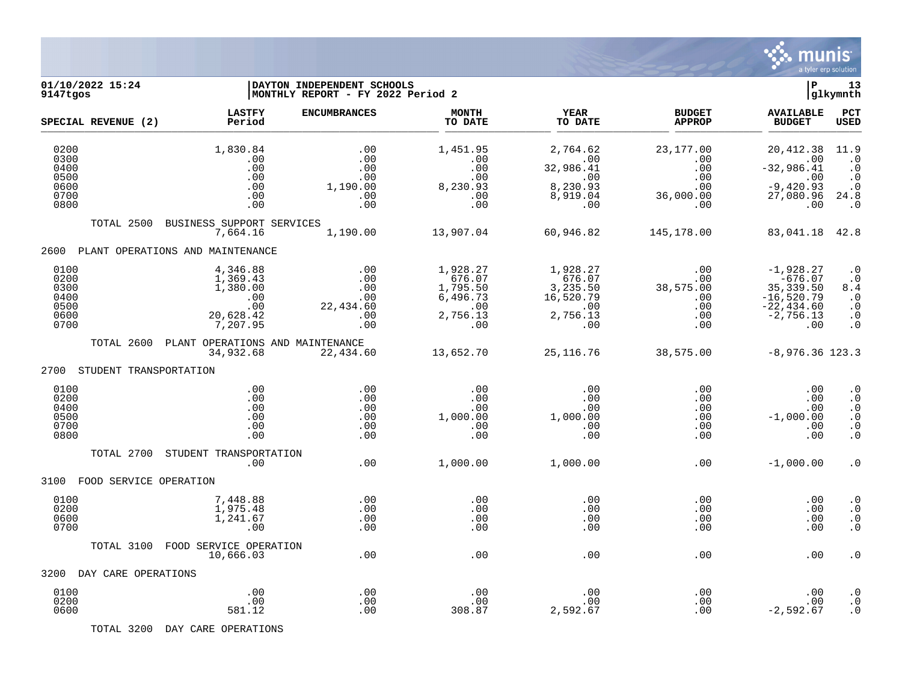**01/10/2022 15:24**
**9147tgos**

**DAYTON INDEPENDENT SCHOOLS**
**MONTHLY REPORT - FY 2022 Period 2**

**P 13**
**glkymnth**

| SPECIAL REVENUE (2) | LASTFY Period | ENCUMBRANCES | MONTH TO DATE | YEAR TO DATE | BUDGET APPROP | AVAILABLE BUDGET | PCT USED |
|---|---|---|---|---|---|---|---|
| 0200 | 1,830.84 | .00 | 1,451.95 | 2,764.62 | 23,177.00 | 20,412.38 | 11.9 |
| 0300 | .00 | .00 | .00 | .00 | .00 | .00 | .0 |
| 0400 | .00 | .00 | .00 | 32,986.41 | .00 | -32,986.41 | .0 |
| 0500 | .00 | .00 | .00 | .00 | .00 | .00 | .0 |
| 0600 | .00 | 1,190.00 | 8,230.93 | 8,230.93 | .00 | -9,420.93 | .0 |
| 0700 | .00 | .00 | .00 | 8,919.04 | 36,000.00 | 27,080.96 | 24.8 |
| 0800 | .00 | .00 | .00 | .00 | .00 | .00 | .0 |
| TOTAL 2500 BUSINESS SUPPORT SERVICES | 7,664.16 | 1,190.00 | 13,907.04 | 60,946.82 | 145,178.00 | 83,041.18 | 42.8 |
| **2600 PLANT OPERATIONS AND MAINTENANCE** | | | | | | | |
| 0100 | 4,346.88 | .00 | 1,928.27 | 1,928.27 | .00 | -1,928.27 | .0 |
| 0200 | 1,369.43 | .00 | 676.07 | 676.07 | .00 | -676.07 | .0 |
| 0300 | 1,380.00 | .00 | 1,795.50 | 3,235.50 | 38,575.00 | 35,339.50 | 8.4 |
| 0400 | .00 | .00 | 6,496.73 | 16,520.79 | .00 | -16,520.79 | .0 |
| 0500 | .00 | 22,434.60 | .00 | .00 | .00 | -22,434.60 | .0 |
| 0600 | 20,628.42 | .00 | 2,756.13 | 2,756.13 | .00 | -2,756.13 | .0 |
| 0700 | 7,207.95 | .00 | .00 | .00 | .00 | .00 | .0 |
| TOTAL 2600 PLANT OPERATIONS AND MAINTENANCE | 34,932.68 | 22,434.60 | 13,652.70 | 25,116.76 | 38,575.00 | -8,976.36 | 123.3 |
| **2700 STUDENT TRANSPORTATION** | | | | | | | |
| 0100 | .00 | .00 | .00 | .00 | .00 | .00 | .0 |
| 0200 | .00 | .00 | .00 | .00 | .00 | .00 | .0 |
| 0400 | .00 | .00 | .00 | .00 | .00 | .00 | .0 |
| 0500 | .00 | .00 | 1,000.00 | 1,000.00 | .00 | -1,000.00 | .0 |
| 0700 | .00 | .00 | .00 | .00 | .00 | .00 | .0 |
| 0800 | .00 | .00 | .00 | .00 | .00 | .00 | .0 |
| TOTAL 2700 STUDENT TRANSPORTATION | .00 | .00 | 1,000.00 | 1,000.00 | .00 | -1,000.00 | .0 |
| **3100 FOOD SERVICE OPERATION** | | | | | | | |
| 0100 | 7,448.88 | .00 | .00 | .00 | .00 | .00 | .0 |
| 0200 | 1,975.48 | .00 | .00 | .00 | .00 | .00 | .0 |
| 0600 | 1,241.67 | .00 | .00 | .00 | .00 | .00 | .0 |
| 0700 | .00 | .00 | .00 | .00 | .00 | .00 | .0 |
| TOTAL 3100 FOOD SERVICE OPERATION | 10,666.03 | .00 | .00 | .00 | .00 | .00 | .0 |
| **3200 DAY CARE OPERATIONS** | | | | | | | |
| 0100 | .00 | .00 | .00 | .00 | .00 | .00 | .0 |
| 0200 | .00 | .00 | .00 | .00 | .00 | .00 | .0 |
| 0600 | 581.12 | .00 | 308.87 | 2,592.67 | .00 | -2,592.67 | .0 |
| TOTAL 3200 DAY CARE OPERATIONS | | | | | | | |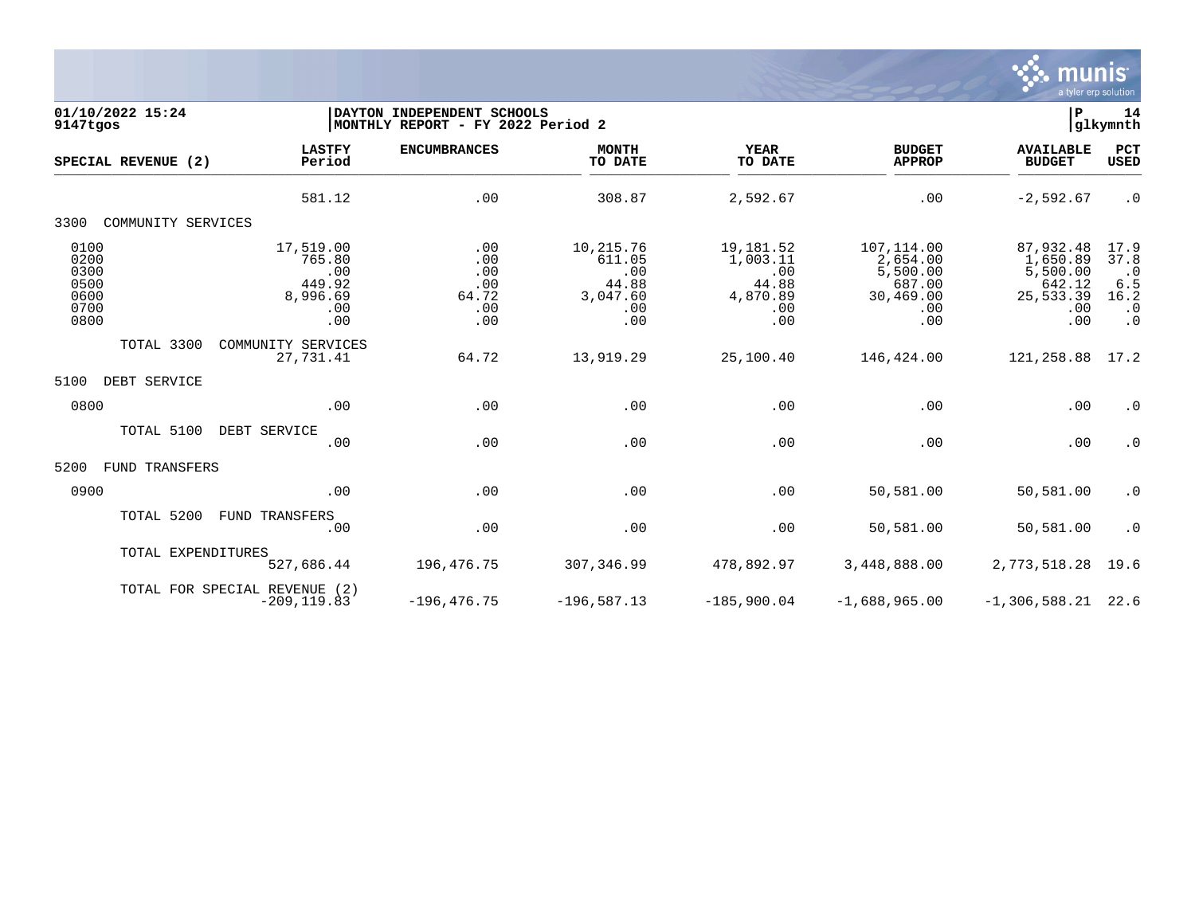**01/10/2022 15:24** | **DAYTON INDEPENDENT SCHOOLS** | **P 14**
**9147tgos** | **MONTHLY REPORT - FY 2022 Period 2** | **glkymnth**

| SPECIAL REVENUE (2) | LASTFY Period | ENCUMBRANCES | MONTH TO DATE | YEAR TO DATE | BUDGET APPROP | AVAILABLE BUDGET | PCT USED |
|---|---|---|---|---|---|---|---|
| | 581.12 | .00 | 308.87 | 2,592.67 | .00 | -2,592.67 | .0 |
| **3300 COMMUNITY SERVICES** | | | | | | | |
| 0100 | 17,519.00 | .00 | 10,215.76 | 19,181.52 | 107,114.00 | 87,932.48 | 17.9 |
| 0200 | 765.80 | .00 | 611.05 | 1,003.11 | 2,654.00 | 1,650.89 | 37.8 |
| 0300 | .00 | .00 | .00 | .00 | 5,500.00 | 5,500.00 | .0 |
| 0500 | 449.92 | .00 | 44.88 | 44.88 | 687.00 | 642.12 | 6.5 |
| 0600 | 8,996.69 | 64.72 | 3,047.60 | 4,870.89 | 30,469.00 | 25,533.39 | 16.2 |
| 0700 | .00 | .00 | .00 | .00 | .00 | .00 | .0 |
| 0800 | .00 | .00 | .00 | .00 | .00 | .00 | .0 |
| TOTAL 3300 COMMUNITY SERVICES | 27,731.41 | 64.72 | 13,919.29 | 25,100.40 | 146,424.00 | 121,258.88 | 17.2 |
| **5100 DEBT SERVICE** | | | | | | | |
| 0800 | .00 | .00 | .00 | .00 | .00 | .00 | .0 |
| TOTAL 5100 DEBT SERVICE | .00 | .00 | .00 | .00 | .00 | .00 | .0 |
| **5200 FUND TRANSFERS** | | | | | | | |
| 0900 | .00 | .00 | .00 | .00 | 50,581.00 | 50,581.00 | .0 |
| TOTAL 5200 FUND TRANSFERS | .00 | .00 | .00 | .00 | 50,581.00 | 50,581.00 | .0 |
| TOTAL EXPENDITURES | 527,686.44 | 196,476.75 | 307,346.99 | 478,892.97 | 3,448,888.00 | 2,773,518.28 | 19.6 |
| TOTAL FOR SPECIAL REVENUE (2) | -209,119.83 | -196,476.75 | -196,587.13 | -185,900.04 | -1,688,965.00 | -1,306,588.21 | 22.6 |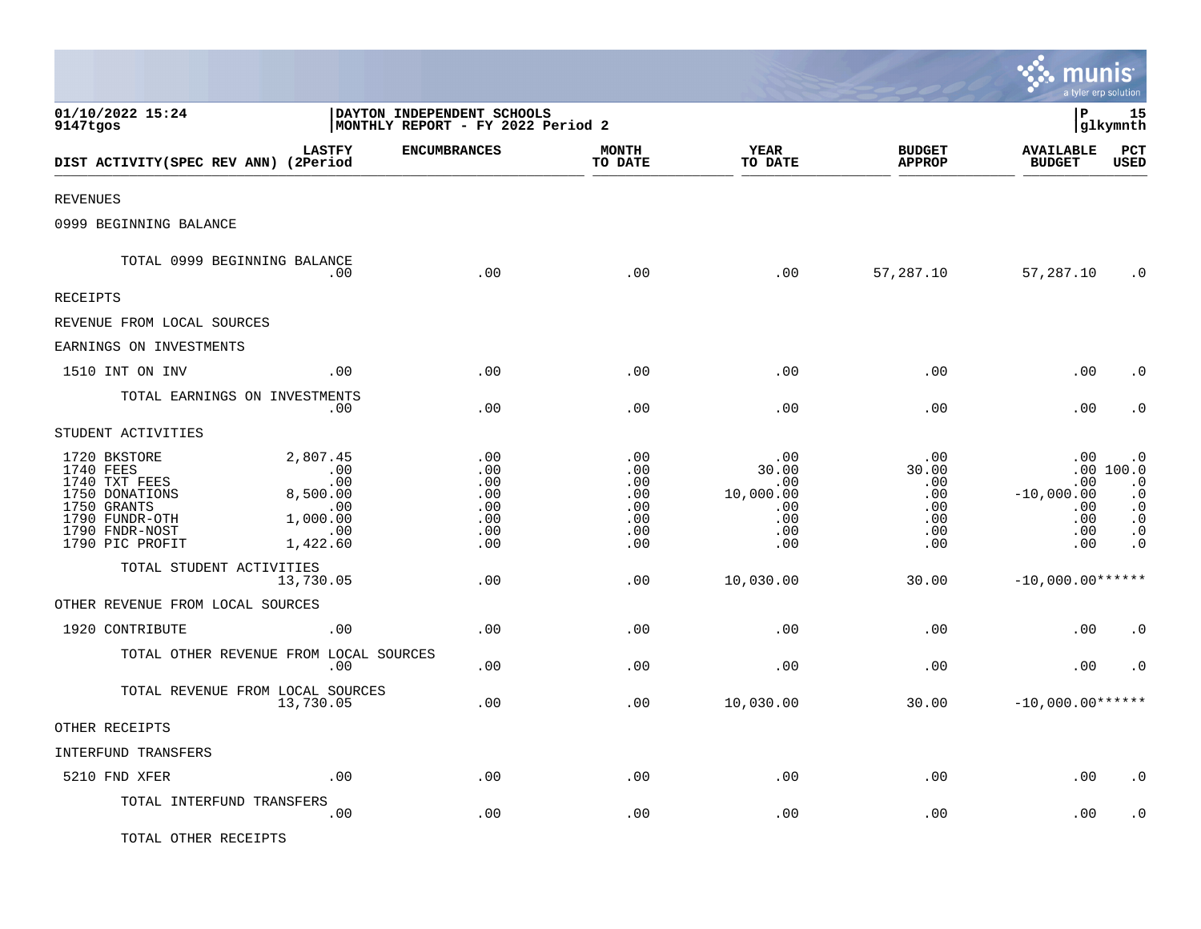01/10/2022 15:24 | DAYTON INDEPENDENT SCHOOLS | P 15
9147tgos | MONTHLY REPORT - FY 2022 Period 2 | glkymnth

| DIST ACTIVITY(SPEC REV ANN) | LASTFY (2Period | ENCUMBRANCES | MONTH TO DATE | YEAR TO DATE | BUDGET APPROP | AVAILABLE BUDGET | PCT USED |
|---|---|---|---|---|---|---|---|
| REVENUES | | | | | | | |
| 0999 BEGINNING BALANCE | | | | | | | |
| TOTAL 0999 BEGINNING BALANCE | .00 | .00 | .00 | .00 | 57,287.10 | 57,287.10 | .0 |
| RECEIPTS | | | | | | | |
| REVENUE FROM LOCAL SOURCES | | | | | | | |
| EARNINGS ON INVESTMENTS | | | | | | | |
| 1510 INT ON INV | .00 | .00 | .00 | .00 | .00 | .00 | .0 |
| TOTAL EARNINGS ON INVESTMENTS | .00 | .00 | .00 | .00 | .00 | .00 | .0 |
| STUDENT ACTIVITIES | | | | | | | |
| 1720 BKSTORE | 2,807.45 | .00 | .00 | .00 | .00 | .00 | .0 |
| 1740 FEES | .00 | .00 | .00 | 30.00 | 30.00 | .00 | 100.0 |
| 1740 TXT FEES | .00 | .00 | .00 | .00 | .00 | .00 | .0 |
| 1750 DONATIONS | 8,500.00 | .00 | .00 | 10,000.00 | .00 | -10,000.00 | .0 |
| 1750 GRANTS | .00 | .00 | .00 | .00 | .00 | .00 | .0 |
| 1790 FUNDR-OTH | 1,000.00 | .00 | .00 | .00 | .00 | .00 | .0 |
| 1790 FNDR-NOST | .00 | .00 | .00 | .00 | .00 | .00 | .0 |
| 1790 PIC PROFIT | 1,422.60 | .00 | .00 | .00 | .00 | .00 | .0 |
| TOTAL STUDENT ACTIVITIES | 13,730.05 | .00 | .00 | 10,030.00 | 30.00 | -10,000.00 | ****** |
| OTHER REVENUE FROM LOCAL SOURCES | | | | | | | |
| 1920 CONTRIBUTE | .00 | .00 | .00 | .00 | .00 | .00 | .0 |
| TOTAL OTHER REVENUE FROM LOCAL SOURCES | .00 | .00 | .00 | .00 | .00 | .00 | .0 |
| TOTAL REVENUE FROM LOCAL SOURCES | 13,730.05 | .00 | .00 | 10,030.00 | 30.00 | -10,000.00 | ****** |
| OTHER RECEIPTS | | | | | | | |
| INTERFUND TRANSFERS | | | | | | | |
| 5210 FND XFER | .00 | .00 | .00 | .00 | .00 | .00 | .0 |
| TOTAL INTERFUND TRANSFERS | .00 | .00 | .00 | .00 | .00 | .00 | .0 |
| TOTAL OTHER RECEIPTS | | | | | | | |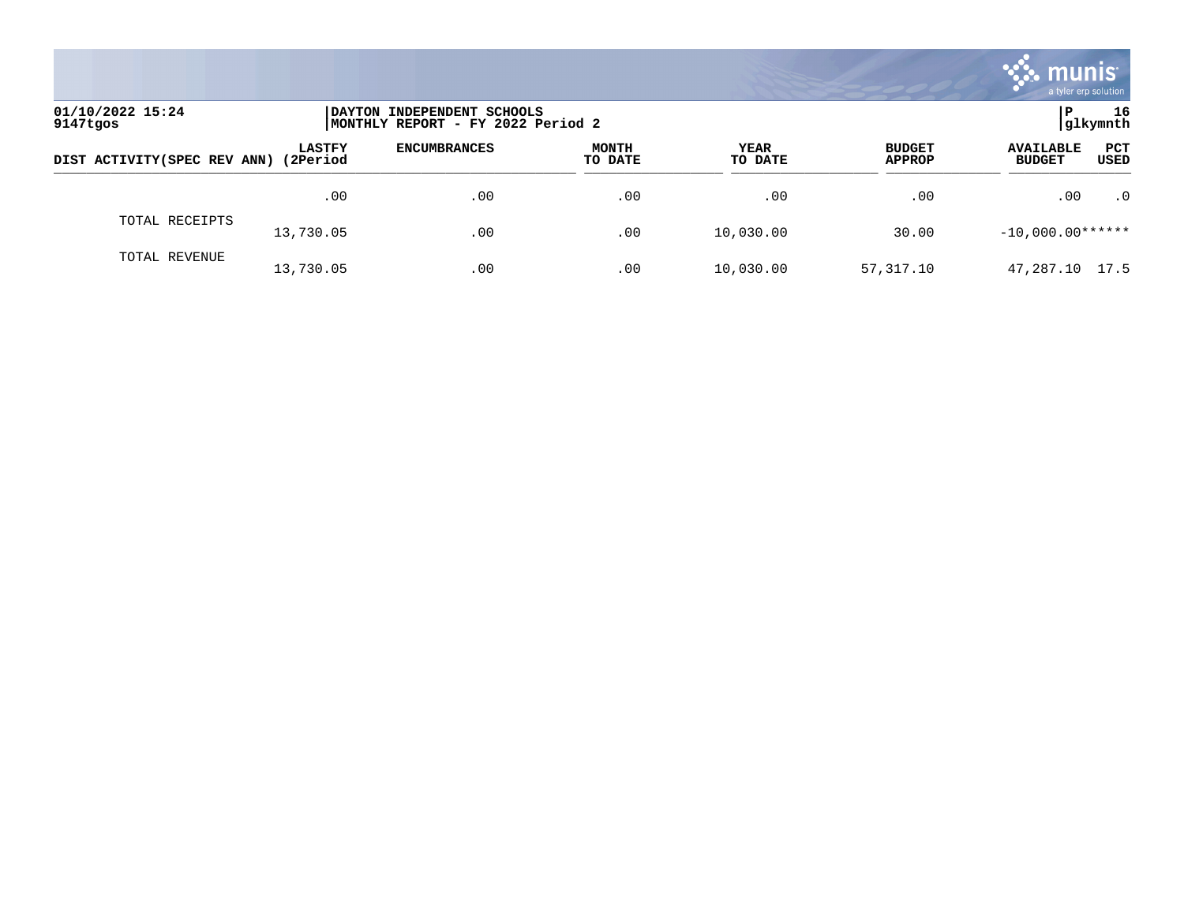01/10/2022 15:24
9147tgos

DAYTON INDEPENDENT SCHOOLS
MONTHLY REPORT - FY 2022 Period 2

P 16
glkymnth

| DIST ACTIVITY(SPEC REV ANN) | LASTFY (2Period | ENCUMBRANCES | MONTH TO DATE | YEAR TO DATE | BUDGET APPROP | AVAILABLE BUDGET | PCT USED |
|---|---|---|---|---|---|---|---|
| | .00 | .00 | .00 | .00 | .00 | .00 | .0 |
| TOTAL RECEIPTS | 13,730.05 | .00 | .00 | 10,030.00 | 30.00 | -10,000.00 | ****** |
| TOTAL REVENUE | 13,730.05 | .00 | .00 | 10,030.00 | 57,317.10 | 47,287.10 | 17.5 |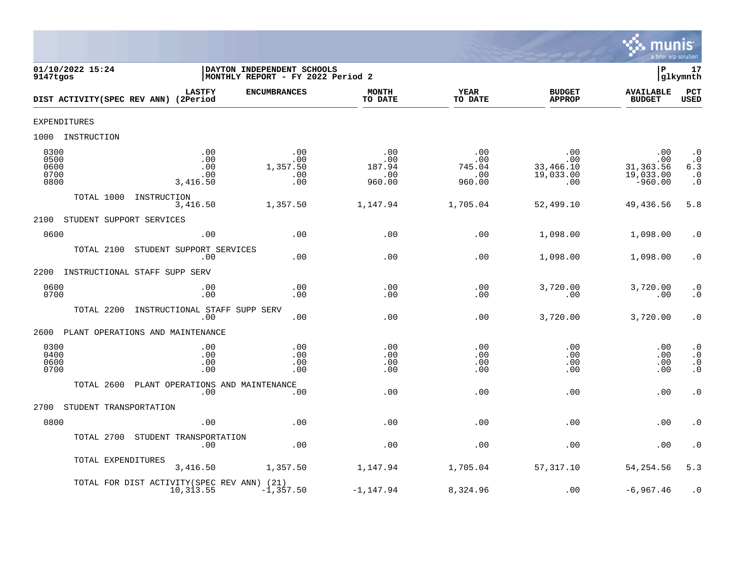01/10/2022 15:24
9147tgos

DAYTON INDEPENDENT SCHOOLS
MONTHLY REPORT - FY 2022 Period 2

P 17
glkymnth

| DIST ACTIVITY(SPEC REV ANN) (2Period | LASTFY | ENCUMBRANCES | MONTH TO DATE | YEAR TO DATE | BUDGET APPROP | AVAILABLE BUDGET | PCT USED |
|---|---|---|---|---|---|---|---|
| EXPENDITURES | | | | | | | |
| 1000 INSTRUCTION | | | | | | | |
| 0300 | .00 | .00 | .00 | .00 | .00 | .00 | .0 |
| 0500 | .00 | .00 | .00 | .00 | .00 | .00 | .0 |
| 0600 | .00 | 1,357.50 | 187.94 | 745.04 | 33,466.10 | 31,363.56 | 6.3 |
| 0700 | .00 | .00 | .00 | .00 | 19,033.00 | 19,033.00 | .0 |
| 0800 | 3,416.50 | .00 | 960.00 | 960.00 | .00 | -960.00 | .0 |
| TOTAL 1000 INSTRUCTION | 3,416.50 | 1,357.50 | 1,147.94 | 1,705.04 | 52,499.10 | 49,436.56 | 5.8 |
| 2100 STUDENT SUPPORT SERVICES | | | | | | | |
| 0600 | .00 | .00 | .00 | .00 | 1,098.00 | 1,098.00 | .0 |
| TOTAL 2100 STUDENT SUPPORT SERVICES | .00 | .00 | .00 | .00 | 1,098.00 | 1,098.00 | .0 |
| 2200 INSTRUCTIONAL STAFF SUPP SERV | | | | | | | |
| 0600 | .00 | .00 | .00 | .00 | 3,720.00 | 3,720.00 | .0 |
| 0700 | .00 | .00 | .00 | .00 | .00 | .00 | .0 |
| TOTAL 2200 INSTRUCTIONAL STAFF SUPP SERV | .00 | .00 | .00 | .00 | 3,720.00 | 3,720.00 | .0 |
| 2600 PLANT OPERATIONS AND MAINTENANCE | | | | | | | |
| 0300 | .00 | .00 | .00 | .00 | .00 | .00 | .0 |
| 0400 | .00 | .00 | .00 | .00 | .00 | .00 | .0 |
| 0600 | .00 | .00 | .00 | .00 | .00 | .00 | .0 |
| 0700 | .00 | .00 | .00 | .00 | .00 | .00 | .0 |
| TOTAL 2600 PLANT OPERATIONS AND MAINTENANCE | .00 | .00 | .00 | .00 | .00 | .00 | .0 |
| 2700 STUDENT TRANSPORTATION | | | | | | | |
| 0800 | .00 | .00 | .00 | .00 | .00 | .00 | .0 |
| TOTAL 2700 STUDENT TRANSPORTATION | .00 | .00 | .00 | .00 | .00 | .00 | .0 |
| TOTAL EXPENDITURES | 3,416.50 | 1,357.50 | 1,147.94 | 1,705.04 | 57,317.10 | 54,254.56 | 5.3 |
| TOTAL FOR DIST ACTIVITY(SPEC REV ANN) (21) | 10,313.55 | -1,357.50 | -1,147.94 | 8,324.96 | .00 | -6,967.46 | .0 |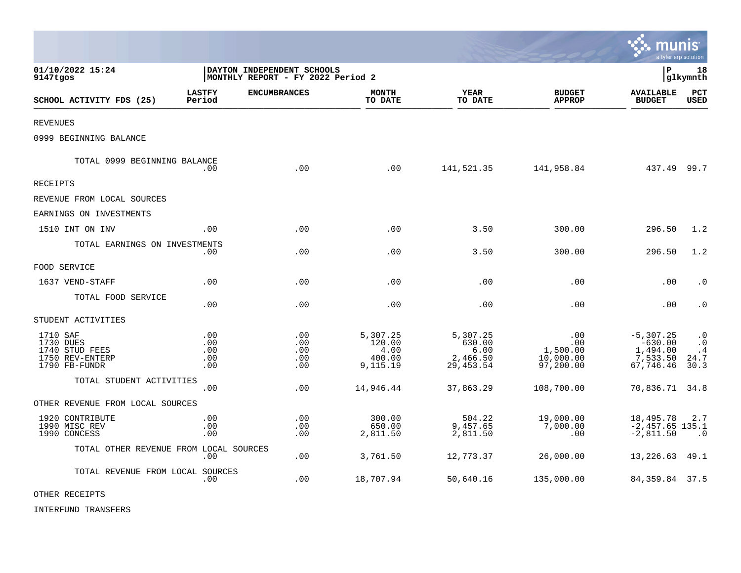01/10/2022 15:24 | DAYTON INDEPENDENT SCHOOLS | P 18
9147tgos | MONTHLY REPORT - FY 2022 Period 2 | glkymnth

| SCHOOL ACTIVITY FDS (25) | LASTFY Period | ENCUMBRANCES | MONTH TO DATE | YEAR TO DATE | BUDGET APPROP | AVAILABLE BUDGET | PCT USED |
|---|---|---|---|---|---|---|---|
| REVENUES | | | | | | | |
| 0999 BEGINNING BALANCE | | | | | | | |
| TOTAL 0999 BEGINNING BALANCE | .00 | .00 | .00 | 141,521.35 | 141,958.84 | 437.49 | 99.7 |
| RECEIPTS | | | | | | | |
| REVENUE FROM LOCAL SOURCES | | | | | | | |
| EARNINGS ON INVESTMENTS | | | | | | | |
| 1510 INT ON INV | .00 | .00 | .00 | 3.50 | 300.00 | 296.50 | 1.2 |
| TOTAL EARNINGS ON INVESTMENTS | .00 | .00 | .00 | 3.50 | 300.00 | 296.50 | 1.2 |
| FOOD SERVICE | | | | | | | |
| 1637 VEND-STAFF | .00 | .00 | .00 | .00 | .00 | .00 | .0 |
| TOTAL FOOD SERVICE | .00 | .00 | .00 | .00 | .00 | .00 | .0 |
| STUDENT ACTIVITIES | | | | | | | |
| 1710 SAF | .00 | .00 | 5,307.25 | 5,307.25 | .00 | -5,307.25 | .0 |
| 1730 DUES | .00 | .00 | 120.00 | 630.00 | .00 | -630.00 | .0 |
| 1740 STUD FEES | .00 | .00 | 4.00 | 6.00 | 1,500.00 | 1,494.00 | .4 |
| 1750 REV-ENTERP | .00 | .00 | 400.00 | 2,466.50 | 10,000.00 | 7,533.50 | 24.7 |
| 1790 FB-FUNDR | .00 | .00 | 9,115.19 | 29,453.54 | 97,200.00 | 67,746.46 | 30.3 |
| TOTAL STUDENT ACTIVITIES | .00 | .00 | 14,946.44 | 37,863.29 | 108,700.00 | 70,836.71 | 34.8 |
| OTHER REVENUE FROM LOCAL SOURCES | | | | | | | |
| 1920 CONTRIBUTE | .00 | .00 | 300.00 | 504.22 | 19,000.00 | 18,495.78 | 2.7 |
| 1990 MISC REV | .00 | .00 | 650.00 | 9,457.65 | 7,000.00 | -2,457.65 | 135.1 |
| 1990 CONCESS | .00 | .00 | 2,811.50 | 2,811.50 | .00 | -2,811.50 | .0 |
| TOTAL OTHER REVENUE FROM LOCAL SOURCES | .00 | .00 | 3,761.50 | 12,773.37 | 26,000.00 | 13,226.63 | 49.1 |
| TOTAL REVENUE FROM LOCAL SOURCES | .00 | .00 | 18,707.94 | 50,640.16 | 135,000.00 | 84,359.84 | 37.5 |
| OTHER RECEIPTS | | | | | | | |
| INTERFUND TRANSFERS | | | | | | | |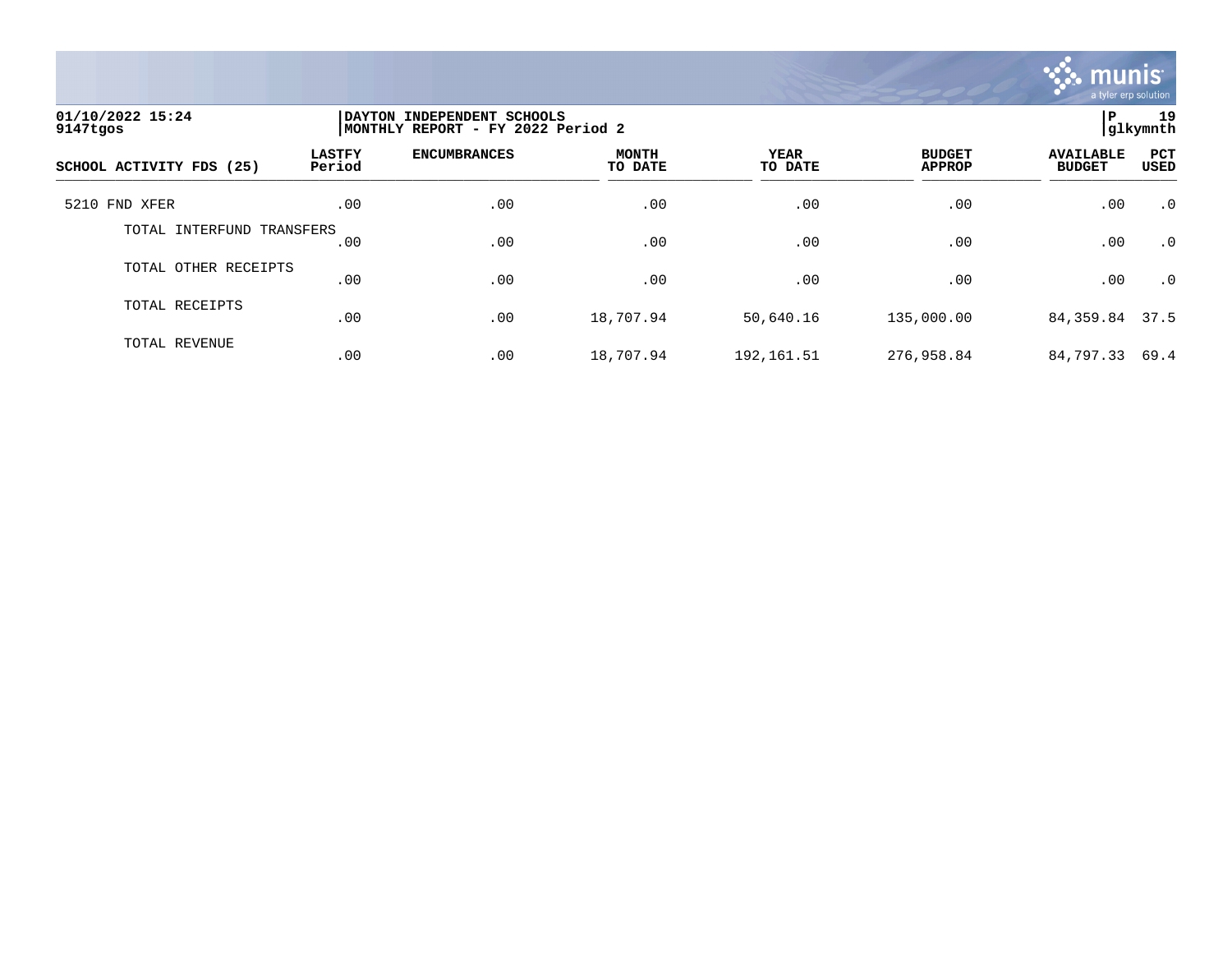01/10/2022 15:24 
9147tgos

DAYTON INDEPENDENT SCHOOLS 
MONTHLY REPORT - FY 2022 Period 2

P 19 
glkymnth

| SCHOOL ACTIVITY FDS (25) | LASTFY Period | ENCUMBRANCES | MONTH TO DATE | YEAR TO DATE | BUDGET APPROP | AVAILABLE BUDGET | PCT USED |
|---|---|---|---|---|---|---|---|
| 5210 FND XFER | .00 | .00 | .00 | .00 | .00 | .00 | .0 |
| TOTAL INTERFUND TRANSFERS | .00 | .00 | .00 | .00 | .00 | .00 | .0 |
| TOTAL OTHER RECEIPTS | .00 | .00 | .00 | .00 | .00 | .00 | .0 |
| TOTAL RECEIPTS | .00 | .00 | 18,707.94 | 50,640.16 | 135,000.00 | 84,359.84 | 37.5 |
| TOTAL REVENUE | .00 | .00 | 18,707.94 | 192,161.51 | 276,958.84 | 84,797.33 | 69.4 |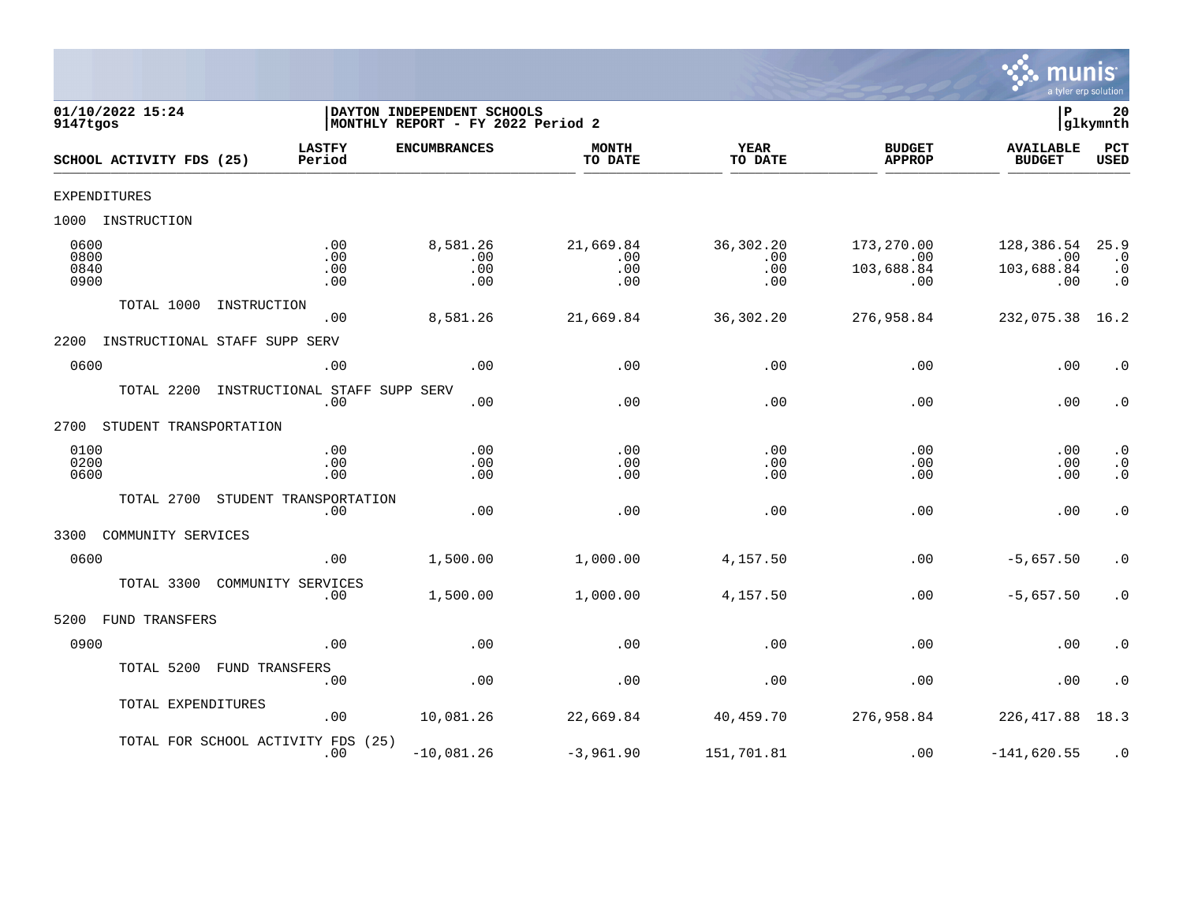01/10/2022 15:24
9147tgos

**DAYTON INDEPENDENT SCHOOLS**
**MONTHLY REPORT - FY 2022 Period 2**

P 20
glkymnth

| SCHOOL ACTIVITY FDS (25) | LASTFY Period | ENCUMBRANCES | MONTH TO DATE | YEAR TO DATE | BUDGET APPROP | AVAILABLE BUDGET | PCT USED |
|---|---|---|---|---|---|---|---|
| EXPENDITURES | | | | | | | |
| 1000 INSTRUCTION | | | | | | | |
| 0600 | .00 | 8,581.26 | 21,669.84 | 36,302.20 | 173,270.00 | 128,386.54 | 25.9 |
| 0800 | .00 | .00 | .00 | .00 | .00 | .00 | .0 |
| 0840 | .00 | .00 | .00 | .00 | 103,688.84 | 103,688.84 | .0 |
| 0900 | .00 | .00 | .00 | .00 | .00 | .00 | .0 |
| TOTAL 1000 INSTRUCTION | .00 | 8,581.26 | 21,669.84 | 36,302.20 | 276,958.84 | 232,075.38 | 16.2 |
| 2200 INSTRUCTIONAL STAFF SUPP SERV | | | | | | | |
| 0600 | .00 | .00 | .00 | .00 | .00 | .00 | .0 |
| TOTAL 2200 INSTRUCTIONAL STAFF SUPP SERV | .00 | .00 | .00 | .00 | .00 | .00 | .0 |
| 2700 STUDENT TRANSPORTATION | | | | | | | |
| 0100 | .00 | .00 | .00 | .00 | .00 | .00 | .0 |
| 0200 | .00 | .00 | .00 | .00 | .00 | .00 | .0 |
| 0600 | .00 | .00 | .00 | .00 | .00 | .00 | .0 |
| TOTAL 2700 STUDENT TRANSPORTATION | .00 | .00 | .00 | .00 | .00 | .00 | .0 |
| 3300 COMMUNITY SERVICES | | | | | | | |
| 0600 | .00 | 1,500.00 | 1,000.00 | 4,157.50 | .00 | -5,657.50 | .0 |
| TOTAL 3300 COMMUNITY SERVICES | .00 | 1,500.00 | 1,000.00 | 4,157.50 | .00 | -5,657.50 | .0 |
| 5200 FUND TRANSFERS | | | | | | | |
| 0900 | .00 | .00 | .00 | .00 | .00 | .00 | .0 |
| TOTAL 5200 FUND TRANSFERS | .00 | .00 | .00 | .00 | .00 | .00 | .0 |
| TOTAL EXPENDITURES | .00 | 10,081.26 | 22,669.84 | 40,459.70 | 276,958.84 | 226,417.88 | 18.3 |
| TOTAL FOR SCHOOL ACTIVITY FDS (25) | .00 | -10,081.26 | -3,961.90 | 151,701.81 | .00 | -141,620.55 | .0 |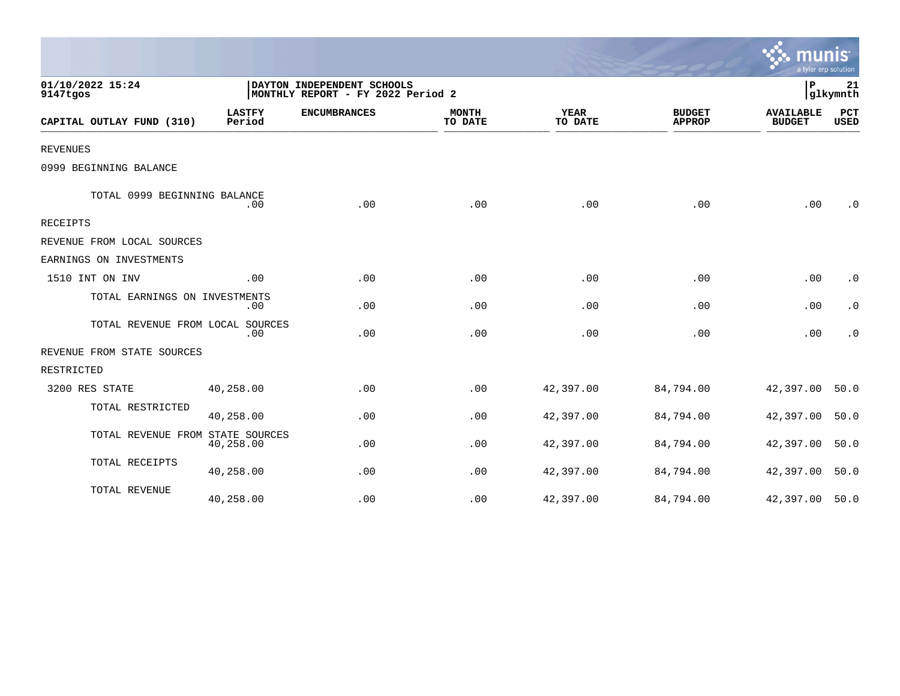01/10/2022 15:24 | DAYTON INDEPENDENT SCHOOLS
9147tgos | MONTHLY REPORT - FY 2022 Period 2

| CAPITAL OUTLAY FUND (310) | LASTFY Period | ENCUMBRANCES | MONTH TO DATE | YEAR TO DATE | BUDGET APPROP | AVAILABLE BUDGET | PCT USED |
|---|---|---|---|---|---|---|---|
| REVENUES | | | | | | | |
| 0999 BEGINNING BALANCE | | | | | | | |
| TOTAL 0999 BEGINNING BALANCE | .00 | .00 | .00 | .00 | .00 | .00 | .0 |
| RECEIPTS | | | | | | | |
| REVENUE FROM LOCAL SOURCES | | | | | | | |
| EARNINGS ON INVESTMENTS | | | | | | | |
| 1510 INT ON INV | .00 | .00 | .00 | .00 | .00 | .00 | .0 |
| TOTAL EARNINGS ON INVESTMENTS | .00 | .00 | .00 | .00 | .00 | .00 | .0 |
| TOTAL REVENUE FROM LOCAL SOURCES | .00 | .00 | .00 | .00 | .00 | .00 | .0 |
| REVENUE FROM STATE SOURCES | | | | | | | |
| RESTRICTED | | | | | | | |
| 3200 RES STATE | 40,258.00 | .00 | .00 | 42,397.00 | 84,794.00 | 42,397.00 | 50.0 |
| TOTAL RESTRICTED | 40,258.00 | .00 | .00 | 42,397.00 | 84,794.00 | 42,397.00 | 50.0 |
| TOTAL REVENUE FROM STATE SOURCES | 40,258.00 | .00 | .00 | 42,397.00 | 84,794.00 | 42,397.00 | 50.0 |
| TOTAL RECEIPTS | 40,258.00 | .00 | .00 | 42,397.00 | 84,794.00 | 42,397.00 | 50.0 |
| TOTAL REVENUE | 40,258.00 | .00 | .00 | 42,397.00 | 84,794.00 | 42,397.00 | 50.0 |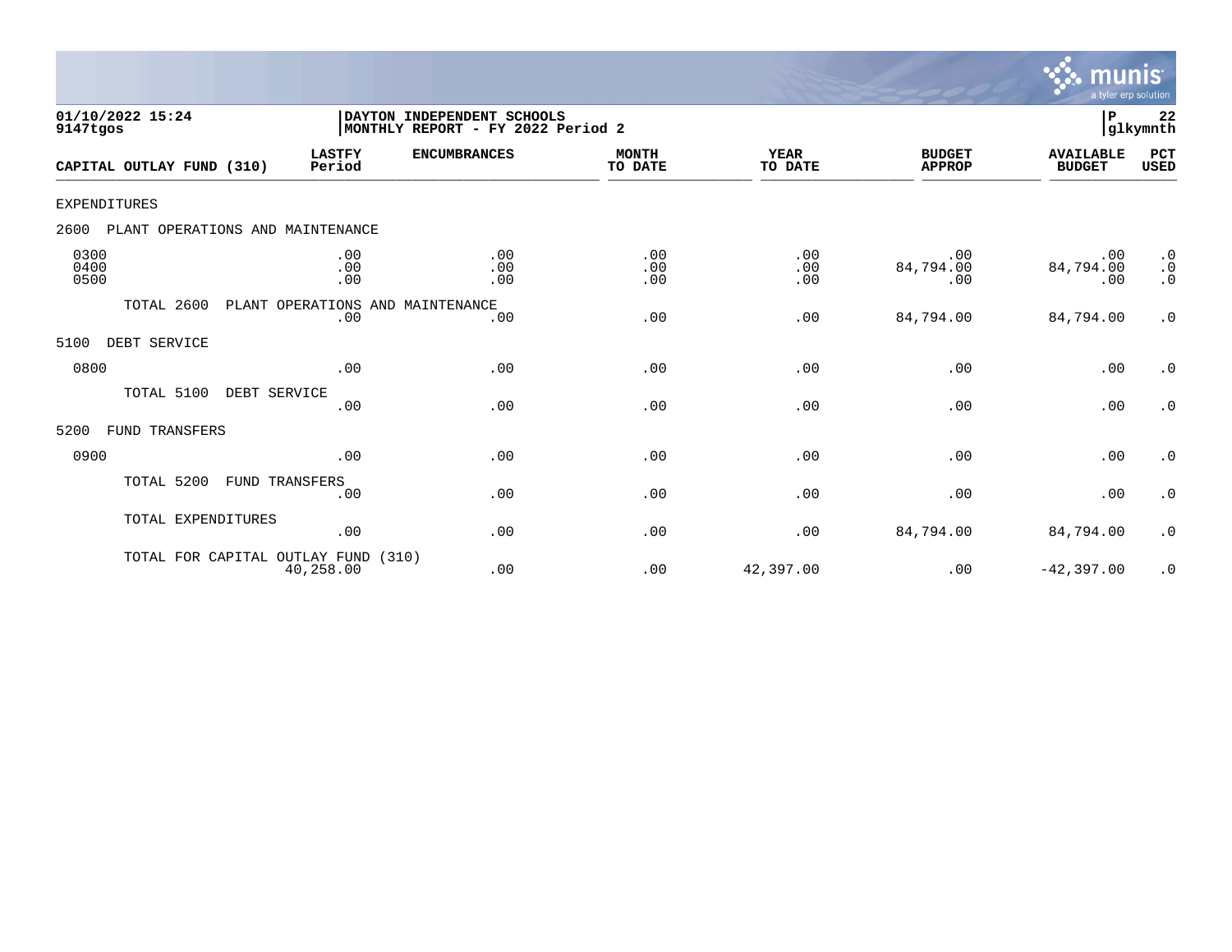01/10/2022 15:24 | DAYTON INDEPENDENT SCHOOLS | P 22
9147tgos | MONTHLY REPORT - FY 2022 Period 2 | glkymnth

| CAPITAL OUTLAY FUND (310) | LASTFY Period | ENCUMBRANCES | MONTH TO DATE | YEAR TO DATE | BUDGET APPROP | AVAILABLE BUDGET | PCT USED |
|---|---|---|---|---|---|---|---|
| EXPENDITURES | | | | | | | |
| 2600 PLANT OPERATIONS AND MAINTENANCE | | | | | | | |
| 0300 | .00 | .00 | .00 | .00 | .00 | .00 | .0 |
| 0400 | .00 | .00 | .00 | .00 | 84,794.00 | 84,794.00 | .0 |
| 0500 | .00 | .00 | .00 | .00 | .00 | .00 | .0 |
| TOTAL 2600 PLANT OPERATIONS AND MAINTENANCE | .00 | .00 | .00 | .00 | 84,794.00 | 84,794.00 | .0 |
| 5100 DEBT SERVICE | | | | | | | |
| 0800 | .00 | .00 | .00 | .00 | .00 | .00 | .0 |
| TOTAL 5100 DEBT SERVICE | .00 | .00 | .00 | .00 | .00 | .00 | .0 |
| 5200 FUND TRANSFERS | | | | | | | |
| 0900 | .00 | .00 | .00 | .00 | .00 | .00 | .0 |
| TOTAL 5200 FUND TRANSFERS | .00 | .00 | .00 | .00 | .00 | .00 | .0 |
| TOTAL EXPENDITURES | .00 | .00 | .00 | .00 | 84,794.00 | 84,794.00 | .0 |
| TOTAL FOR CAPITAL OUTLAY FUND (310) | 40,258.00 | .00 | .00 | 42,397.00 | .00 | -42,397.00 | .0 |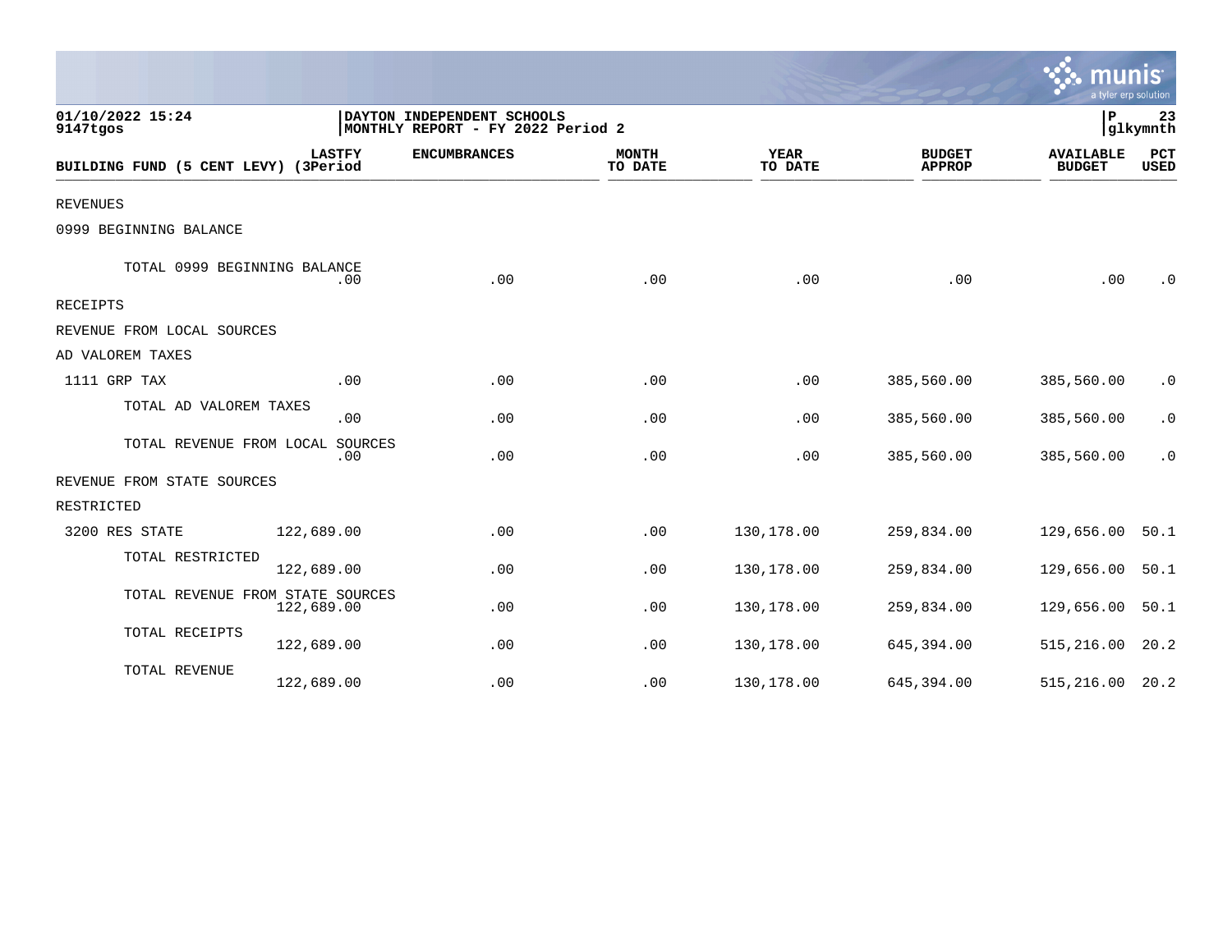01/10/2022 15:24 | DAYTON INDEPENDENT SCHOOLS | P 23
9147tgos | MONTHLY REPORT - FY 2022 Period 2 | glkymnth

| BUILDING FUND (5 CENT LEVY) | LASTFY (3Period | ENCUMBRANCES | MONTH TO DATE | YEAR TO DATE | BUDGET APPROP | AVAILABLE BUDGET | PCT USED |
|---|---|---|---|---|---|---|---|
| REVENUES | | | | | | | |
| 0999 BEGINNING BALANCE | | | | | | | |
| TOTAL 0999 BEGINNING BALANCE | .00 | .00 | .00 | .00 | .00 | .00 | .0 |
| RECEIPTS | | | | | | | |
| REVENUE FROM LOCAL SOURCES | | | | | | | |
| AD VALOREM TAXES | | | | | | | |
| 1111 GRP TAX | .00 | .00 | .00 | .00 | 385,560.00 | 385,560.00 | .0 |
| TOTAL AD VALOREM TAXES | .00 | .00 | .00 | .00 | 385,560.00 | 385,560.00 | .0 |
| TOTAL REVENUE FROM LOCAL SOURCES | .00 | .00 | .00 | .00 | 385,560.00 | 385,560.00 | .0 |
| REVENUE FROM STATE SOURCES | | | | | | | |
| RESTRICTED | | | | | | | |
| 3200 RES STATE | 122,689.00 | .00 | .00 | 130,178.00 | 259,834.00 | 129,656.00 | 50.1 |
| TOTAL RESTRICTED | 122,689.00 | .00 | .00 | 130,178.00 | 259,834.00 | 129,656.00 | 50.1 |
| TOTAL REVENUE FROM STATE SOURCES | 122,689.00 | .00 | .00 | 130,178.00 | 259,834.00 | 129,656.00 | 50.1 |
| TOTAL RECEIPTS | 122,689.00 | .00 | .00 | 130,178.00 | 645,394.00 | 515,216.00 | 20.2 |
| TOTAL REVENUE | 122,689.00 | .00 | .00 | 130,178.00 | 645,394.00 | 515,216.00 | 20.2 |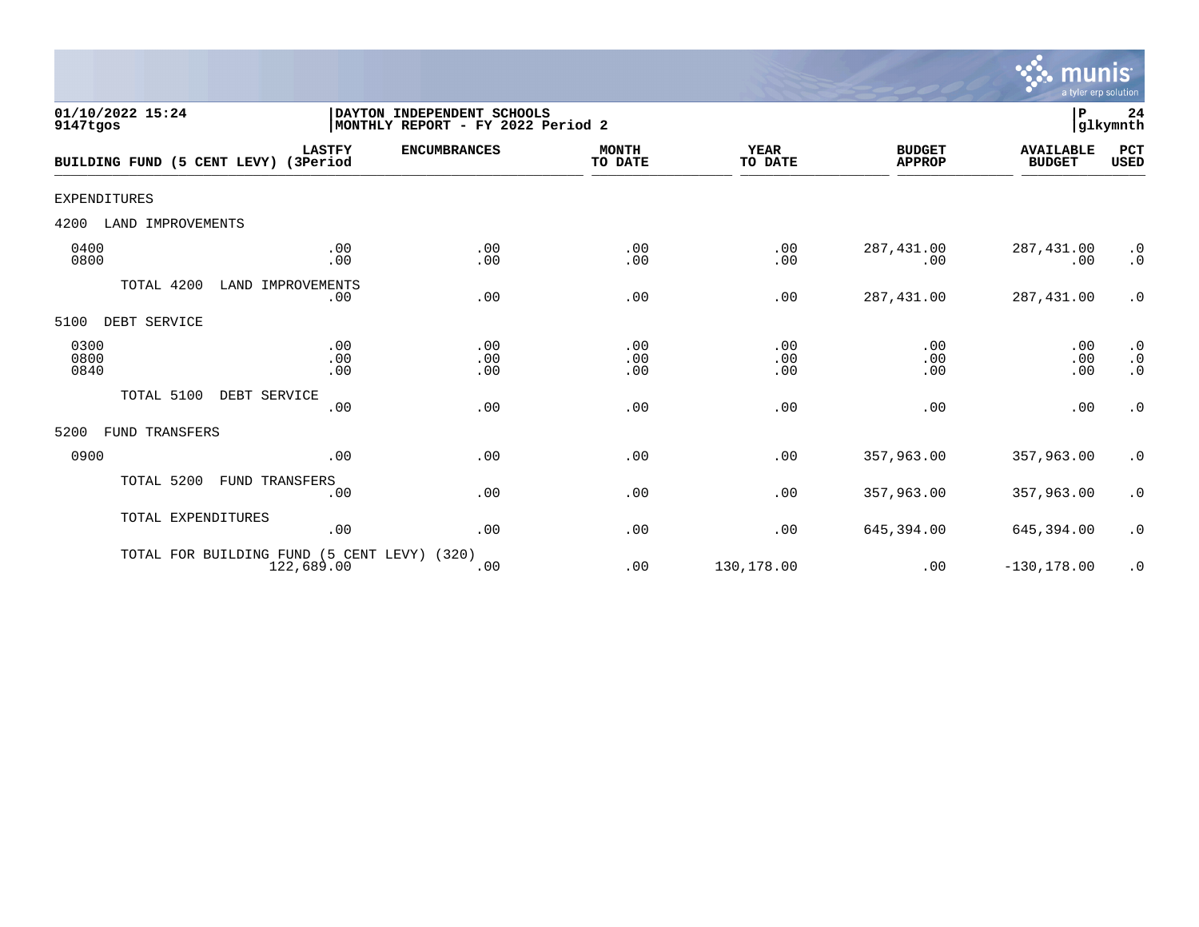01/10/2022 15:24
9147tgos

DAYTON INDEPENDENT SCHOOLS
MONTHLY REPORT - FY 2022 Period 2

P 24
glkymnth

| BUILDING FUND (5 CENT LEVY) | LASTFY (3Period | ENCUMBRANCES | MONTH TO DATE | YEAR TO DATE | BUDGET APPROP | AVAILABLE BUDGET | PCT USED |
|---|---|---|---|---|---|---|---|
| EXPENDITURES | | | | | | | |
| 4200 LAND IMPROVEMENTS | | | | | | | |
| 0400 | .00 | .00 | .00 | .00 | 287,431.00 | 287,431.00 | .0 |
| 0800 | .00 | .00 | .00 | .00 | .00 | .00 | .0 |
| TOTAL 4200 LAND IMPROVEMENTS | .00 | .00 | .00 | .00 | 287,431.00 | 287,431.00 | .0 |
| 5100 DEBT SERVICE | | | | | | | |
| 0300 | .00 | .00 | .00 | .00 | .00 | .00 | .0 |
| 0800 | .00 | .00 | .00 | .00 | .00 | .00 | .0 |
| 0840 | .00 | .00 | .00 | .00 | .00 | .00 | .0 |
| TOTAL 5100 DEBT SERVICE | .00 | .00 | .00 | .00 | .00 | .00 | .0 |
| 5200 FUND TRANSFERS | | | | | | | |
| 0900 | .00 | .00 | .00 | .00 | 357,963.00 | 357,963.00 | .0 |
| TOTAL 5200 FUND TRANSFERS | .00 | .00 | .00 | .00 | 357,963.00 | 357,963.00 | .0 |
| TOTAL EXPENDITURES | .00 | .00 | .00 | .00 | 645,394.00 | 645,394.00 | .0 |
| TOTAL FOR BUILDING FUND (5 CENT LEVY) (320) | 122,689.00 | .00 | .00 | 130,178.00 | .00 | -130,178.00 | .0 |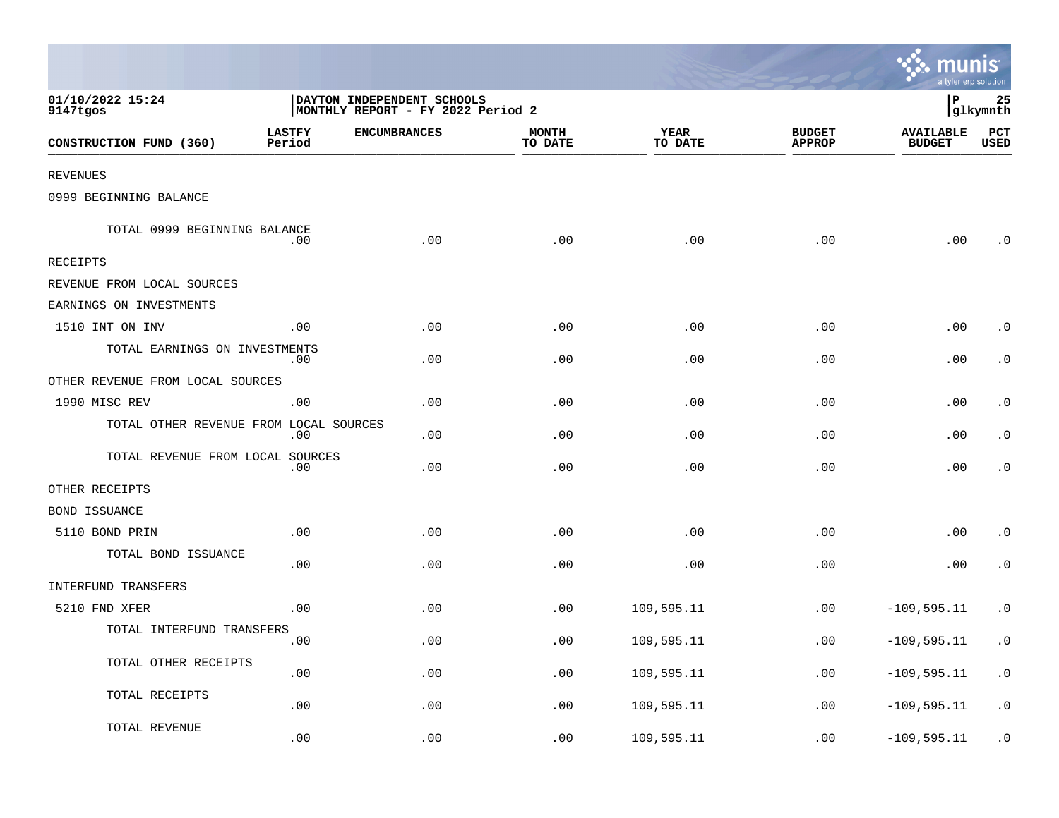01/10/2022 15:24
9147tgos

DAYTON INDEPENDENT SCHOOLS
MONTHLY REPORT - FY 2022 Period 2

P 25
glkymnth

| CONSTRUCTION FUND (360) | LASTFY Period | ENCUMBRANCES | MONTH TO DATE | YEAR TO DATE | BUDGET APPROP | AVAILABLE BUDGET | PCT USED |
|---|---|---|---|---|---|---|---|
| REVENUES | | | | | | | |
| 0999 BEGINNING BALANCE | | | | | | | |
| TOTAL 0999 BEGINNING BALANCE | .00 | .00 | .00 | .00 | .00 | .00 | .0 |
| RECEIPTS | | | | | | | |
| REVENUE FROM LOCAL SOURCES | | | | | | | |
| EARNINGS ON INVESTMENTS | | | | | | | |
| 1510 INT ON INV | .00 | .00 | .00 | .00 | .00 | .00 | .0 |
| TOTAL EARNINGS ON INVESTMENTS | .00 | .00 | .00 | .00 | .00 | .00 | .0 |
| OTHER REVENUE FROM LOCAL SOURCES | | | | | | | |
| 1990 MISC REV | .00 | .00 | .00 | .00 | .00 | .00 | .0 |
| TOTAL OTHER REVENUE FROM LOCAL SOURCES | .00 | .00 | .00 | .00 | .00 | .00 | .0 |
| TOTAL REVENUE FROM LOCAL SOURCES | .00 | .00 | .00 | .00 | .00 | .00 | .0 |
| OTHER RECEIPTS | | | | | | | |
| BOND ISSUANCE | | | | | | | |
| 5110 BOND PRIN | .00 | .00 | .00 | .00 | .00 | .00 | .0 |
| TOTAL BOND ISSUANCE | .00 | .00 | .00 | .00 | .00 | .00 | .0 |
| INTERFUND TRANSFERS | | | | | | | |
| 5210 FND XFER | .00 | .00 | .00 | 109,595.11 | .00 | -109,595.11 | .0 |
| TOTAL INTERFUND TRANSFERS | .00 | .00 | .00 | 109,595.11 | .00 | -109,595.11 | .0 |
| TOTAL OTHER RECEIPTS | .00 | .00 | .00 | 109,595.11 | .00 | -109,595.11 | .0 |
| TOTAL RECEIPTS | .00 | .00 | .00 | 109,595.11 | .00 | -109,595.11 | .0 |
| TOTAL REVENUE | .00 | .00 | .00 | 109,595.11 | .00 | -109,595.11 | .0 |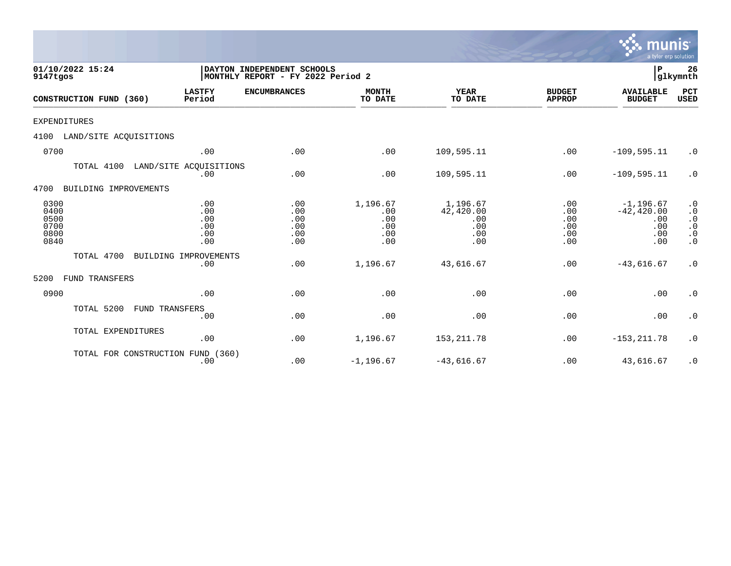01/10/2022 15:24
9147tgos

DAYTON INDEPENDENT SCHOOLS
MONTHLY REPORT - FY 2022 Period 2

P 26
glkymnth

| CONSTRUCTION FUND (360) | LASTFY Period | ENCUMBRANCES | MONTH TO DATE | YEAR TO DATE | BUDGET APPROP | AVAILABLE BUDGET | PCT USED |
|---|---|---|---|---|---|---|---|
| EXPENDITURES | | | | | | | |
| 4100 LAND/SITE ACQUISITIONS | | | | | | | |
| 0700 | .00 | .00 | .00 | 109,595.11 | .00 | -109,595.11 | .0 |
| TOTAL 4100 LAND/SITE ACQUISITIONS | .00 | .00 | .00 | 109,595.11 | .00 | -109,595.11 | .0 |
| 4700 BUILDING IMPROVEMENTS | | | | | | | |
| 0300 | .00 | .00 | 1,196.67 | 1,196.67 | .00 | -1,196.67 | .0 |
| 0400 | .00 | .00 | .00 | 42,420.00 | .00 | -42,420.00 | .0 |
| 0500 | .00 | .00 | .00 | .00 | .00 | .00 | .0 |
| 0700 | .00 | .00 | .00 | .00 | .00 | .00 | .0 |
| 0800 | .00 | .00 | .00 | .00 | .00 | .00 | .0 |
| 0840 | .00 | .00 | .00 | .00 | .00 | .00 | .0 |
| TOTAL 4700 BUILDING IMPROVEMENTS | .00 | .00 | 1,196.67 | 43,616.67 | .00 | -43,616.67 | .0 |
| 5200 FUND TRANSFERS | | | | | | | |
| 0900 | .00 | .00 | .00 | .00 | .00 | .00 | .0 |
| TOTAL 5200 FUND TRANSFERS | .00 | .00 | .00 | .00 | .00 | .00 | .0 |
| TOTAL EXPENDITURES | .00 | .00 | 1,196.67 | 153,211.78 | .00 | -153,211.78 | .0 |
| TOTAL FOR CONSTRUCTION FUND (360) | .00 | .00 | -1,196.67 | -43,616.67 | .00 | 43,616.67 | .0 |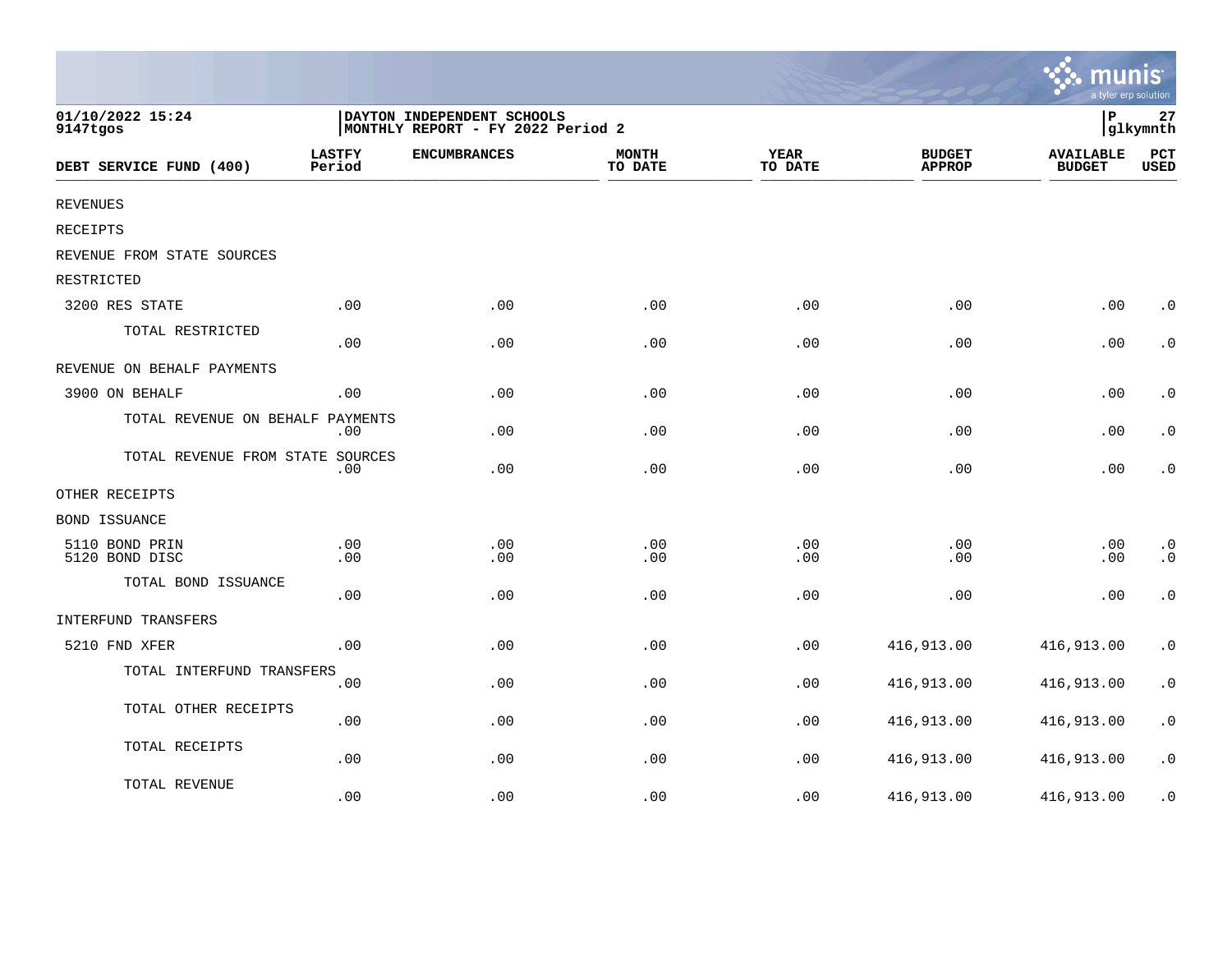01/10/2022 15:24
9147tgos

DAYTON INDEPENDENT SCHOOLS
MONTHLY REPORT - FY 2022 Period 2

P 27
glkymnth

| DEBT SERVICE FUND (400) | LASTFY Period | ENCUMBRANCES | MONTH TO DATE | YEAR TO DATE | BUDGET APPROP | AVAILABLE BUDGET | PCT USED |
|---|---|---|---|---|---|---|---|
| REVENUES | | | | | | | |
| RECEIPTS | | | | | | | |
| REVENUE FROM STATE SOURCES | | | | | | | |
| RESTRICTED | | | | | | | |
| 3200 RES STATE | .00 | .00 | .00 | .00 | .00 | .00 | .0 |
| TOTAL RESTRICTED | .00 | .00 | .00 | .00 | .00 | .00 | .0 |
| REVENUE ON BEHALF PAYMENTS | | | | | | | |
| 3900 ON BEHALF | .00 | .00 | .00 | .00 | .00 | .00 | .0 |
| TOTAL REVENUE ON BEHALF PAYMENTS | .00 | .00 | .00 | .00 | .00 | .00 | .0 |
| TOTAL REVENUE FROM STATE SOURCES | .00 | .00 | .00 | .00 | .00 | .00 | .0 |
| OTHER RECEIPTS | | | | | | | |
| BOND ISSUANCE | | | | | | | |
| 5110 BOND PRIN | .00 | .00 | .00 | .00 | .00 | .00 | .0 |
| 5120 BOND DISC | .00 | .00 | .00 | .00 | .00 | .00 | .0 |
| TOTAL BOND ISSUANCE | .00 | .00 | .00 | .00 | .00 | .00 | .0 |
| INTERFUND TRANSFERS | | | | | | | |
| 5210 FND XFER | .00 | .00 | .00 | .00 | 416,913.00 | 416,913.00 | .0 |
| TOTAL INTERFUND TRANSFERS | .00 | .00 | .00 | .00 | 416,913.00 | 416,913.00 | .0 |
| TOTAL OTHER RECEIPTS | .00 | .00 | .00 | .00 | 416,913.00 | 416,913.00 | .0 |
| TOTAL RECEIPTS | .00 | .00 | .00 | .00 | 416,913.00 | 416,913.00 | .0 |
| TOTAL REVENUE | .00 | .00 | .00 | .00 | 416,913.00 | 416,913.00 | .0 |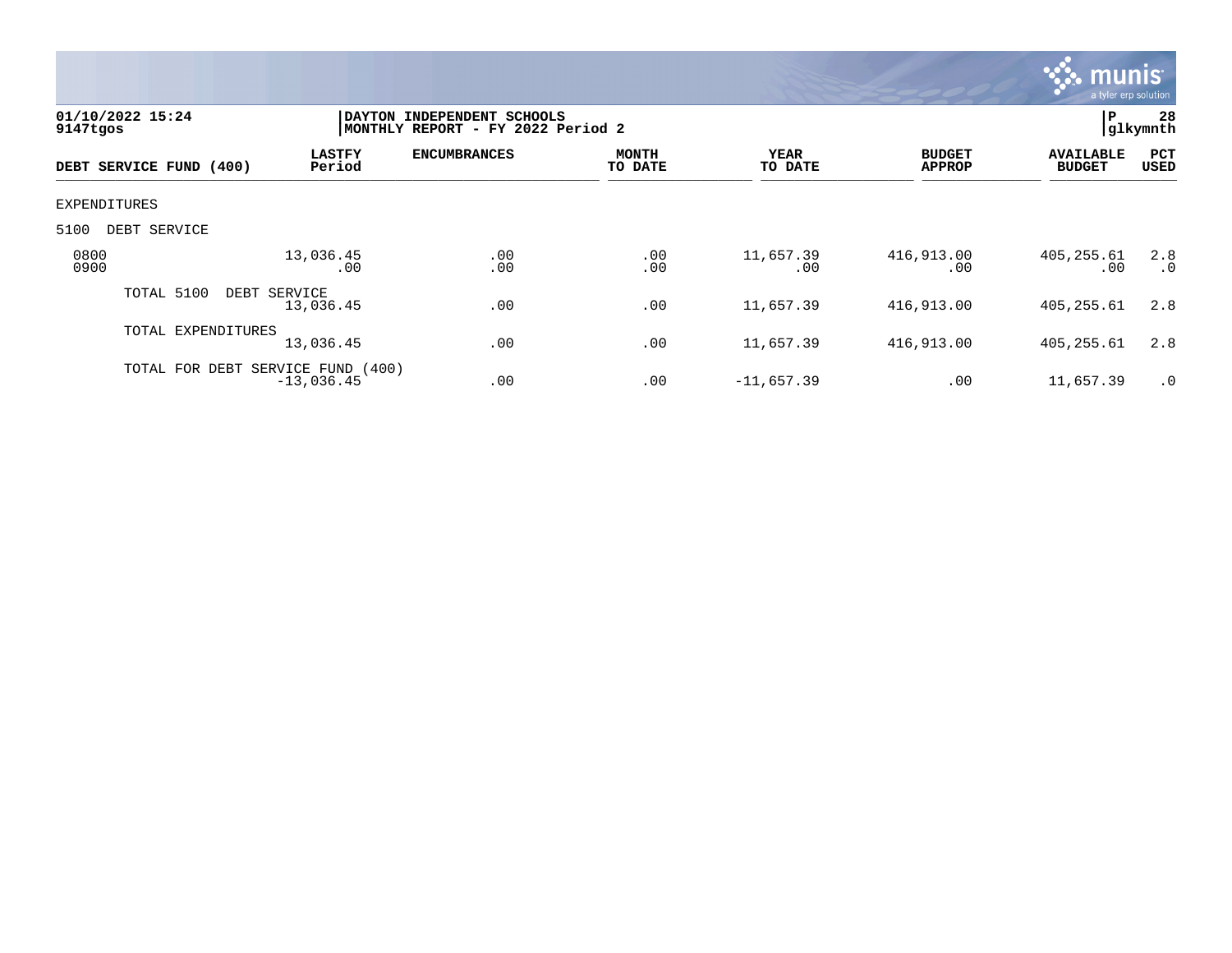**01/10/2022 15:24**
**9147tgos**

**DAYTON INDEPENDENT SCHOOLS**
**MONTHLY REPORT - FY 2022 Period 2**

**P 28**
**glkymnth**

| DEBT SERVICE FUND (400) | LASTFY Period | ENCUMBRANCES | MONTH TO DATE | YEAR TO DATE | BUDGET APPROP | AVAILABLE BUDGET | PCT USED |
|---|---|---|---|---|---|---|---|
| EXPENDITURES | | | | | | | |
| 5100 DEBT SERVICE | | | | | | | |
| 0800 | 13,036.45 | .00 | .00 | 11,657.39 | 416,913.00 | 405,255.61 | 2.8 |
| 0900 | .00 | .00 | .00 | .00 | .00 | .00 | .0 |
| TOTAL 5100 DEBT SERVICE | 13,036.45 | .00 | .00 | 11,657.39 | 416,913.00 | 405,255.61 | 2.8 |
| TOTAL EXPENDITURES | 13,036.45 | .00 | .00 | 11,657.39 | 416,913.00 | 405,255.61 | 2.8 |
| TOTAL FOR DEBT SERVICE FUND (400) | -13,036.45 | .00 | .00 | -11,657.39 | .00 | 11,657.39 | .0 |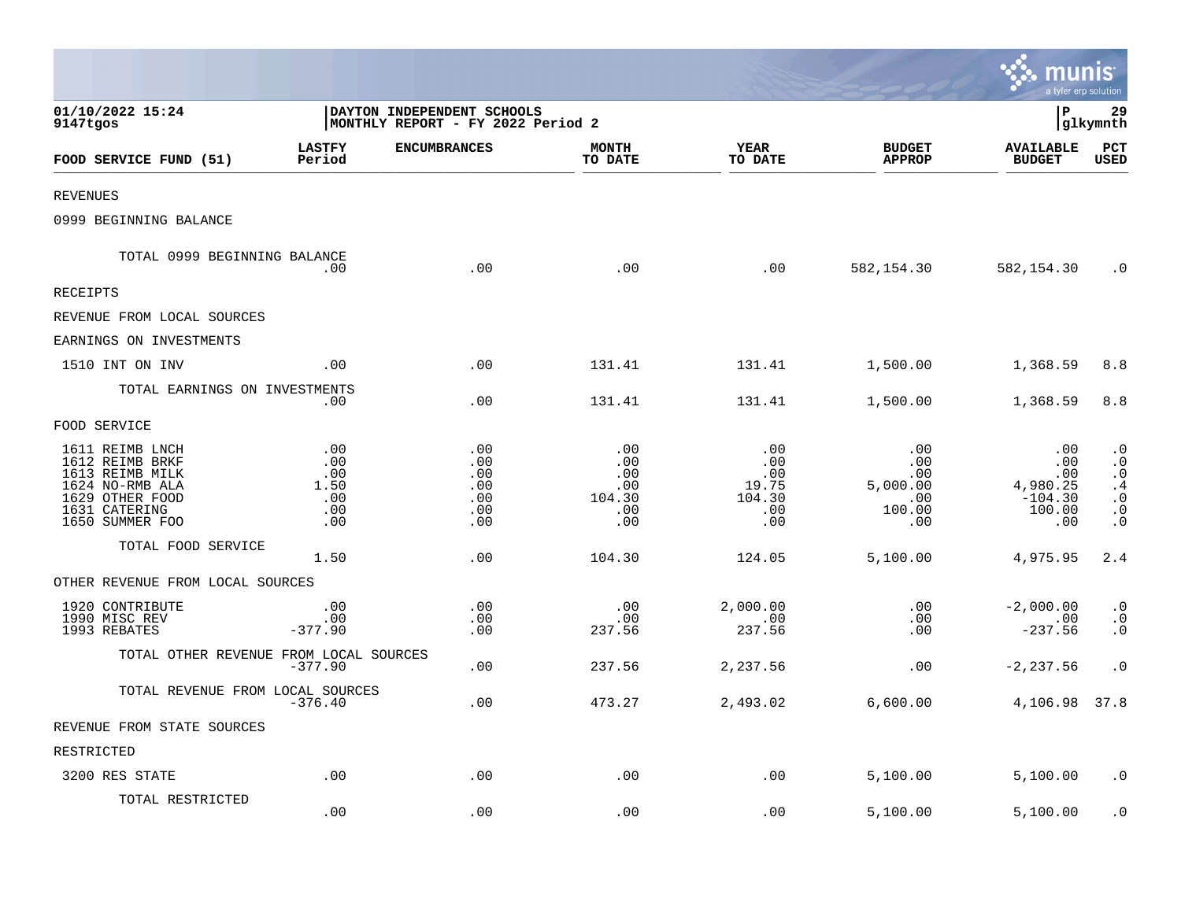01/10/2022 15:24 | DAYTON INDEPENDENT SCHOOLS | P 29
9147tgos | MONTHLY REPORT - FY 2022 Period 2 | glkymnth

| FOOD SERVICE FUND (51) | LASTFY Period | ENCUMBRANCES | MONTH TO DATE | YEAR TO DATE | BUDGET APPROP | AVAILABLE BUDGET | PCT USED |
|---|---|---|---|---|---|---|---|
| REVENUES | | | | | | | |
| 0999 BEGINNING BALANCE | | | | | | | |
| TOTAL 0999 BEGINNING BALANCE | .00 | .00 | .00 | .00 | 582,154.30 | 582,154.30 | .0 |
| RECEIPTS | | | | | | | |
| REVENUE FROM LOCAL SOURCES | | | | | | | |
| EARNINGS ON INVESTMENTS | | | | | | | |
| 1510 INT ON INV | .00 | .00 | 131.41 | 131.41 | 1,500.00 | 1,368.59 | 8.8 |
| TOTAL EARNINGS ON INVESTMENTS | .00 | .00 | 131.41 | 131.41 | 1,500.00 | 1,368.59 | 8.8 |
| FOOD SERVICE | | | | | | | |
| 1611 REIMB LNCH | .00 | .00 | .00 | .00 | .00 | .00 | .0 |
| 1612 REIMB BRKF | .00 | .00 | .00 | .00 | .00 | .00 | .0 |
| 1613 REIMB MILK | .00 | .00 | .00 | .00 | .00 | .00 | .0 |
| 1624 NO-RMB ALA | 1.50 | .00 | .00 | 19.75 | 5,000.00 | 4,980.25 | .4 |
| 1629 OTHER FOOD | .00 | .00 | 104.30 | 104.30 | .00 | -104.30 | .0 |
| 1631 CATERING | .00 | .00 | .00 | .00 | 100.00 | 100.00 | .0 |
| 1650 SUMMER FOO | .00 | .00 | .00 | .00 | .00 | .00 | .0 |
| TOTAL FOOD SERVICE | 1.50 | .00 | 104.30 | 124.05 | 5,100.00 | 4,975.95 | 2.4 |
| OTHER REVENUE FROM LOCAL SOURCES | | | | | | | |
| 1920 CONTRIBUTE | .00 | .00 | .00 | 2,000.00 | .00 | -2,000.00 | .0 |
| 1990 MISC REV | .00 | .00 | .00 | .00 | .00 | .00 | .0 |
| 1993 REBATES | -377.90 | .00 | 237.56 | 237.56 | .00 | -237.56 | .0 |
| TOTAL OTHER REVENUE FROM LOCAL SOURCES | -377.90 | .00 | 237.56 | 2,237.56 | .00 | -2,237.56 | .0 |
| TOTAL REVENUE FROM LOCAL SOURCES | -376.40 | .00 | 473.27 | 2,493.02 | 6,600.00 | 4,106.98 | 37.8 |
| REVENUE FROM STATE SOURCES | | | | | | | |
| RESTRICTED | | | | | | | |
| 3200 RES STATE | .00 | .00 | .00 | .00 | 5,100.00 | 5,100.00 | .0 |
| TOTAL RESTRICTED | .00 | .00 | .00 | .00 | 5,100.00 | 5,100.00 | .0 |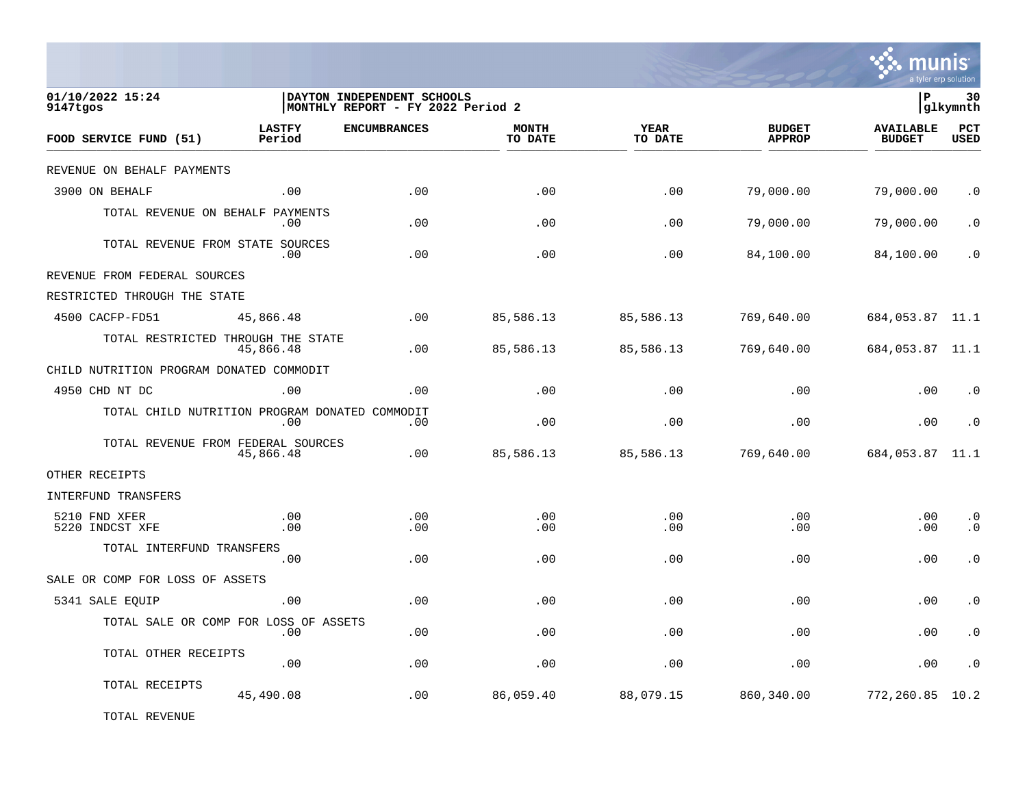DAYTON INDEPENDENT SCHOOLS
MONTHLY REPORT - FY 2022 Period 2

01/10/2022 15:24
9147tgos

| FOOD SERVICE FUND (51) | LASTFY Period | ENCUMBRANCES | MONTH TO DATE | YEAR TO DATE | BUDGET APPROP | AVAILABLE BUDGET | PCT USED |
|---|---|---|---|---|---|---|---|
| REVENUE ON BEHALF PAYMENTS | | | | | | | |
| 3900 ON BEHALF | .00 | .00 | .00 | .00 | 79,000.00 | 79,000.00 | .0 |
| TOTAL REVENUE ON BEHALF PAYMENTS | .00 | .00 | .00 | .00 | 79,000.00 | 79,000.00 | .0 |
| TOTAL REVENUE FROM STATE SOURCES | .00 | .00 | .00 | .00 | 84,100.00 | 84,100.00 | .0 |
| REVENUE FROM FEDERAL SOURCES | | | | | | | |
| RESTRICTED THROUGH THE STATE | | | | | | | |
| 4500 CACFP-FD51 | 45,866.48 | .00 | 85,586.13 | 85,586.13 | 769,640.00 | 684,053.87 | 11.1 |
| TOTAL RESTRICTED THROUGH THE STATE | 45,866.48 | .00 | 85,586.13 | 85,586.13 | 769,640.00 | 684,053.87 | 11.1 |
| CHILD NUTRITION PROGRAM DONATED COMMODIT | | | | | | | |
| 4950 CHD NT DC | .00 | .00 | .00 | .00 | .00 | .00 | .0 |
| TOTAL CHILD NUTRITION PROGRAM DONATED COMMODIT | .00 | .00 | .00 | .00 | .00 | .00 | .0 |
| TOTAL REVENUE FROM FEDERAL SOURCES | 45,866.48 | .00 | 85,586.13 | 85,586.13 | 769,640.00 | 684,053.87 | 11.1 |
| OTHER RECEIPTS | | | | | | | |
| INTERFUND TRANSFERS | | | | | | | |
| 5210 FND XFER | .00 | .00 | .00 | .00 | .00 | .00 | .0 |
| 5220 INDCST XFE | .00 | .00 | .00 | .00 | .00 | .00 | .0 |
| TOTAL INTERFUND TRANSFERS | .00 | .00 | .00 | .00 | .00 | .00 | .0 |
| SALE OR COMP FOR LOSS OF ASSETS | | | | | | | |
| 5341 SALE EQUIP | .00 | .00 | .00 | .00 | .00 | .00 | .0 |
| TOTAL SALE OR COMP FOR LOSS OF ASSETS | .00 | .00 | .00 | .00 | .00 | .00 | .0 |
| TOTAL OTHER RECEIPTS | .00 | .00 | .00 | .00 | .00 | .00 | .0 |
| TOTAL RECEIPTS | 45,490.08 | .00 | 86,059.40 | 88,079.15 | 860,340.00 | 772,260.85 | 10.2 |
| TOTAL REVENUE | | | | | | | |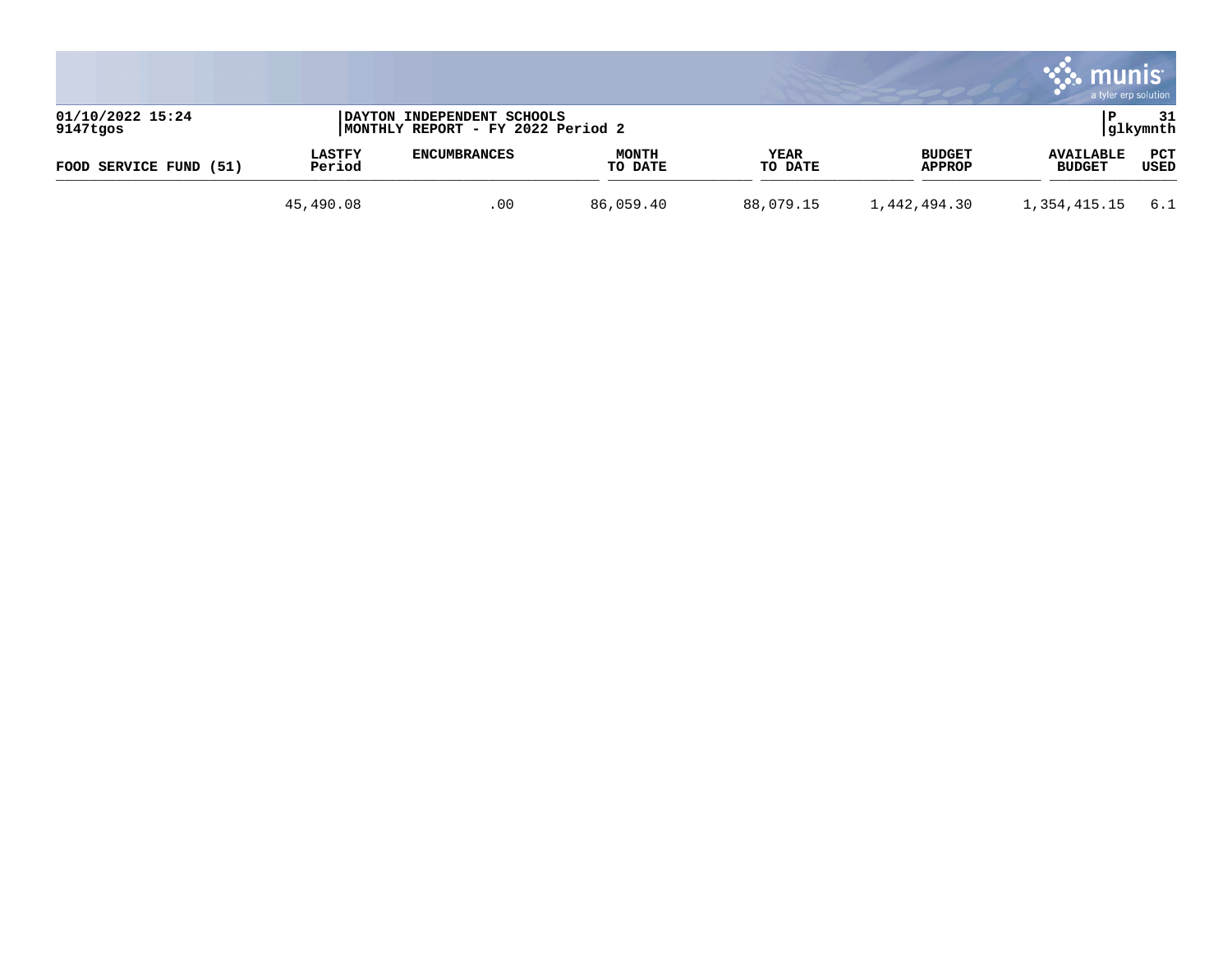| FOOD SERVICE FUND (51) | LASTFY Period | ENCUMBRANCES | MONTH TO DATE | YEAR TO DATE | BUDGET APPROP | AVAILABLE BUDGET | PCT USED |
|---|---|---|---|---|---|---|---|
| | 45,490.08 | .00 | 86,059.40 | 88,079.15 | 1,442,494.30 | 1,354,415.15 | 6.1 |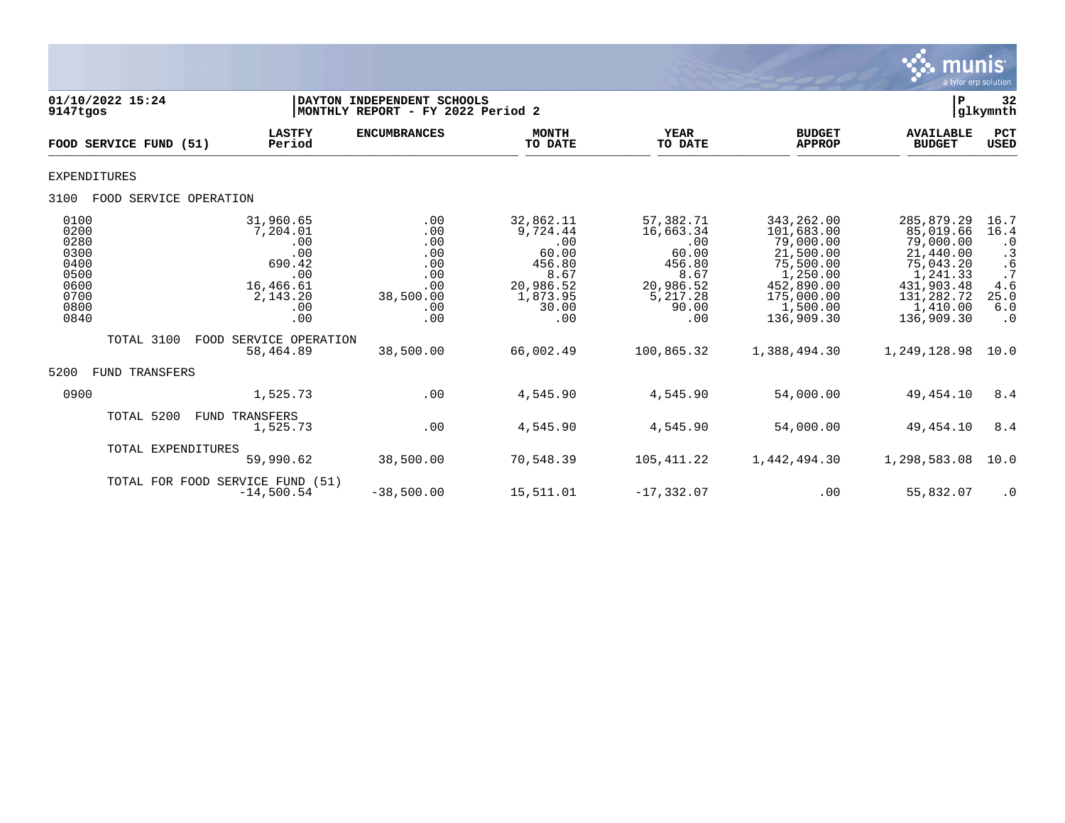01/10/2022 15:24 | DAYTON INDEPENDENT SCHOOLS | P 32
9147tgos | MONTHLY REPORT - FY 2022 Period 2 | glkymnth

| FOOD SERVICE FUND (51) | LASTFY Period | ENCUMBRANCES | MONTH TO DATE | YEAR TO DATE | BUDGET APPROP | AVAILABLE BUDGET | PCT USED |
|---|---|---|---|---|---|---|---|
| EXPENDITURES | | | | | | | |
| 3100 FOOD SERVICE OPERATION | | | | | | | |
| 0100 | 31,960.65 | .00 | 32,862.11 | 57,382.71 | 343,262.00 | 285,879.29 | 16.7 |
| 0200 | 7,204.01 | .00 | 9,724.44 | 16,663.34 | 101,683.00 | 85,019.66 | 16.4 |
| 0280 | .00 | .00 | .00 | .00 | 79,000.00 | 79,000.00 | .0 |
| 0300 | .00 | .00 | 60.00 | 60.00 | 21,500.00 | 21,440.00 | .3 |
| 0400 | 690.42 | .00 | 456.80 | 456.80 | 75,500.00 | 75,043.20 | .6 |
| 0500 | .00 | .00 | 8.67 | 8.67 | 1,250.00 | 1,241.33 | .7 |
| 0600 | 16,466.61 | .00 | 20,986.52 | 20,986.52 | 452,890.00 | 431,903.48 | 4.6 |
| 0700 | 2,143.20 | 38,500.00 | 1,873.95 | 5,217.28 | 175,000.00 | 131,282.72 | 25.0 |
| 0800 | .00 | .00 | 30.00 | 90.00 | 1,500.00 | 1,410.00 | 6.0 |
| 0840 | .00 | .00 | .00 | .00 | 136,909.30 | 136,909.30 | .0 |
| TOTAL 3100 FOOD SERVICE OPERATION | 58,464.89 | 38,500.00 | 66,002.49 | 100,865.32 | 1,388,494.30 | 1,249,128.98 | 10.0 |
| 5200 FUND TRANSFERS | | | | | | | |
| 0900 | 1,525.73 | .00 | 4,545.90 | 4,545.90 | 54,000.00 | 49,454.10 | 8.4 |
| TOTAL 5200 FUND TRANSFERS | 1,525.73 | .00 | 4,545.90 | 4,545.90 | 54,000.00 | 49,454.10 | 8.4 |
| TOTAL EXPENDITURES | 59,990.62 | 38,500.00 | 70,548.39 | 105,411.22 | 1,442,494.30 | 1,298,583.08 | 10.0 |
| TOTAL FOR FOOD SERVICE FUND (51) | -14,500.54 | -38,500.00 | 15,511.01 | -17,332.07 | .00 | 55,832.07 | .0 |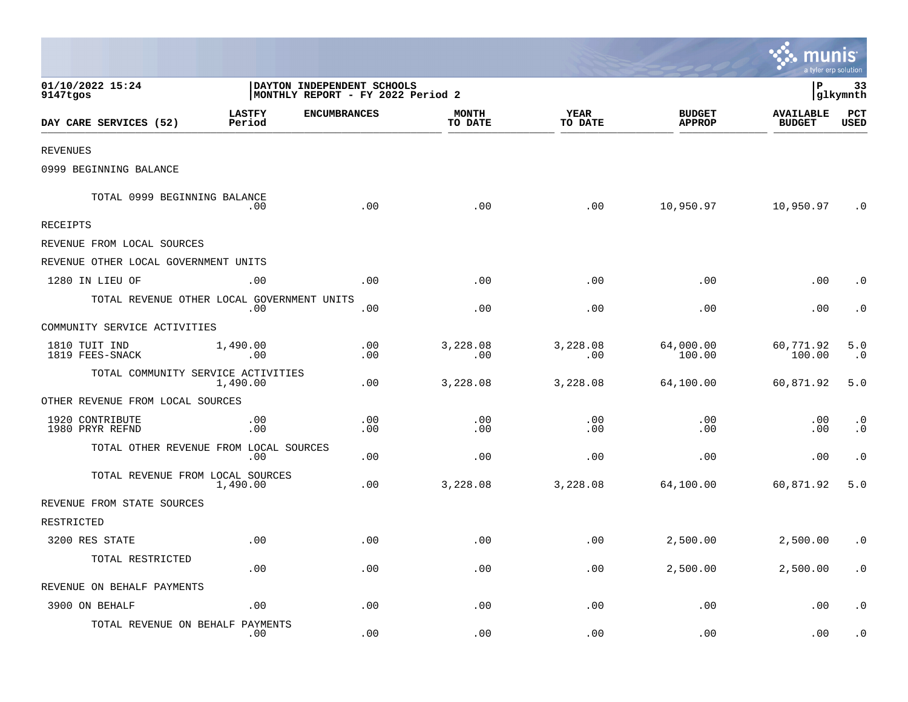01/10/2022 15:24
9147tgos

DAYTON INDEPENDENT SCHOOLS
MONTHLY REPORT - FY 2022 Period 2

P 33
glkymnth

| DAY CARE SERVICES (52) | LASTFY Period | ENCUMBRANCES | MONTH TO DATE | YEAR TO DATE | BUDGET APPROP | AVAILABLE BUDGET | PCT USED |
|---|---|---|---|---|---|---|---|
| REVENUES | | | | | | | |
| 0999 BEGINNING BALANCE | | | | | | | |
| TOTAL 0999 BEGINNING BALANCE | .00 | .00 | .00 | .00 | 10,950.97 | 10,950.97 | .0 |
| RECEIPTS | | | | | | | |
| REVENUE FROM LOCAL SOURCES | | | | | | | |
| REVENUE OTHER LOCAL GOVERNMENT UNITS | | | | | | | |
| 1280 IN LIEU OF | .00 | .00 | .00 | .00 | .00 | .00 | .0 |
| TOTAL REVENUE OTHER LOCAL GOVERNMENT UNITS | .00 | .00 | .00 | .00 | .00 | .00 | .0 |
| COMMUNITY SERVICE ACTIVITIES | | | | | | | |
| 1810 TUIT IND | 1,490.00 | .00 | 3,228.08 | 3,228.08 | 64,000.00 | 60,771.92 | 5.0 |
| 1819 FEES-SNACK | .00 | .00 | .00 | .00 | 100.00 | 100.00 | .0 |
| TOTAL COMMUNITY SERVICE ACTIVITIES | 1,490.00 | .00 | 3,228.08 | 3,228.08 | 64,100.00 | 60,871.92 | 5.0 |
| OTHER REVENUE FROM LOCAL SOURCES | | | | | | | |
| 1920 CONTRIBUTE | .00 | .00 | .00 | .00 | .00 | .00 | .0 |
| 1980 PRYR REFND | .00 | .00 | .00 | .00 | .00 | .00 | .0 |
| TOTAL OTHER REVENUE FROM LOCAL SOURCES | .00 | .00 | .00 | .00 | .00 | .00 | .0 |
| TOTAL REVENUE FROM LOCAL SOURCES | 1,490.00 | .00 | 3,228.08 | 3,228.08 | 64,100.00 | 60,871.92 | 5.0 |
| REVENUE FROM STATE SOURCES | | | | | | | |
| RESTRICTED | | | | | | | |
| 3200 RES STATE | .00 | .00 | .00 | .00 | 2,500.00 | 2,500.00 | .0 |
| TOTAL RESTRICTED | .00 | .00 | .00 | .00 | 2,500.00 | 2,500.00 | .0 |
| REVENUE ON BEHALF PAYMENTS | | | | | | | |
| 3900 ON BEHALF | .00 | .00 | .00 | .00 | .00 | .00 | .0 |
| TOTAL REVENUE ON BEHALF PAYMENTS | .00 | .00 | .00 | .00 | .00 | .00 | .0 |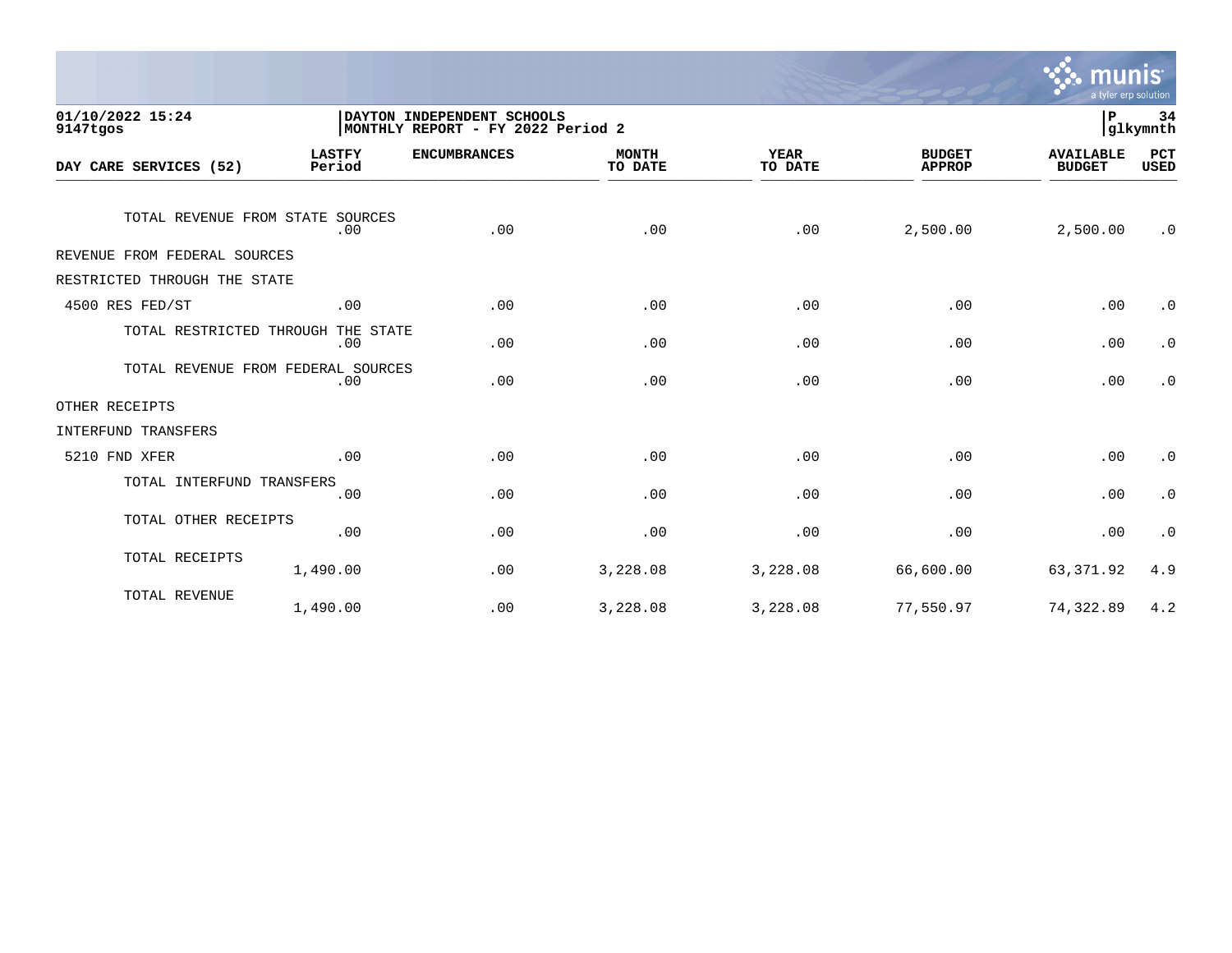01/10/2022 15:24
9147tgos

DAYTON INDEPENDENT SCHOOLS
MONTHLY REPORT - FY 2022 Period 2

P 34
glkymnth

| DAY CARE SERVICES (52) | LASTFY Period | ENCUMBRANCES | MONTH TO DATE | YEAR TO DATE | BUDGET APPROP | AVAILABLE BUDGET | PCT USED |
|---|---|---|---|---|---|---|---|
| TOTAL REVENUE FROM STATE SOURCES | .00 | .00 | .00 | .00 | 2,500.00 | 2,500.00 | .0 |
| REVENUE FROM FEDERAL SOURCES | | | | | | | |
| RESTRICTED THROUGH THE STATE | | | | | | | |
| 4500 RES FED/ST | .00 | .00 | .00 | .00 | .00 | .00 | .0 |
| TOTAL RESTRICTED THROUGH THE STATE | .00 | .00 | .00 | .00 | .00 | .00 | .0 |
| TOTAL REVENUE FROM FEDERAL SOURCES | .00 | .00 | .00 | .00 | .00 | .00 | .0 |
| OTHER RECEIPTS | | | | | | | |
| INTERFUND TRANSFERS | | | | | | | |
| 5210 FND XFER | .00 | .00 | .00 | .00 | .00 | .00 | .0 |
| TOTAL INTERFUND TRANSFERS | .00 | .00 | .00 | .00 | .00 | .00 | .0 |
| TOTAL OTHER RECEIPTS | .00 | .00 | .00 | .00 | .00 | .00 | .0 |
| TOTAL RECEIPTS | 1,490.00 | .00 | 3,228.08 | 3,228.08 | 66,600.00 | 63,371.92 | 4.9 |
| TOTAL REVENUE | 1,490.00 | .00 | 3,228.08 | 3,228.08 | 77,550.97 | 74,322.89 | 4.2 |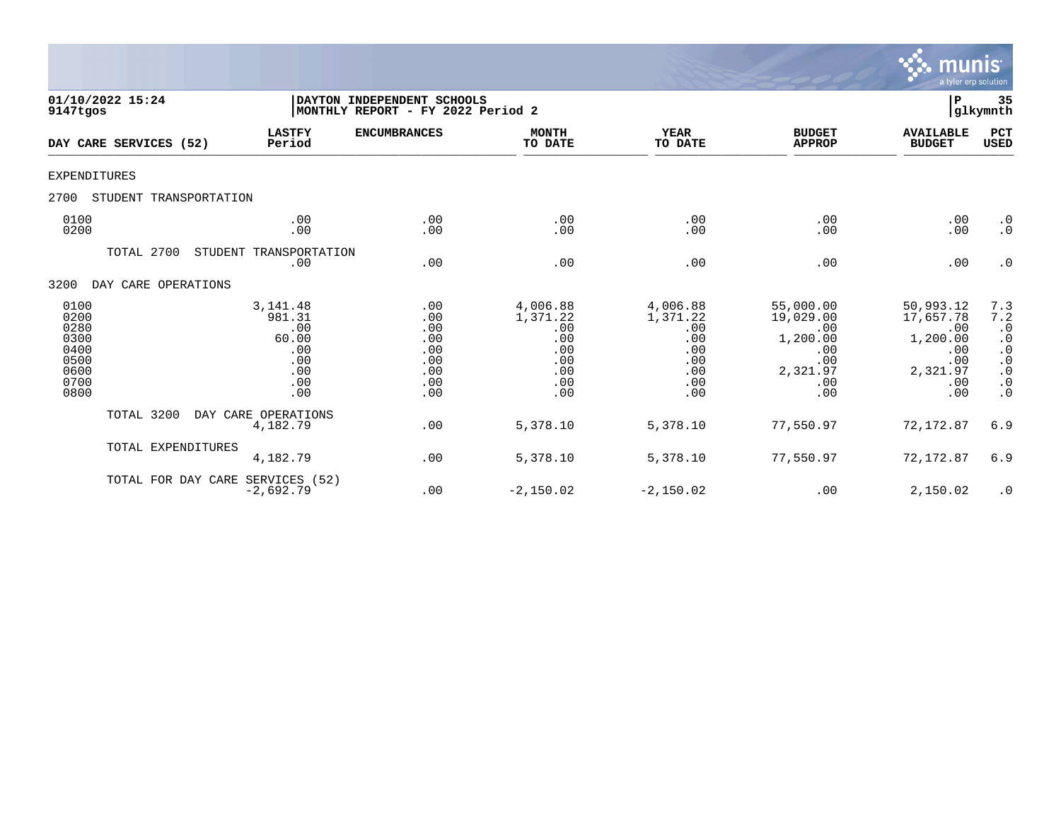**01/10/2022 15:24**
**9147tgos**

**DAYTON INDEPENDENT SCHOOLS**
**MONTHLY REPORT - FY 2022 Period 2**

**P 35**
**glkymnth**

| DAY CARE SERVICES (52) | LASTFY Period | ENCUMBRANCES | MONTH TO DATE | YEAR TO DATE | BUDGET APPROP | AVAILABLE BUDGET | PCT USED |
|---|---|---|---|---|---|---|---|
| EXPENDITURES | | | | | | | |
| 2700 STUDENT TRANSPORTATION | | | | | | | |
| 0100 | .00 | .00 | .00 | .00 | .00 | .00 | .0 |
| 0200 | .00 | .00 | .00 | .00 | .00 | .00 | .0 |
| TOTAL 2700 STUDENT TRANSPORTATION | .00 | .00 | .00 | .00 | .00 | .00 | .0 |
| 3200 DAY CARE OPERATIONS | | | | | | | |
| 0100 | 3,141.48 | .00 | 4,006.88 | 4,006.88 | 55,000.00 | 50,993.12 | 7.3 |
| 0200 | 981.31 | .00 | 1,371.22 | 1,371.22 | 19,029.00 | 17,657.78 | 7.2 |
| 0280 | .00 | .00 | .00 | .00 | .00 | .00 | .0 |
| 0300 | 60.00 | .00 | .00 | .00 | 1,200.00 | 1,200.00 | .0 |
| 0400 | .00 | .00 | .00 | .00 | .00 | .00 | .0 |
| 0500 | .00 | .00 | .00 | .00 | .00 | .00 | .0 |
| 0600 | .00 | .00 | .00 | .00 | 2,321.97 | 2,321.97 | .0 |
| 0700 | .00 | .00 | .00 | .00 | .00 | .00 | .0 |
| 0800 | .00 | .00 | .00 | .00 | .00 | .00 | .0 |
| TOTAL 3200 DAY CARE OPERATIONS | 4,182.79 | .00 | 5,378.10 | 5,378.10 | 77,550.97 | 72,172.87 | 6.9 |
| TOTAL EXPENDITURES | 4,182.79 | .00 | 5,378.10 | 5,378.10 | 77,550.97 | 72,172.87 | 6.9 |
| TOTAL FOR DAY CARE SERVICES (52) | -2,692.79 | .00 | -2,150.02 | -2,150.02 | .00 | 2,150.02 | .0 |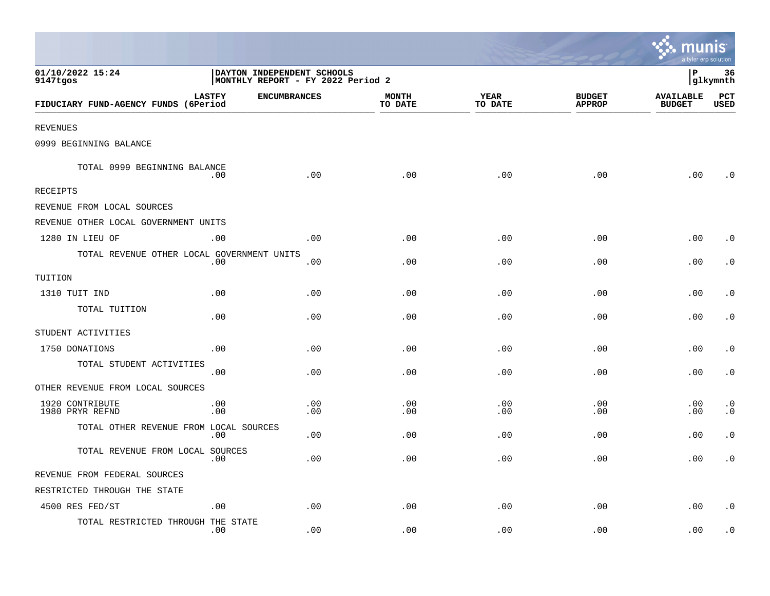01/10/2022 15:24
9147tgos

**DAYTON INDEPENDENT SCHOOLS**
**MONTHLY REPORT - FY 2022 Period 2**

P 36
glkymnth

| FIDUCIARY FUND-AGENCY FUNDS | LASTFY (6Period | ENCUMBRANCES | MONTH TO DATE | YEAR TO DATE | BUDGET APPROP | AVAILABLE BUDGET | PCT USED |
|---|---|---|---|---|---|---|---|
| REVENUES | | | | | | | |
| 0999 BEGINNING BALANCE | | | | | | | |
| TOTAL 0999 BEGINNING BALANCE | .00 | .00 | .00 | .00 | .00 | .00 | .0 |
| RECEIPTS | | | | | | | |
| REVENUE FROM LOCAL SOURCES | | | | | | | |
| REVENUE OTHER LOCAL GOVERNMENT UNITS | | | | | | | |
| 1280 IN LIEU OF | .00 | .00 | .00 | .00 | .00 | .00 | .0 |
| TOTAL REVENUE OTHER LOCAL GOVERNMENT UNITS | .00 | .00 | .00 | .00 | .00 | .00 | .0 |
| TUITION | | | | | | | |
| 1310 TUIT IND | .00 | .00 | .00 | .00 | .00 | .00 | .0 |
| TOTAL TUITION | .00 | .00 | .00 | .00 | .00 | .00 | .0 |
| STUDENT ACTIVITIES | | | | | | | |
| 1750 DONATIONS | .00 | .00 | .00 | .00 | .00 | .00 | .0 |
| TOTAL STUDENT ACTIVITIES | .00 | .00 | .00 | .00 | .00 | .00 | .0 |
| OTHER REVENUE FROM LOCAL SOURCES | | | | | | | |
| 1920 CONTRIBUTE | .00 | .00 | .00 | .00 | .00 | .00 | .0 |
| 1980 PRYR REFND | .00 | .00 | .00 | .00 | .00 | .00 | .0 |
| TOTAL OTHER REVENUE FROM LOCAL SOURCES | .00 | .00 | .00 | .00 | .00 | .00 | .0 |
| TOTAL REVENUE FROM LOCAL SOURCES | .00 | .00 | .00 | .00 | .00 | .00 | .0 |
| REVENUE FROM FEDERAL SOURCES | | | | | | | |
| RESTRICTED THROUGH THE STATE | | | | | | | |
| 4500 RES FED/ST | .00 | .00 | .00 | .00 | .00 | .00 | .0 |
| TOTAL RESTRICTED THROUGH THE STATE | .00 | .00 | .00 | .00 | .00 | .00 | .0 |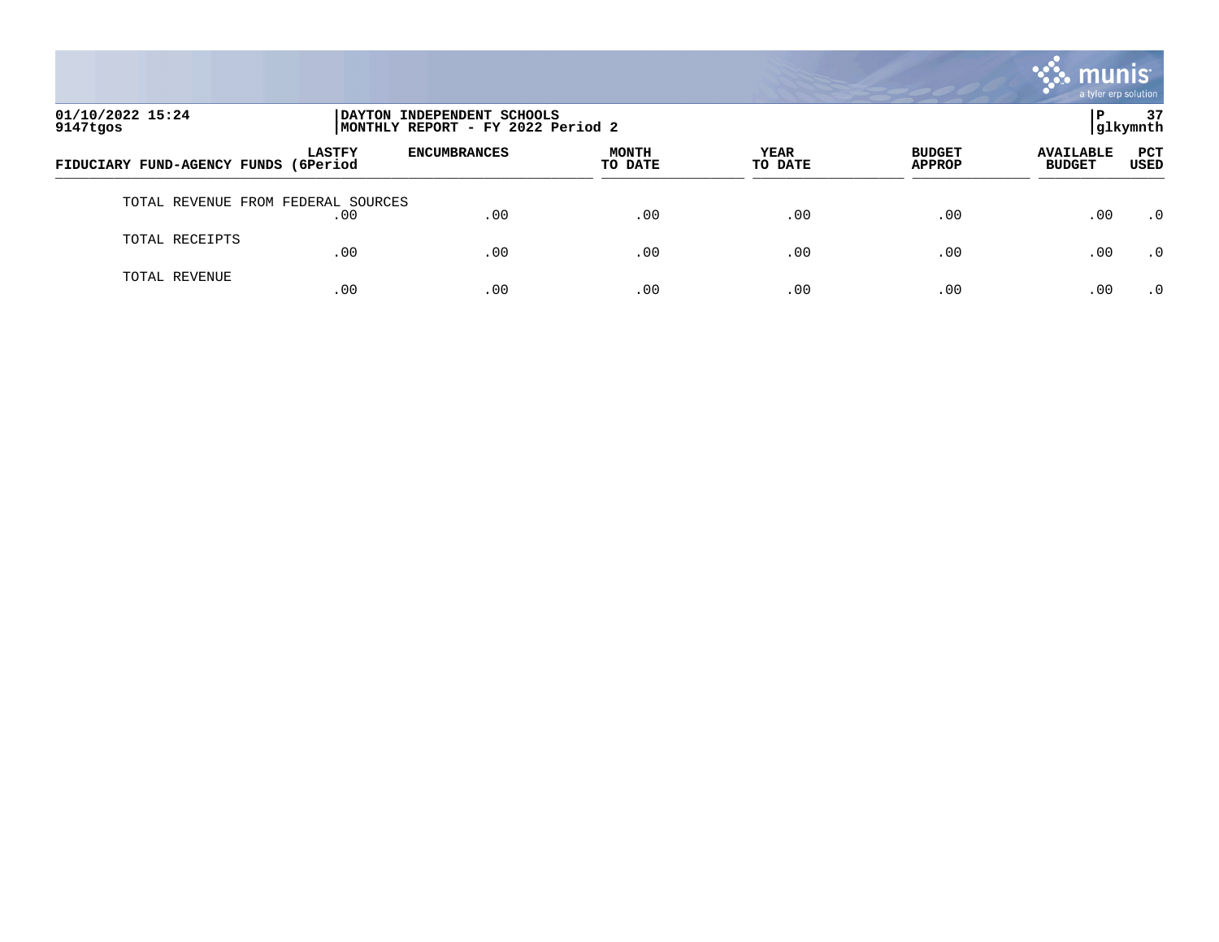01/10/2022 15:24 | DAYTON INDEPENDENT SCHOOLS | P 37
9147tgos | MONTHLY REPORT - FY 2022 Period 2 | glkymnth

| FIDUCIARY FUND-AGENCY FUNDS | LASTFY (6Period | ENCUMBRANCES | MONTH TO DATE | YEAR TO DATE | BUDGET APPROP | AVAILABLE BUDGET | PCT USED |
|---|---|---|---|---|---|---|---|
| TOTAL REVENUE FROM FEDERAL SOURCES | .00 | .00 | .00 | .00 | .00 | .00 | .0 |
| TOTAL RECEIPTS | .00 | .00 | .00 | .00 | .00 | .00 | .0 |
| TOTAL REVENUE | .00 | .00 | .00 | .00 | .00 | .00 | .0 |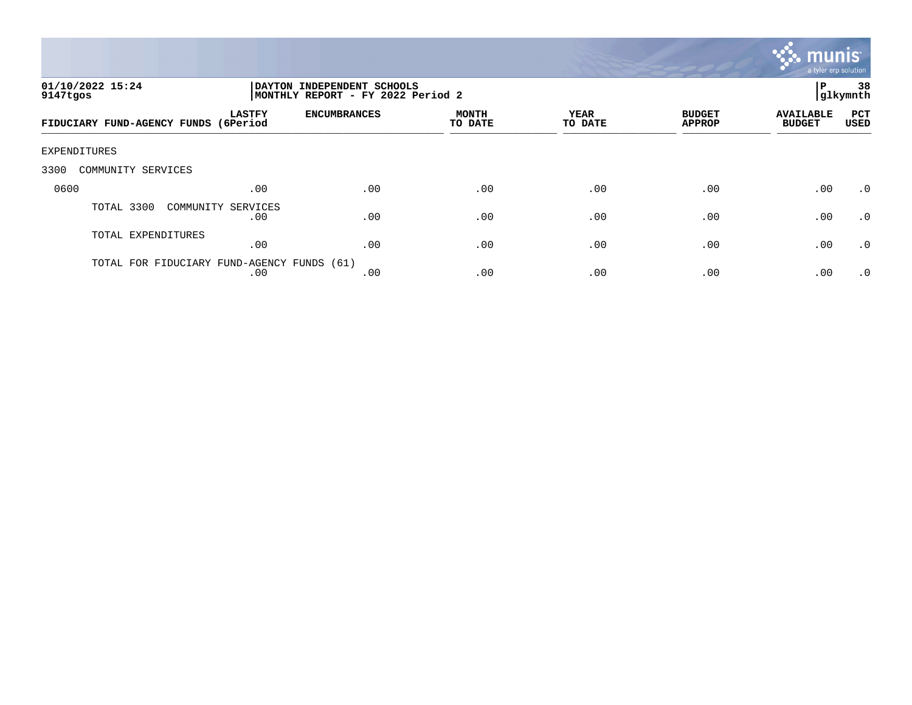01/10/2022 15:24 | DAYTON INDEPENDENT SCHOOLS
9147tgos | MONTHLY REPORT - FY 2022 Period 2

P 38
glkymnth

| FIDUCIARY FUND-AGENCY FUNDS (61) | LASTFY (6Period | ENCUMBRANCES | MONTH TO DATE | YEAR TO DATE | BUDGET APPROP | AVAILABLE BUDGET | PCT USED |
|---|---|---|---|---|---|---|---|
| EXPENDITURES | | | | | | | |
| 3300 COMMUNITY SERVICES | | | | | | | |
| 0600 | .00 | .00 | .00 | .00 | .00 | .00 | .0 |
| TOTAL 3300 COMMUNITY SERVICES | .00 | .00 | .00 | .00 | .00 | .00 | .0 |
| TOTAL EXPENDITURES | .00 | .00 | .00 | .00 | .00 | .00 | .0 |
| TOTAL FOR FIDUCIARY FUND-AGENCY FUNDS (61) | .00 | .00 | .00 | .00 | .00 | .00 | .0 |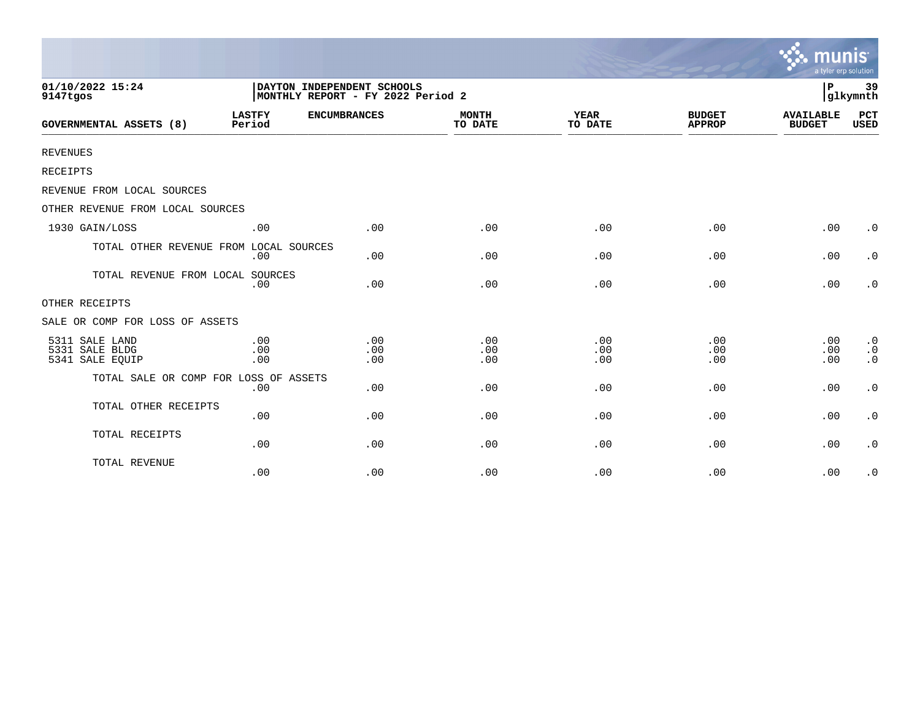01/10/2022 15:24
9147tgos

DAYTON INDEPENDENT SCHOOLS
MONTHLY REPORT - FY 2022 Period 2

P 39
glkymnth

| GOVERNMENTAL ASSETS (8) | LASTFY Period | ENCUMBRANCES | MONTH TO DATE | YEAR TO DATE | BUDGET APPROP | AVAILABLE BUDGET | PCT USED |
|---|---|---|---|---|---|---|---|
| REVENUES | | | | | | | |
| RECEIPTS | | | | | | | |
| REVENUE FROM LOCAL SOURCES | | | | | | | |
| OTHER REVENUE FROM LOCAL SOURCES | | | | | | | |
| 1930 GAIN/LOSS | .00 | .00 | .00 | .00 | .00 | .00 | .0 |
| TOTAL OTHER REVENUE FROM LOCAL SOURCES | .00 | .00 | .00 | .00 | .00 | .00 | .0 |
| TOTAL REVENUE FROM LOCAL SOURCES | .00 | .00 | .00 | .00 | .00 | .00 | .0 |
| OTHER RECEIPTS | | | | | | | |
| SALE OR COMP FOR LOSS OF ASSETS | | | | | | | |
| 5311 SALE LAND | .00 | .00 | .00 | .00 | .00 | .00 | .0 |
| 5331 SALE BLDG | .00 | .00 | .00 | .00 | .00 | .00 | .0 |
| 5341 SALE EQUIP | .00 | .00 | .00 | .00 | .00 | .00 | .0 |
| TOTAL SALE OR COMP FOR LOSS OF ASSETS | .00 | .00 | .00 | .00 | .00 | .00 | .0 |
| TOTAL OTHER RECEIPTS | .00 | .00 | .00 | .00 | .00 | .00 | .0 |
| TOTAL RECEIPTS | .00 | .00 | .00 | .00 | .00 | .00 | .0 |
| TOTAL REVENUE | .00 | .00 | .00 | .00 | .00 | .00 | .0 |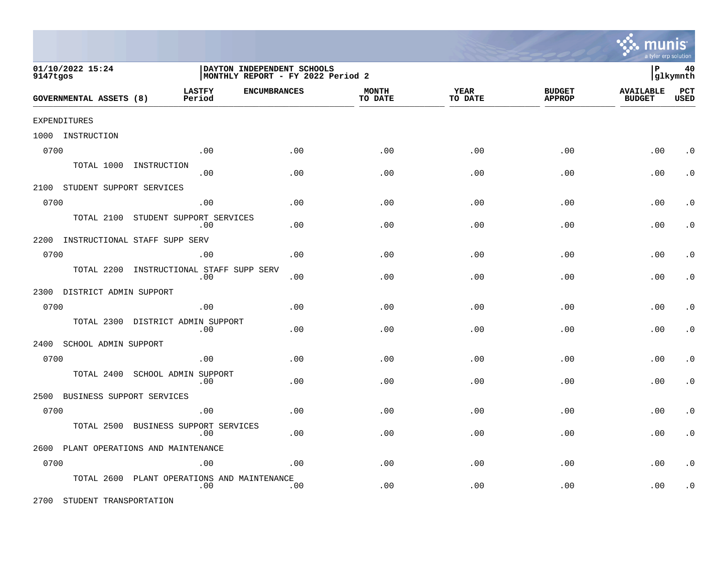01/10/2022 15:24
9147tgos

DAYTON INDEPENDENT SCHOOLS
MONTHLY REPORT - FY 2022 Period 2

P 40
glkymnth

| GOVERNMENTAL ASSETS (8) | LASTFY Period | ENCUMBRANCES | MONTH TO DATE | YEAR TO DATE | BUDGET APPROP | AVAILABLE BUDGET | PCT USED |
|---|---|---|---|---|---|---|---|
| EXPENDITURES | | | | | | | |
| 1000 INSTRUCTION | | | | | | | |
| 0700 | .00 | .00 | .00 | .00 | .00 | .00 | .0 |
| TOTAL 1000 INSTRUCTION | .00 | .00 | .00 | .00 | .00 | .00 | .0 |
| 2100 STUDENT SUPPORT SERVICES | | | | | | | |
| 0700 | .00 | .00 | .00 | .00 | .00 | .00 | .0 |
| TOTAL 2100 STUDENT SUPPORT SERVICES | .00 | .00 | .00 | .00 | .00 | .00 | .0 |
| 2200 INSTRUCTIONAL STAFF SUPP SERV | | | | | | | |
| 0700 | .00 | .00 | .00 | .00 | .00 | .00 | .0 |
| TOTAL 2200 INSTRUCTIONAL STAFF SUPP SERV | .00 | .00 | .00 | .00 | .00 | .00 | .0 |
| 2300 DISTRICT ADMIN SUPPORT | | | | | | | |
| 0700 | .00 | .00 | .00 | .00 | .00 | .00 | .0 |
| TOTAL 2300 DISTRICT ADMIN SUPPORT | .00 | .00 | .00 | .00 | .00 | .00 | .0 |
| 2400 SCHOOL ADMIN SUPPORT | | | | | | | |
| 0700 | .00 | .00 | .00 | .00 | .00 | .00 | .0 |
| TOTAL 2400 SCHOOL ADMIN SUPPORT | .00 | .00 | .00 | .00 | .00 | .00 | .0 |
| 2500 BUSINESS SUPPORT SERVICES | | | | | | | |
| 0700 | .00 | .00 | .00 | .00 | .00 | .00 | .0 |
| TOTAL 2500 BUSINESS SUPPORT SERVICES | .00 | .00 | .00 | .00 | .00 | .00 | .0 |
| 2600 PLANT OPERATIONS AND MAINTENANCE | | | | | | | |
| 0700 | .00 | .00 | .00 | .00 | .00 | .00 | .0 |
| TOTAL 2600 PLANT OPERATIONS AND MAINTENANCE | .00 | .00 | .00 | .00 | .00 | .00 | .0 |
| 2700 STUDENT TRANSPORTATION | | | | | | | |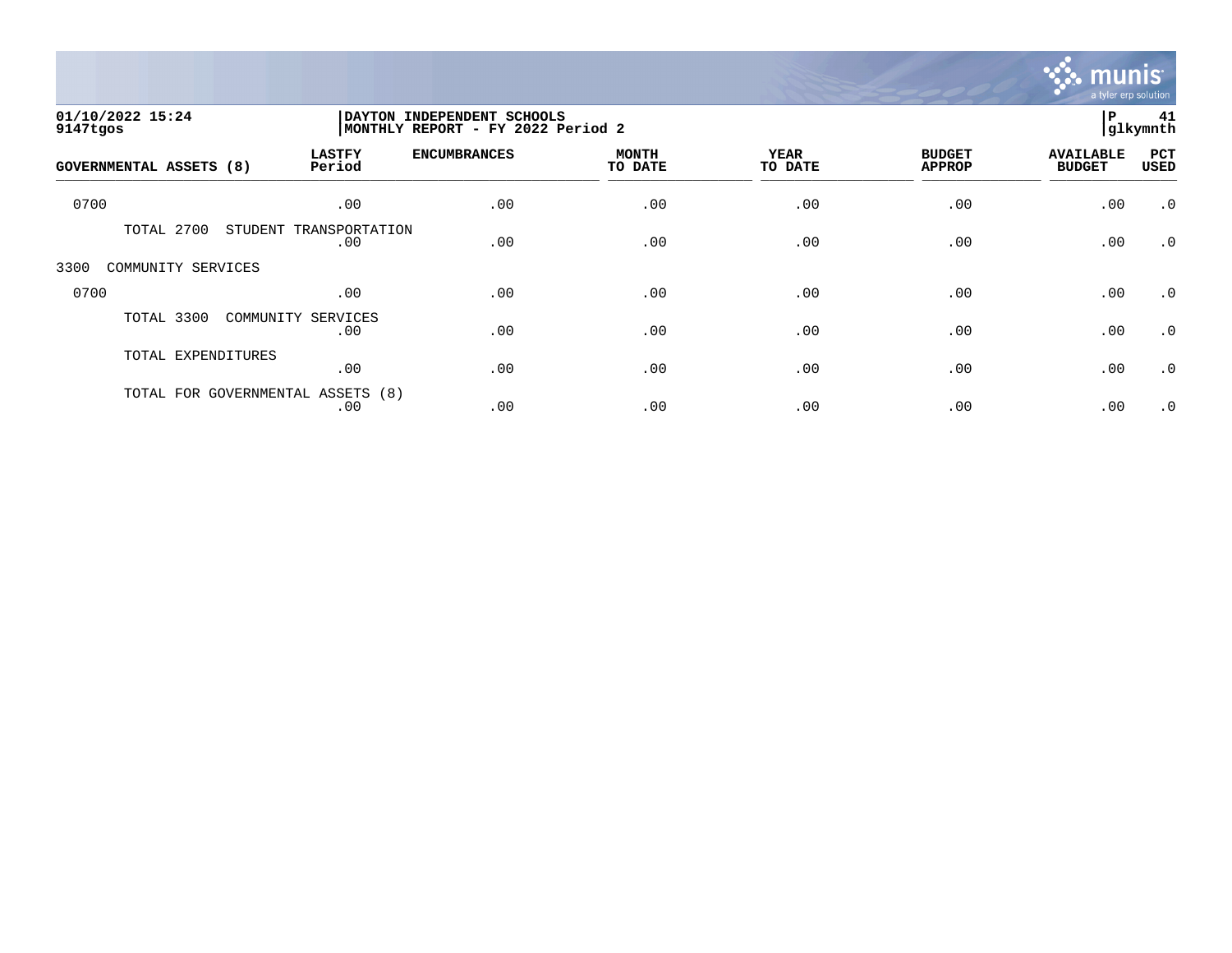01/10/2022 15:24 | DAYTON INDEPENDENT SCHOOLS
9147tgos | MONTHLY REPORT - FY 2022 Period 2 | glkymnth

| GOVERNMENTAL ASSETS (8) | LASTFY Period | ENCUMBRANCES | MONTH TO DATE | YEAR TO DATE | BUDGET APPROP | AVAILABLE BUDGET | PCT USED |
|---|---|---|---|---|---|---|---|
| 0700 | .00 | .00 | .00 | .00 | .00 | .00 | .0 |
| TOTAL 2700 STUDENT TRANSPORTATION | .00 | .00 | .00 | .00 | .00 | .00 | .0 |
| 3300 COMMUNITY SERVICES | | | | | | | |
| 0700 | .00 | .00 | .00 | .00 | .00 | .00 | .0 |
| TOTAL 3300 COMMUNITY SERVICES | .00 | .00 | .00 | .00 | .00 | .00 | .0 |
| TOTAL EXPENDITURES | .00 | .00 | .00 | .00 | .00 | .00 | .0 |
| TOTAL FOR GOVERNMENTAL ASSETS (8) | .00 | .00 | .00 | .00 | .00 | .00 | .0 |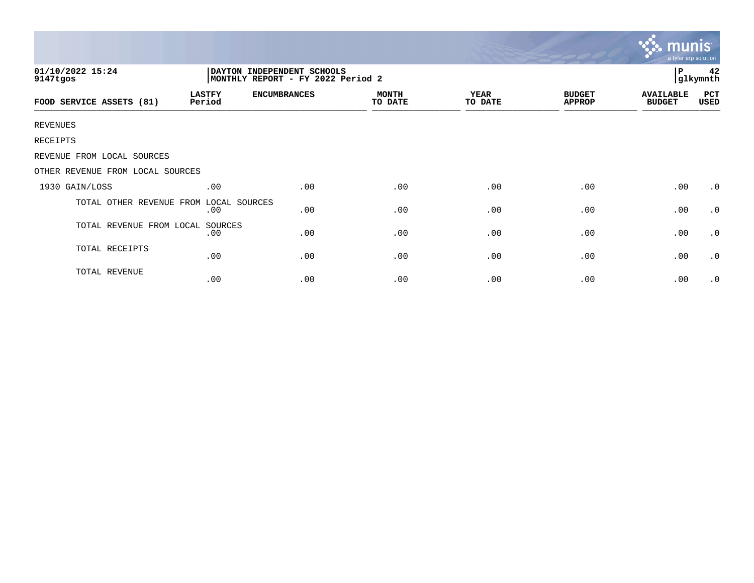01/10/2022 15:24
9147tgos

DAYTON INDEPENDENT SCHOOLS
MONTHLY REPORT - FY 2022 Period 2

P 42
glkymnth

| FOOD SERVICE ASSETS (81) | LASTFY Period | ENCUMBRANCES | MONTH TO DATE | YEAR TO DATE | BUDGET APPROP | AVAILABLE BUDGET | PCT USED |
|---|---|---|---|---|---|---|---|
| REVENUES | | | | | | | |
| RECEIPTS | | | | | | | |
| REVENUE FROM LOCAL SOURCES | | | | | | | |
| OTHER REVENUE FROM LOCAL SOURCES | | | | | | | |
| 1930 GAIN/LOSS | .00 | .00 | .00 | .00 | .00 | .00 | .0 |
| TOTAL OTHER REVENUE FROM LOCAL SOURCES | .00 | .00 | .00 | .00 | .00 | .00 | .0 |
| TOTAL REVENUE FROM LOCAL SOURCES | .00 | .00 | .00 | .00 | .00 | .00 | .0 |
| TOTAL RECEIPTS | .00 | .00 | .00 | .00 | .00 | .00 | .0 |
| TOTAL REVENUE | .00 | .00 | .00 | .00 | .00 | .00 | .0 |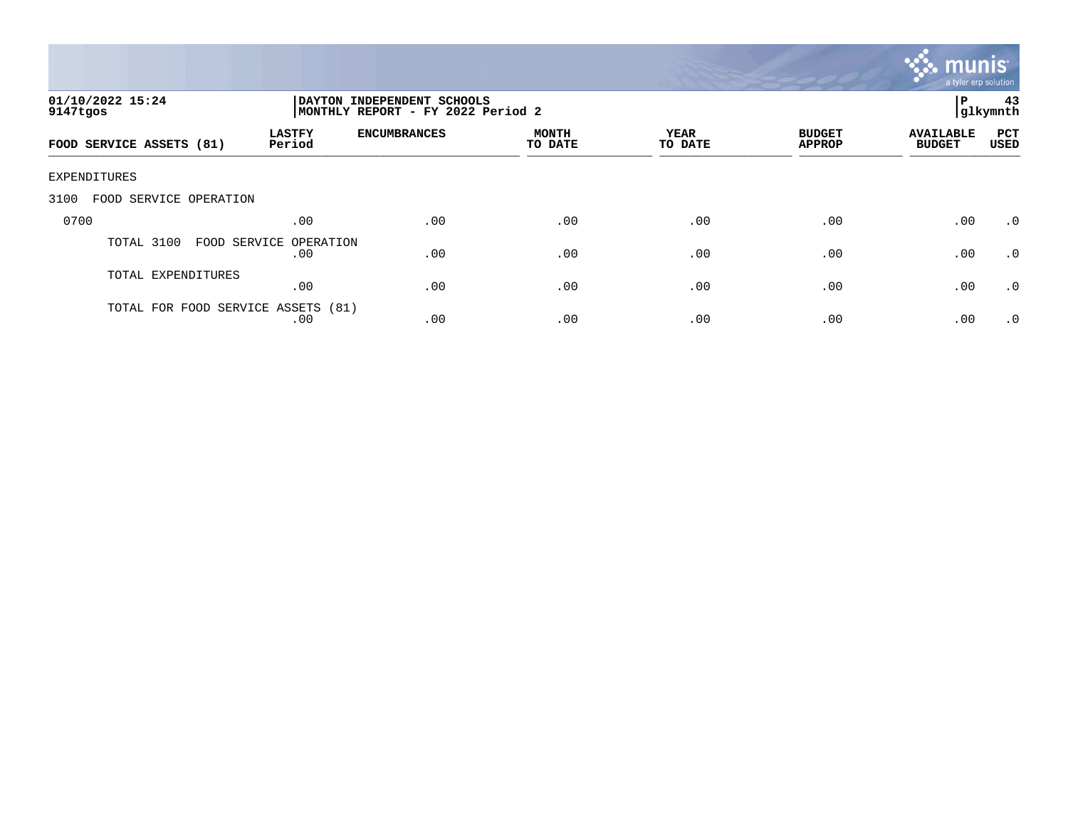01/10/2022 15:24
9147tgos

DAYTON INDEPENDENT SCHOOLS
MONTHLY REPORT - FY 2022 Period 2

P 43
glkymnth

| FOOD SERVICE ASSETS (81) | LASTFY Period | ENCUMBRANCES | MONTH TO DATE | YEAR TO DATE | BUDGET APPROP | AVAILABLE BUDGET | PCT USED |
|---|---|---|---|---|---|---|---|
| EXPENDITURES | | | | | | | |
| 3100 FOOD SERVICE OPERATION | | | | | | | |
| 0700 | .00 | .00 | .00 | .00 | .00 | .00 | .0 |
| TOTAL 3100 FOOD SERVICE OPERATION | .00 | .00 | .00 | .00 | .00 | .00 | .0 |
| TOTAL EXPENDITURES | .00 | .00 | .00 | .00 | .00 | .00 | .0 |
| TOTAL FOR FOOD SERVICE ASSETS (81) | .00 | .00 | .00 | .00 | .00 | .00 | .0 |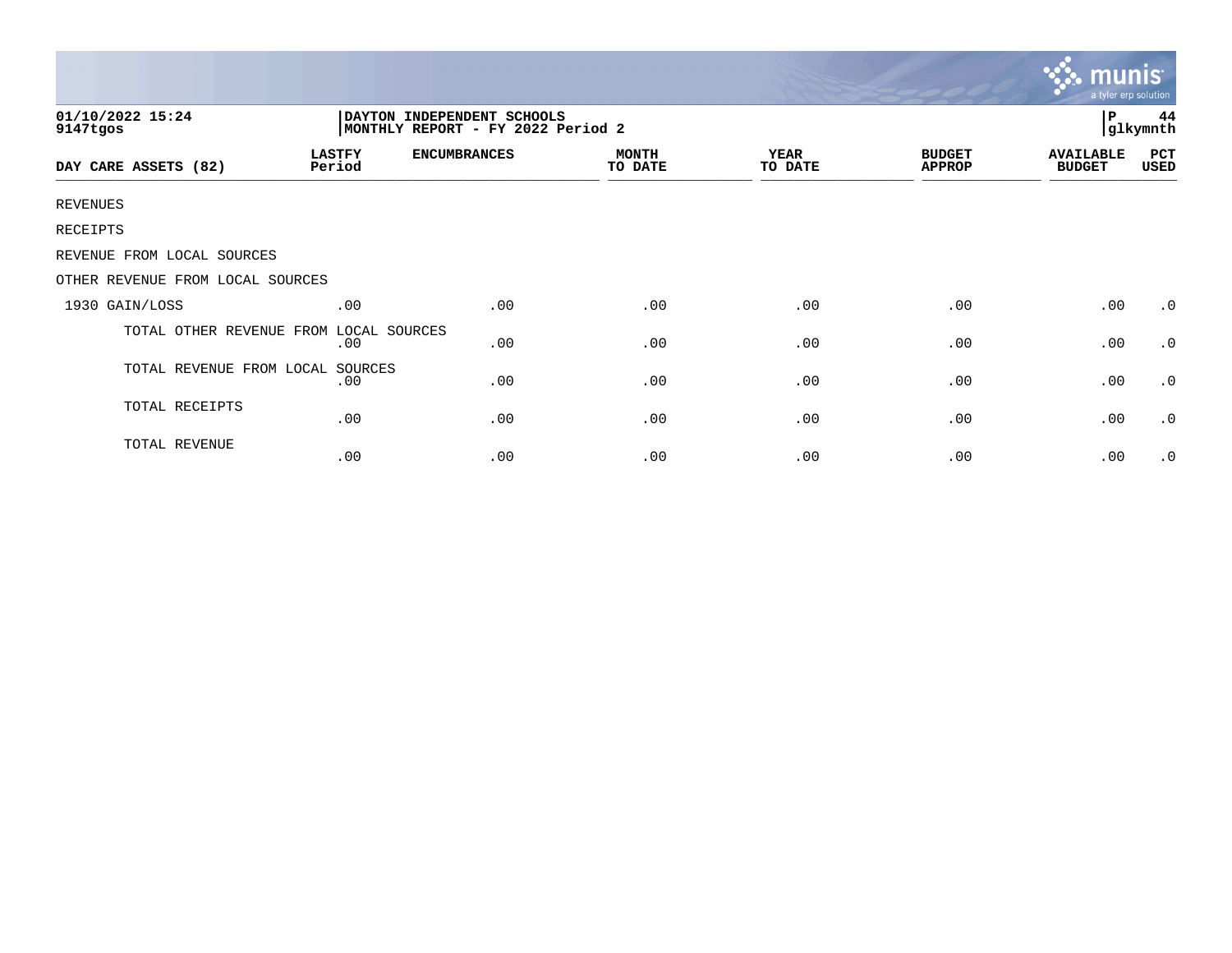01/10/2022 15:24
9147tgos

**DAYTON INDEPENDENT SCHOOLS**
**MONTHLY REPORT - FY 2022 Period 2**

P 44
glkymnth

| DAY CARE ASSETS (82) | LASTFY Period | ENCUMBRANCES | MONTH TO DATE | YEAR TO DATE | BUDGET APPROP | AVAILABLE BUDGET | PCT USED |
|---|---|---|---|---|---|---|---|
| REVENUES | | | | | | | |
| RECEIPTS | | | | | | | |
| REVENUE FROM LOCAL SOURCES | | | | | | | |
| OTHER REVENUE FROM LOCAL SOURCES | | | | | | | |
| 1930 GAIN/LOSS | .00 | .00 | .00 | .00 | .00 | .00 | .0 |
| TOTAL OTHER REVENUE FROM LOCAL SOURCES | .00 | .00 | .00 | .00 | .00 | .00 | .0 |
| TOTAL REVENUE FROM LOCAL SOURCES | .00 | .00 | .00 | .00 | .00 | .00 | .0 |
| TOTAL RECEIPTS | .00 | .00 | .00 | .00 | .00 | .00 | .0 |
| TOTAL REVENUE | .00 | .00 | .00 | .00 | .00 | .00 | .0 |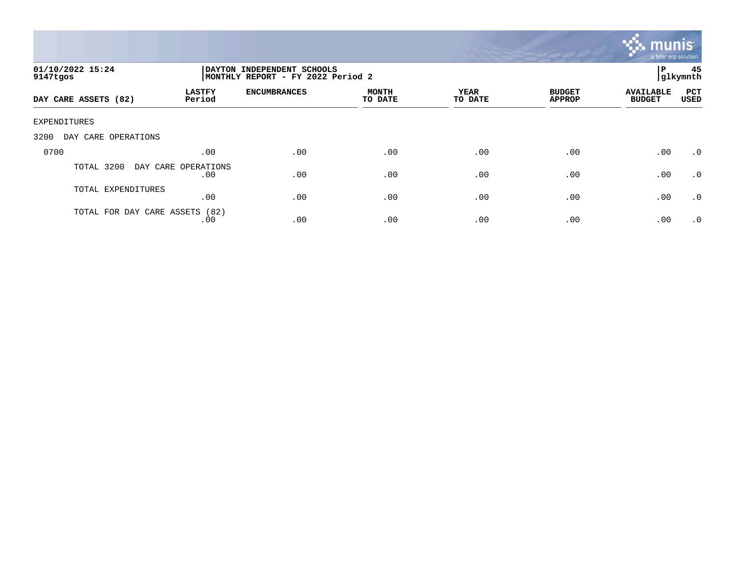01/10/2022 15:24
9147tgos

DAYTON INDEPENDENT SCHOOLS
MONTHLY REPORT - FY 2022 Period 2

P 45
glkymnth

| DAY CARE ASSETS (82) | LASTFY Period | ENCUMBRANCES | MONTH TO DATE | YEAR TO DATE | BUDGET APPROP | AVAILABLE BUDGET | PCT USED |
|---|---|---|---|---|---|---|---|
| EXPENDITURES | | | | | | | |
| 3200 DAY CARE OPERATIONS | | | | | | | |
| 0700 | .00 | .00 | .00 | .00 | .00 | .00 | .0 |
| TOTAL 3200 DAY CARE OPERATIONS | .00 | .00 | .00 | .00 | .00 | .00 | .0 |
| TOTAL EXPENDITURES | .00 | .00 | .00 | .00 | .00 | .00 | .0 |
| TOTAL FOR DAY CARE ASSETS (82) | .00 | .00 | .00 | .00 | .00 | .00 | .0 |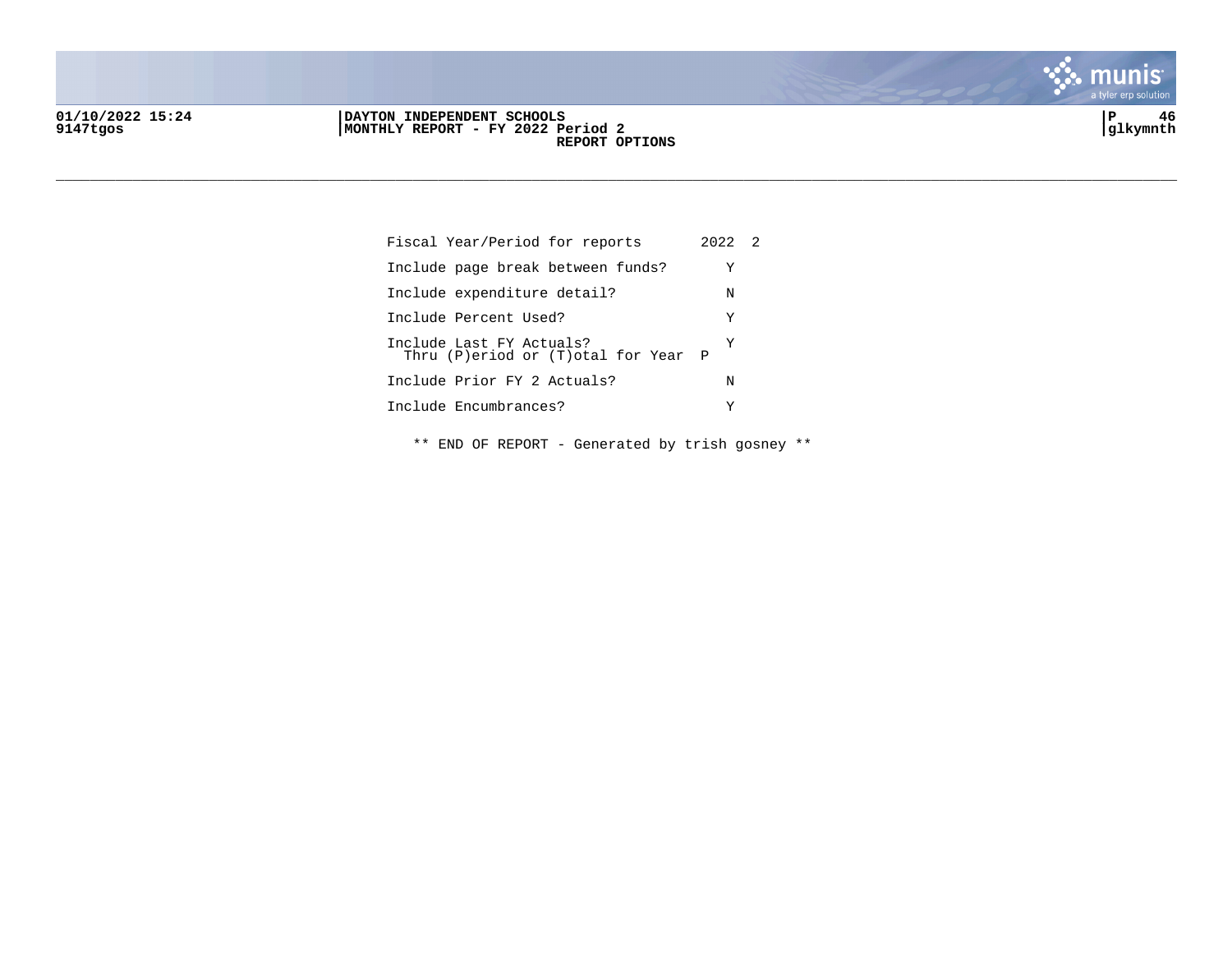DAYTON INDEPENDENT SCHOOLS
MONTHLY REPORT - FY 2022 Period 2

## REPORT OPTIONS

| | |
|---|---|
| Fiscal Year/Period for reports | 2022 2 |
| Include page break between funds? | Y |
| Include expenditure detail? | N |
| Include Percent Used? | Y |
| Include Last FY Actuals? | Y |
| Thru (P)eriod or (T)otal for Year | P |
| Include Prior FY 2 Actuals? | N |
| Include Encumbrances? | Y |

** END OF REPORT - Generated by trish gosney **